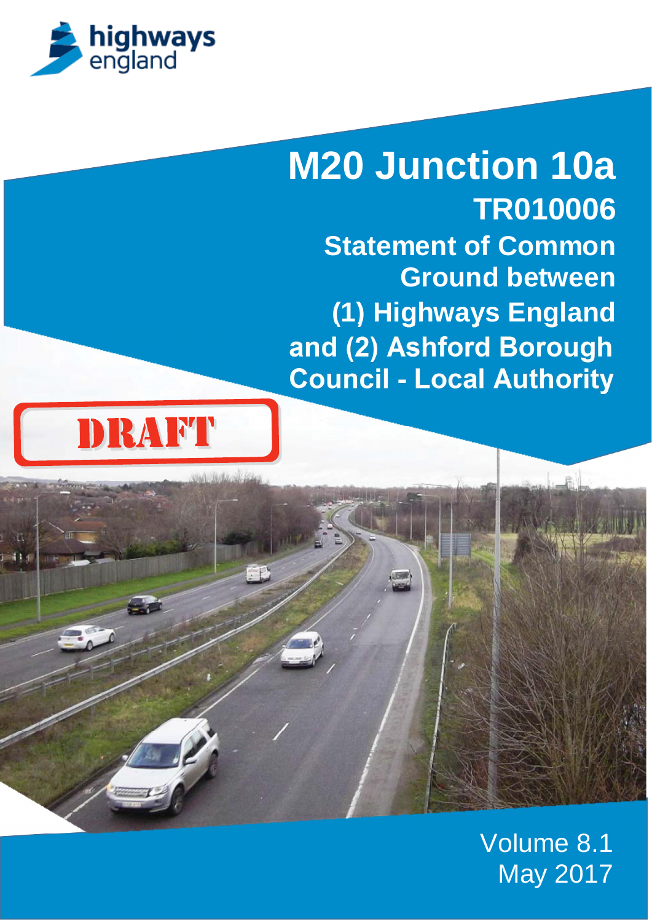highways england

# M20 Junction 10a

## TR010006

### Statement of Common Ground between (1) Highways England and (2) Ashford Borough Council - Local Authority

DRAFT

Volume 8.1

May 2017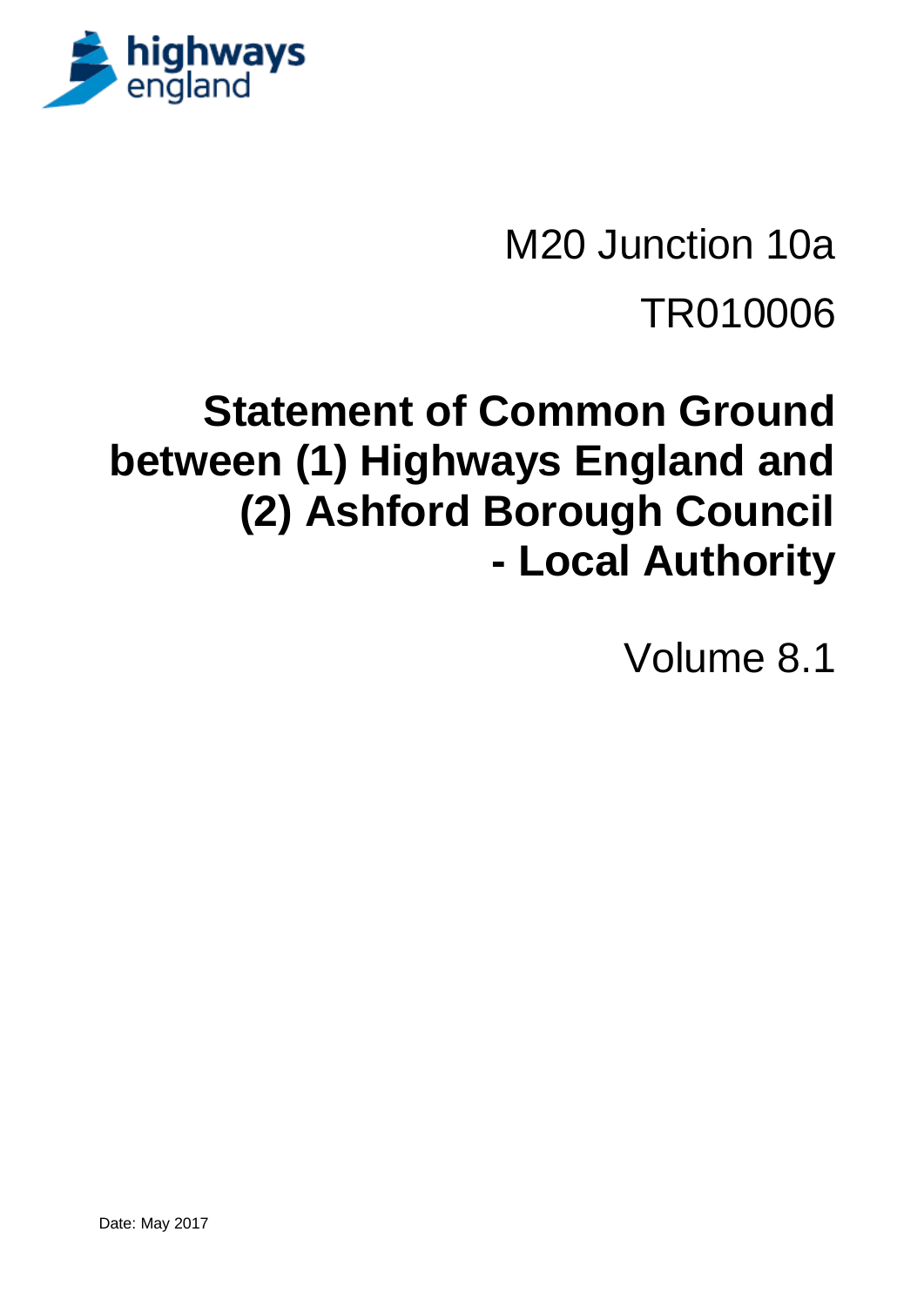highways england

M20 Junction 10a

TR010006

# Statement of Common Ground between (1) Highways England and (2) Ashford Borough Council - Local Authority

Volume 8.1

Date: May 2017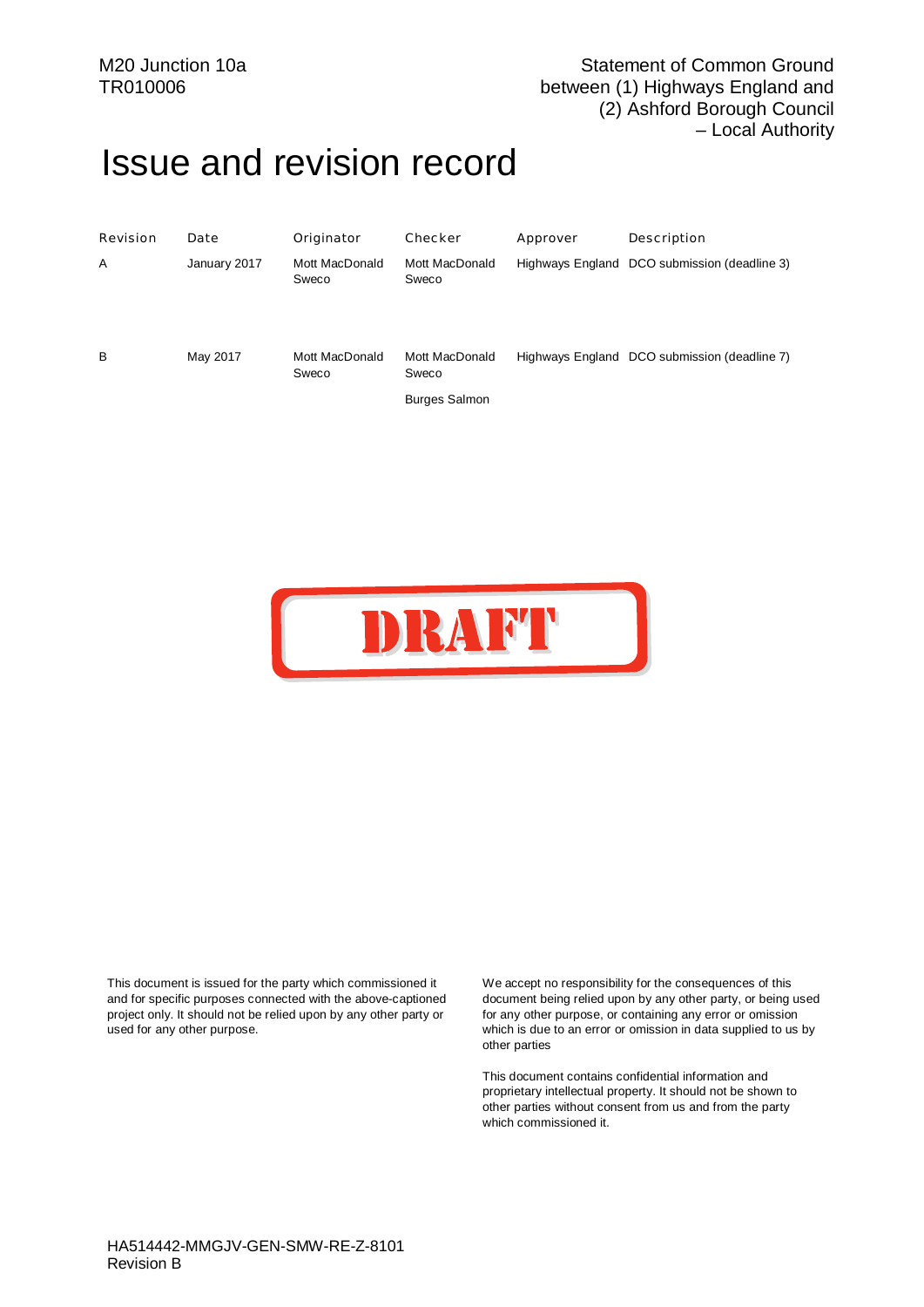# Issue and revision record

| Revision | Date | Originator | Checker | Approver | Description |
| --- | --- | --- | --- | --- | --- |
| A | January 2017 | Mott MacDonald Sweco | Mott MacDonald Sweco | Highways England | DCO submission (deadline 3) |
| B | May 2017 | Mott MacDonald Sweco | Mott MacDonald Sweco<br><br>Burges Salmon | Highways England | DCO submission (deadline 7) |

DRAFT

This document is issued for the party which commissioned it and for specific purposes connected with the above-captioned project only. It should not be relied upon by any other party or used for any other purpose.

We accept no responsibility for the consequences of this document being relied upon by any other party, or being used for any other purpose, or containing any error or omission which is due to an error or omission in data supplied to us by other parties

This document contains confidential information and proprietary intellectual property. It should not be shown to other parties without consent from us and from the party which commissioned it.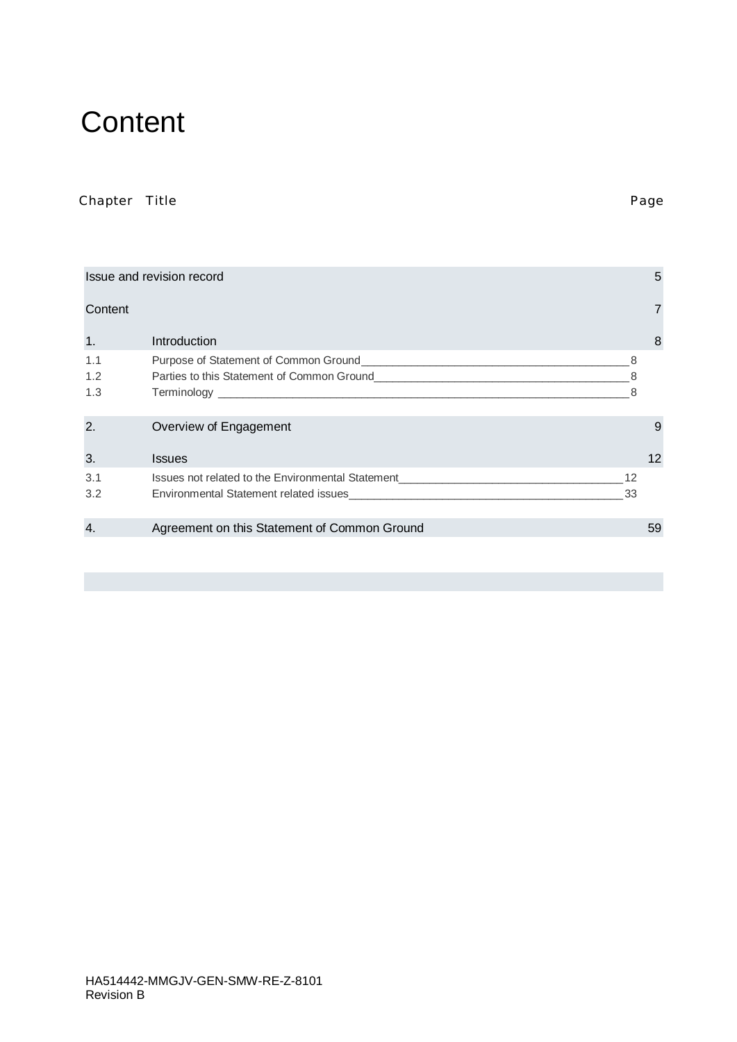# Content

| Chapter | Title | Page |
|---|---|---|
| | Issue and revision record | 5 |
| | Content | 7 |
| 1. | Introduction | 8 |
| 1.1 | Purpose of Statement of Common Ground | 8 |
| 1.2 | Parties to this Statement of Common Ground | 8 |
| 1.3 | Terminology | 8 |
| 2. | Overview of Engagement | 9 |
| 3. | Issues | 12 |
| 3.1 | Issues not related to the Environmental Statement | 12 |
| 3.2 | Environmental Statement related issues | 33 |
| 4. | Agreement on this Statement of Common Ground | 59 |

HA514442-MMGJV-GEN-SMW-RE-Z-8101
Revision B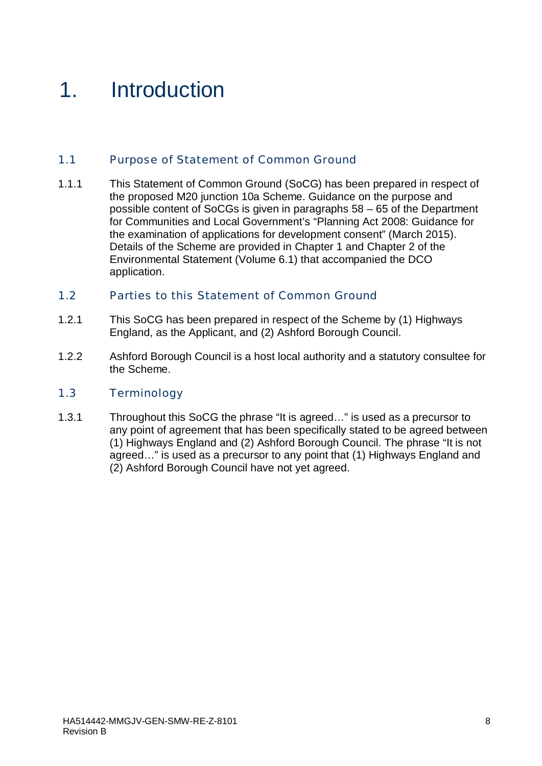# 1. Introduction

## 1.1 Purpose of Statement of Common Ground

1.1.1 This Statement of Common Ground (SoCG) has been prepared in respect of the proposed M20 junction 10a Scheme. Guidance on the purpose and possible content of SoCGs is given in paragraphs 58 – 65 of the Department for Communities and Local Government's "Planning Act 2008: Guidance for the examination of applications for development consent" (March 2015). Details of the Scheme are provided in Chapter 1 and Chapter 2 of the Environmental Statement (Volume 6.1) that accompanied the DCO application.

## 1.2 Parties to this Statement of Common Ground

1.2.1 This SoCG has been prepared in respect of the Scheme by (1) Highways England, as the Applicant, and (2) Ashford Borough Council.

1.2.2 Ashford Borough Council is a host local authority and a statutory consultee for the Scheme.

## 1.3 Terminology

1.3.1 Throughout this SoCG the phrase "It is agreed…" is used as a precursor to any point of agreement that has been specifically stated to be agreed between (1) Highways England and (2) Ashford Borough Council. The phrase "It is not agreed…" is used as a precursor to any point that (1) Highways England and (2) Ashford Borough Council have not yet agreed.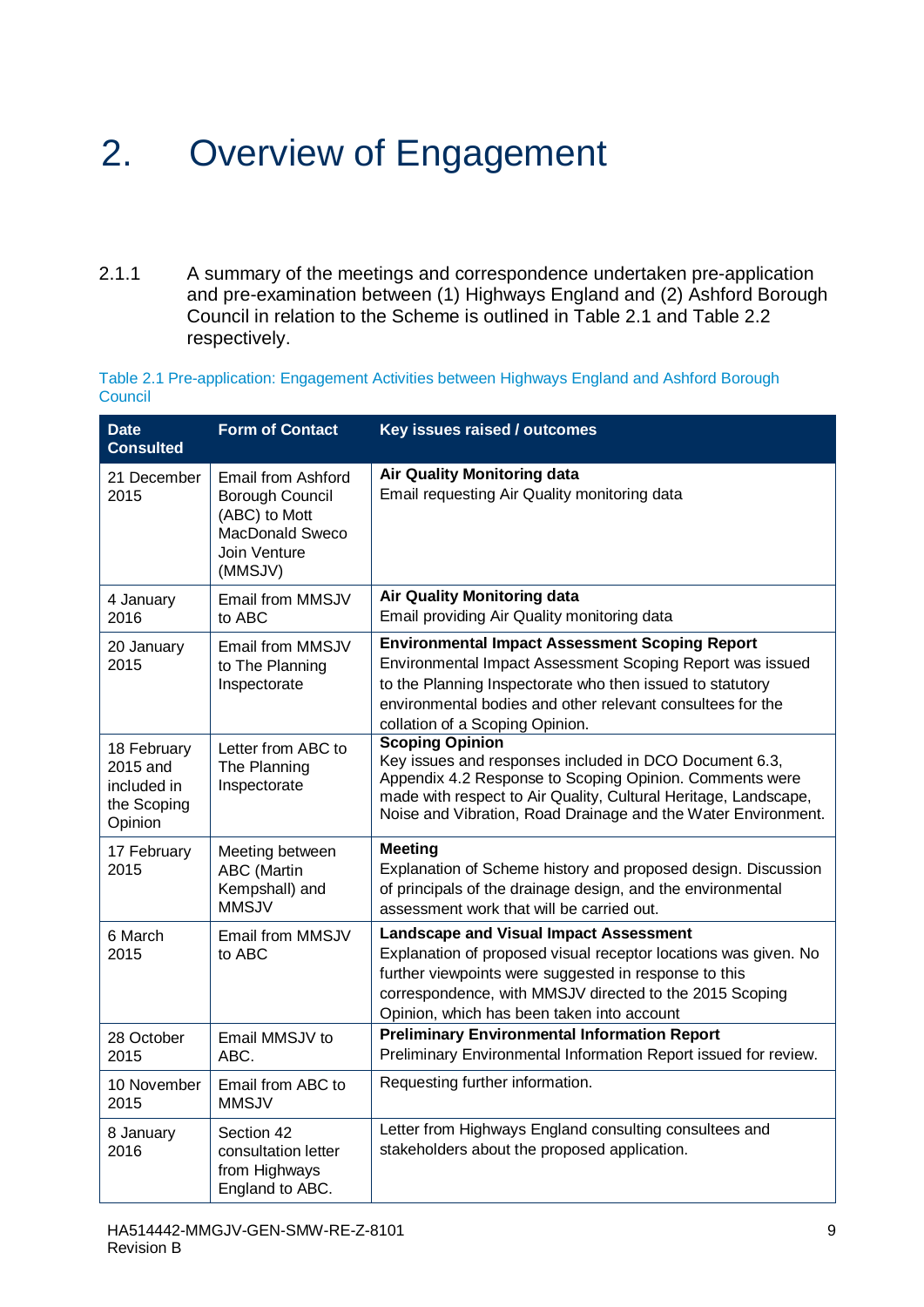# 2. Overview of Engagement

2.1.1 A summary of the meetings and correspondence undertaken pre-application and pre-examination between (1) Highways England and (2) Ashford Borough Council in relation to the Scheme is outlined in Table 2.1 and Table 2.2 respectively.

Table 2.1 Pre-application: Engagement Activities between Highways England and Ashford Borough Council

| Date Consulted | Form of Contact | Key issues raised / outcomes |
|---|---|---|
| 21 December 2015 | Email from Ashford Borough Council (ABC) to Mott MacDonald Sweco Join Venture (MMSJV) | **Air Quality Monitoring data**<br>Email requesting Air Quality monitoring data |
| 4 January 2016 | Email from MMSJV to ABC | **Air Quality Monitoring data**<br>Email providing Air Quality monitoring data |
| 20 January 2015 | Email from MMSJV to The Planning Inspectorate | **Environmental Impact Assessment Scoping Report**<br>Environmental Impact Assessment Scoping Report was issued to the Planning Inspectorate who then issued to statutory environmental bodies and other relevant consultees for the collation of a Scoping Opinion. |
| 18 February 2015 and included in the Scoping Opinion | Letter from ABC to The Planning Inspectorate | **Scoping Opinion**<br>Key issues and responses included in DCO Document 6.3, Appendix 4.2 Response to Scoping Opinion. Comments were made with respect to Air Quality, Cultural Heritage, Landscape, Noise and Vibration, Road Drainage and the Water Environment. |
| 17 February 2015 | Meeting between ABC (Martin Kempshall) and MMSJV | **Meeting**<br>Explanation of Scheme history and proposed design. Discussion of principals of the drainage design, and the environmental assessment work that will be carried out. |
| 6 March 2015 | Email from MMSJV to ABC | **Landscape and Visual Impact Assessment**<br>Explanation of proposed visual receptor locations was given. No further viewpoints were suggested in response to this correspondence, with MMSJV directed to the 2015 Scoping Opinion, which has been taken into account |
| 28 October 2015 | Email MMSJV to ABC. | **Preliminary Environmental Information Report**<br>Preliminary Environmental Information Report issued for review. |
| 10 November 2015 | Email from ABC to MMSJV | Requesting further information. |
| 8 January 2016 | Section 42 consultation letter from Highways England to ABC. | Letter from Highways England consulting consultees and stakeholders about the proposed application. |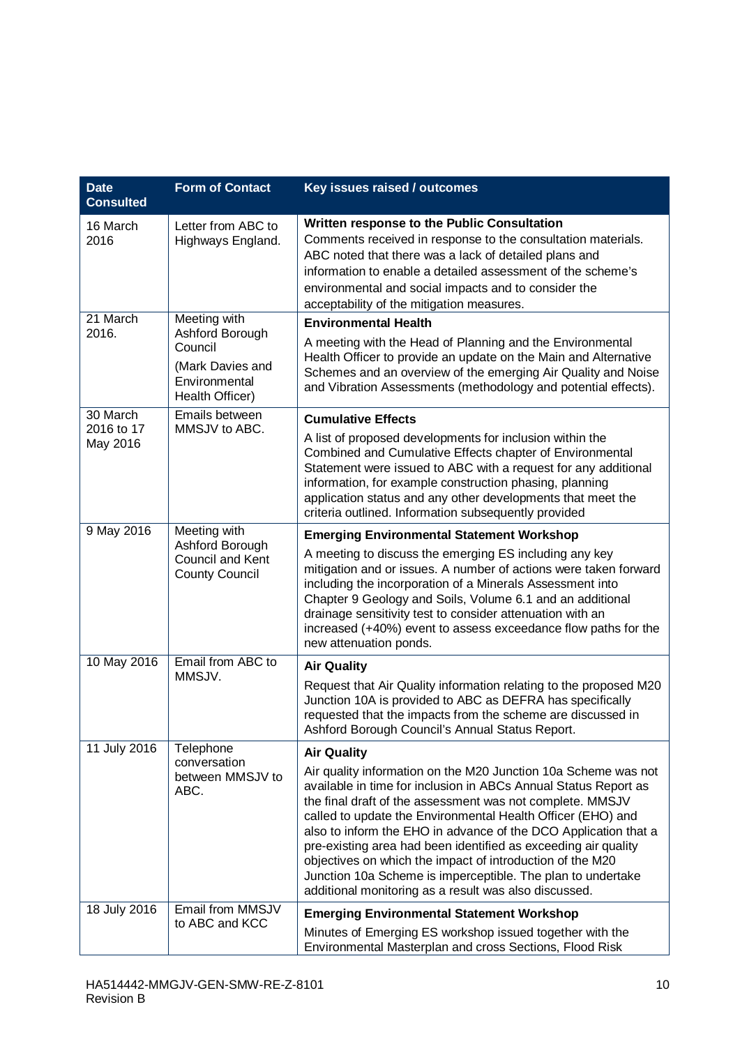| Date Consulted | Form of Contact | Key issues raised / outcomes |
|---|---|---|
| 16 March 2016 | Letter from ABC to Highways England. | **Written response to the Public Consultation** Comments received in response to the consultation materials. ABC noted that there was a lack of detailed plans and information to enable a detailed assessment of the scheme's environmental and social impacts and to consider the acceptability of the mitigation measures. |
| 21 March 2016. | Meeting with Ashford Borough Council (Mark Davies and Environmental Health Officer) | **Environmental Health** A meeting with the Head of Planning and the Environmental Health Officer to provide an update on the Main and Alternative Schemes and an overview of the emerging Air Quality and Noise and Vibration Assessments (methodology and potential effects). |
| 30 March 2016 to 17 May 2016 | Emails between MMSJV to ABC. | **Cumulative Effects** A list of proposed developments for inclusion within the Combined and Cumulative Effects chapter of Environmental Statement were issued to ABC with a request for any additional information, for example construction phasing, planning application status and any other developments that meet the criteria outlined. Information subsequently provided |
| 9 May 2016 | Meeting with Ashford Borough Council and Kent County Council | **Emerging Environmental Statement Workshop** A meeting to discuss the emerging ES including any key mitigation and or issues. A number of actions were taken forward including the incorporation of a Minerals Assessment into Chapter 9 Geology and Soils, Volume 6.1 and an additional drainage sensitivity test to consider attenuation with an increased (+40%) event to assess exceedance flow paths for the new attenuation ponds. |
| 10 May 2016 | Email from ABC to MMSJV. | **Air Quality** Request that Air Quality information relating to the proposed M20 Junction 10A is provided to ABC as DEFRA has specifically requested that the impacts from the scheme are discussed in Ashford Borough Council's Annual Status Report. |
| 11 July 2016 | Telephone conversation between MMSJV to ABC. | **Air Quality** Air quality information on the M20 Junction 10a Scheme was not available in time for inclusion in ABCs Annual Status Report as the final draft of the assessment was not complete. MMSJV called to update the Environmental Health Officer (EHO) and also to inform the EHO in advance of the DCO Application that a pre-existing area had been identified as exceeding air quality objectives on which the impact of introduction of the M20 Junction 10a Scheme is imperceptible. The plan to undertake additional monitoring as a result was also discussed. |
| 18 July 2016 | Email from MMSJV to ABC and KCC | **Emerging Environmental Statement Workshop** Minutes of Emerging ES workshop issued together with the Environmental Masterplan and cross Sections, Flood Risk |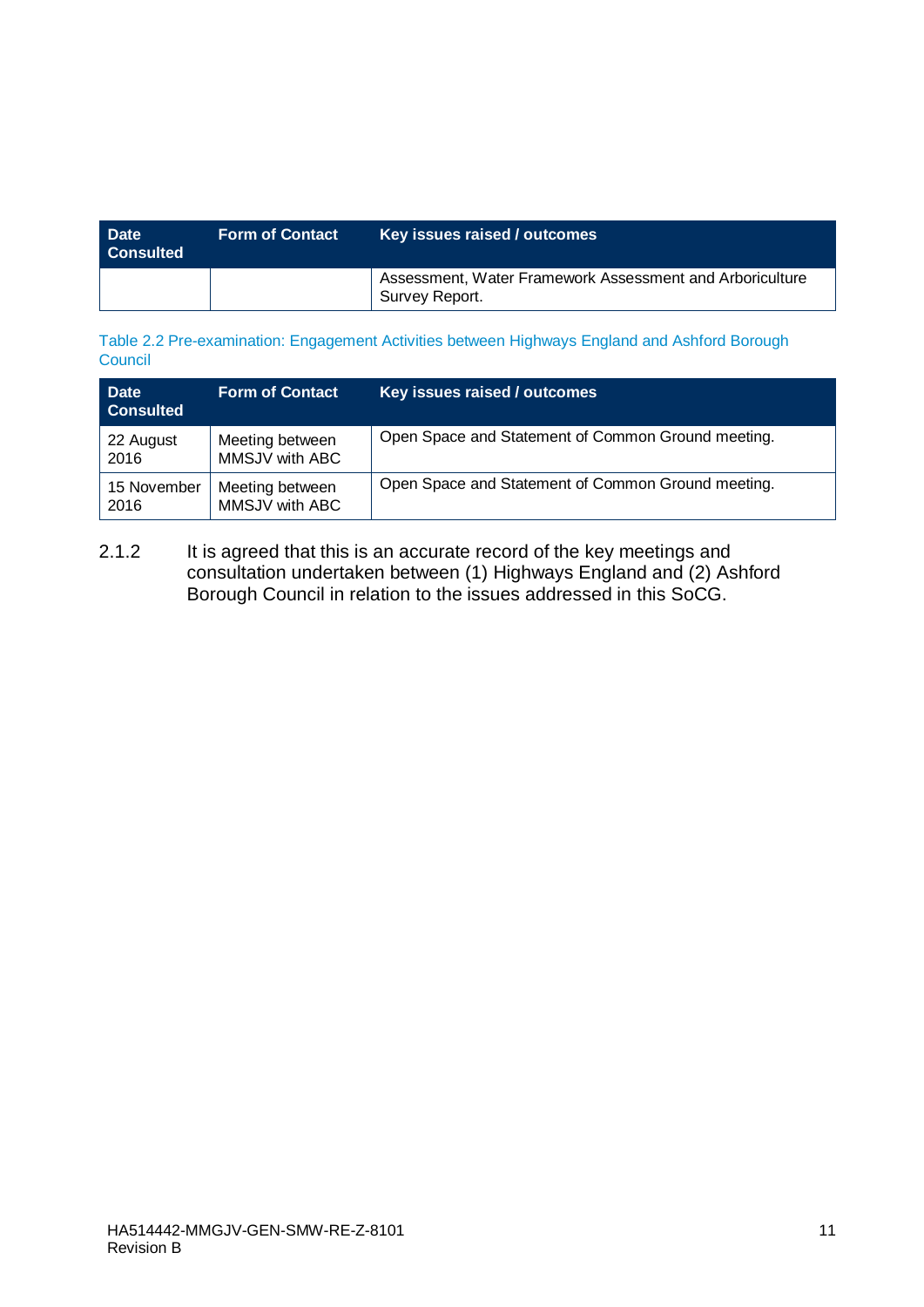| Date Consulted | Form of Contact | Key issues raised / outcomes |
|---|---|---|
| | | Assessment, Water Framework Assessment and Arboriculture Survey Report. |

Table 2.2 Pre-examination: Engagement Activities between Highways England and Ashford Borough Council

| Date Consulted | Form of Contact | Key issues raised / outcomes |
|---|---|---|
| 22 August 2016 | Meeting between MMSJV with ABC | Open Space and Statement of Common Ground meeting. |
| 15 November 2016 | Meeting between MMSJV with ABC | Open Space and Statement of Common Ground meeting. |

2.1.2 It is agreed that this is an accurate record of the key meetings and consultation undertaken between (1) Highways England and (2) Ashford Borough Council in relation to the issues addressed in this SoCG.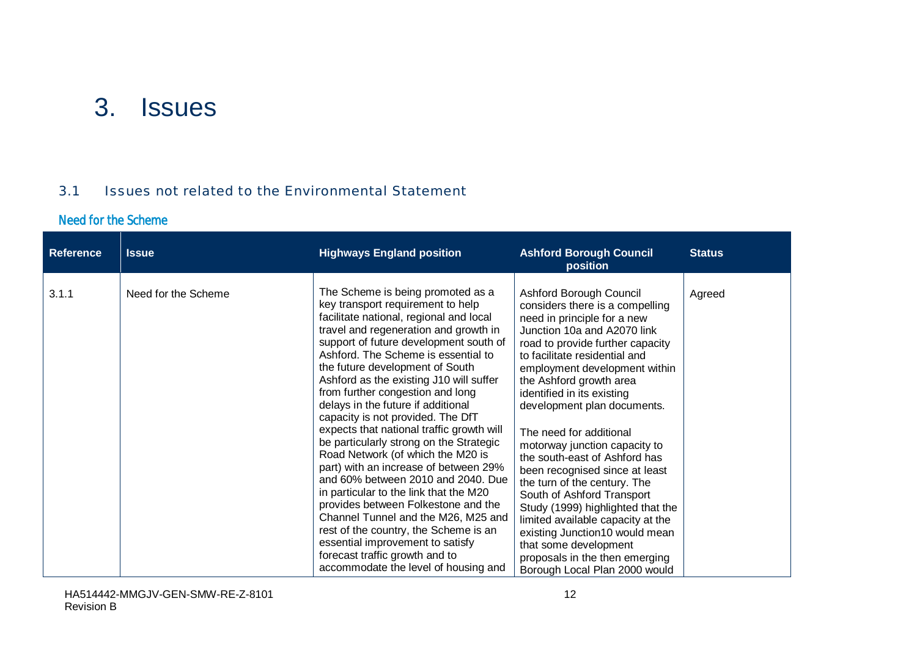# 3. Issues

## 3.1 Issues not related to the Environmental Statement

### Need for the Scheme

| Reference | Issue | Highways England position | Ashford Borough Council position | Status |
|---|---|---|---|---|
| 3.1.1 | Need for the Scheme | The Scheme is being promoted as a key transport requirement to help facilitate national, regional and local travel and regeneration and growth in support of future development south of Ashford. The Scheme is essential to the future development of South Ashford as the existing J10 will suffer from further congestion and long delays in the future if additional capacity is not provided. The DfT expects that national traffic growth will be particularly strong on the Strategic Road Network (of which the M20 is part) with an increase of between 29% and 60% between 2010 and 2040. Due in particular to the link that the M20 provides between Folkestone and the Channel Tunnel and the M26, M25 and rest of the country, the Scheme is an essential improvement to satisfy forecast traffic growth and to accommodate the level of housing and | Ashford Borough Council considers there is a compelling need in principle for a new Junction 10a and A2070 link road to provide further capacity to facilitate residential and employment development within the Ashford growth area identified in its existing development plan documents.<br><br>The need for additional motorway junction capacity to the south-east of Ashford has been recognised since at least the turn of the century. The South of Ashford Transport Study (1999) highlighted that the limited available capacity at the existing Junction10 would mean that some development proposals in the then emerging Borough Local Plan 2000 would | Agreed |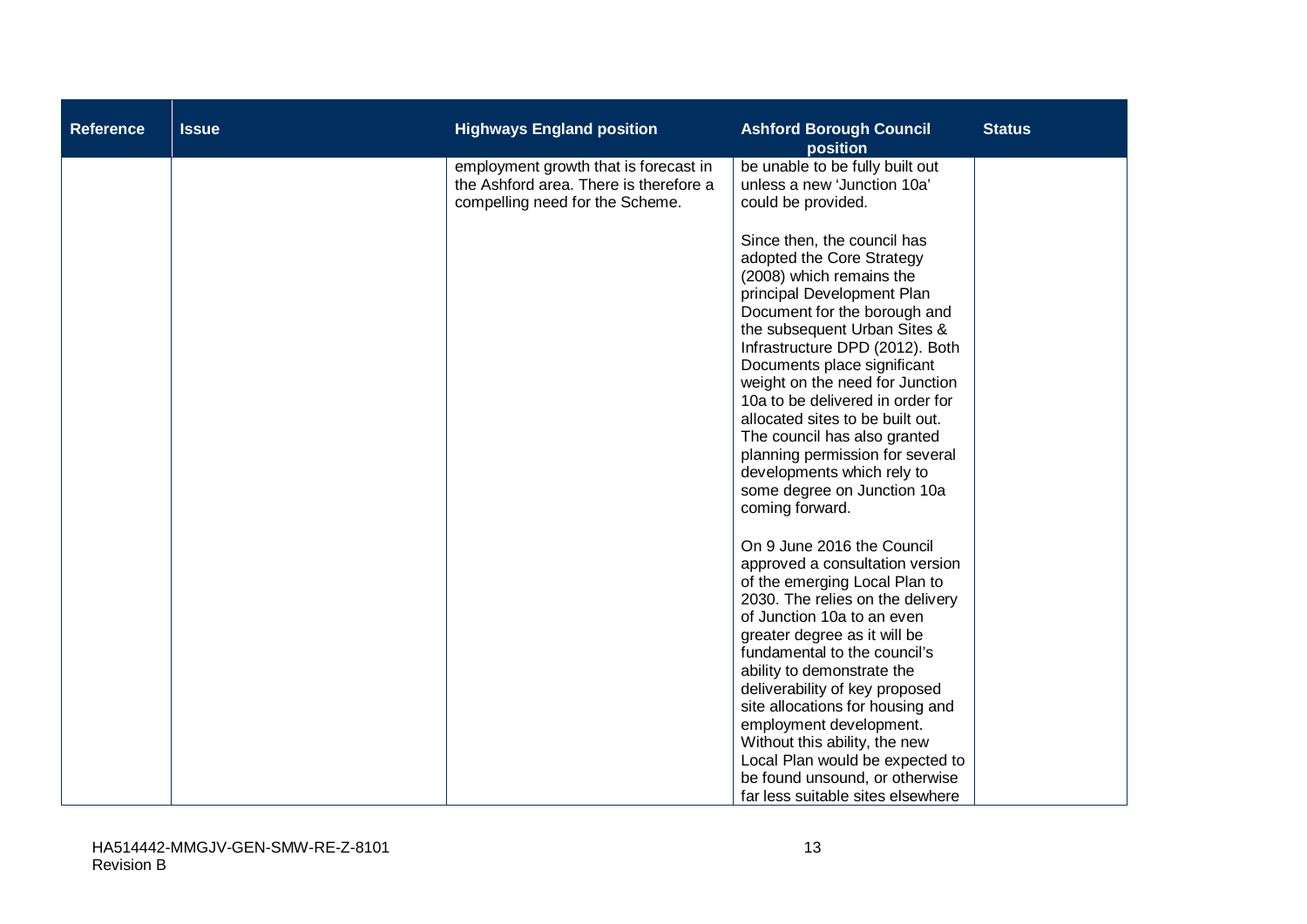| Reference | Issue | Highways England position | Ashford Borough Council position | Status |
|---|---|---|---|---|
| | | employment growth that is forecast in the Ashford area. There is therefore a compelling need for the Scheme. | be unable to be fully built out unless a new 'Junction 10a' could be provided.<br><br>Since then, the council has adopted the Core Strategy (2008) which remains the principal Development Plan Document for the borough and the subsequent Urban Sites & Infrastructure DPD (2012). Both Documents place significant weight on the need for Junction 10a to be delivered in order for allocated sites to be built out. The council has also granted planning permission for several developments which rely to some degree on Junction 10a coming forward.<br><br>On 9 June 2016 the Council approved a consultation version of the emerging Local Plan to 2030. The relies on the delivery of Junction 10a to an even greater degree as it will be fundamental to the council's ability to demonstrate the deliverability of key proposed site allocations for housing and employment development. Without this ability, the new Local Plan would be expected to be found unsound, or otherwise far less suitable sites elsewhere | |

HA514442-MMGJV-GEN-SMW-RE-Z-8101
Revision B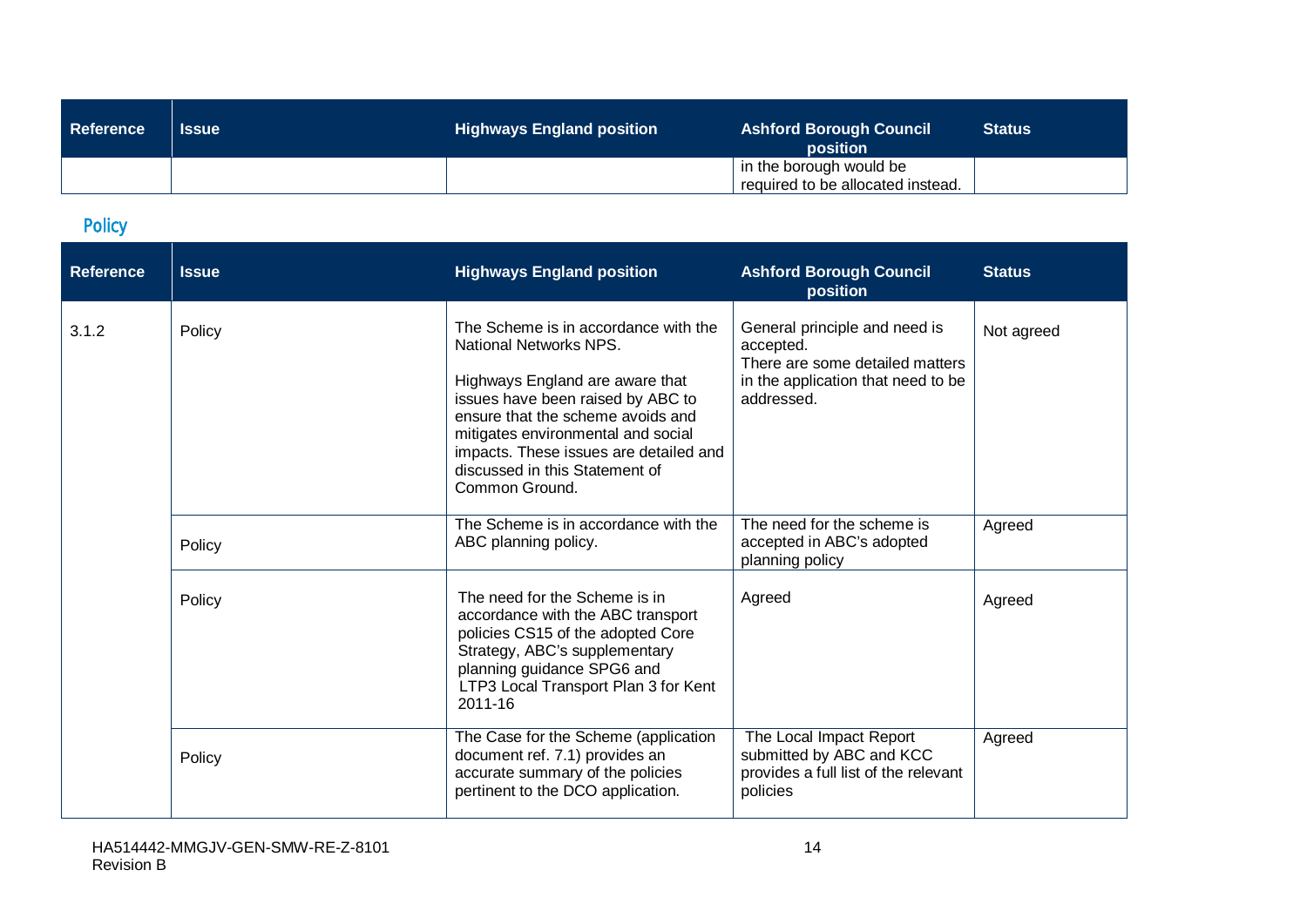| Reference | Issue | Highways England position | Ashford Borough Council position | Status |
|---|---|---|---|---|
| | | | in the borough would be required to be allocated instead. | |

## Policy

| Reference | Issue | Highways England position | Ashford Borough Council position | Status |
|---|---|---|---|---|
| 3.1.2 | Policy | The Scheme is in accordance with the National Networks NPS.<br><br>Highways England are aware that issues have been raised by ABC to ensure that the scheme avoids and mitigates environmental and social impacts. These issues are detailed and discussed in this Statement of Common Ground. | General principle and need is accepted.<br>There are some detailed matters in the application that need to be addressed. | Not agreed |
| | Policy | The Scheme is in accordance with the ABC planning policy. | The need for the scheme is accepted in ABC's adopted planning policy | Agreed |
| | Policy | The need for the Scheme is in accordance with the ABC transport policies CS15 of the adopted Core Strategy, ABC's supplementary planning guidance SPG6 and LTP3 Local Transport Plan 3 for Kent 2011-16 | Agreed | Agreed |
| | Policy | The Case for the Scheme (application document ref. 7.1) provides an accurate summary of the policies pertinent to the DCO application. | The Local Impact Report submitted by ABC and KCC provides a full list of the relevant policies | Agreed |

HA514442-MMGJV-GEN-SMW-RE-Z-8101
Revision B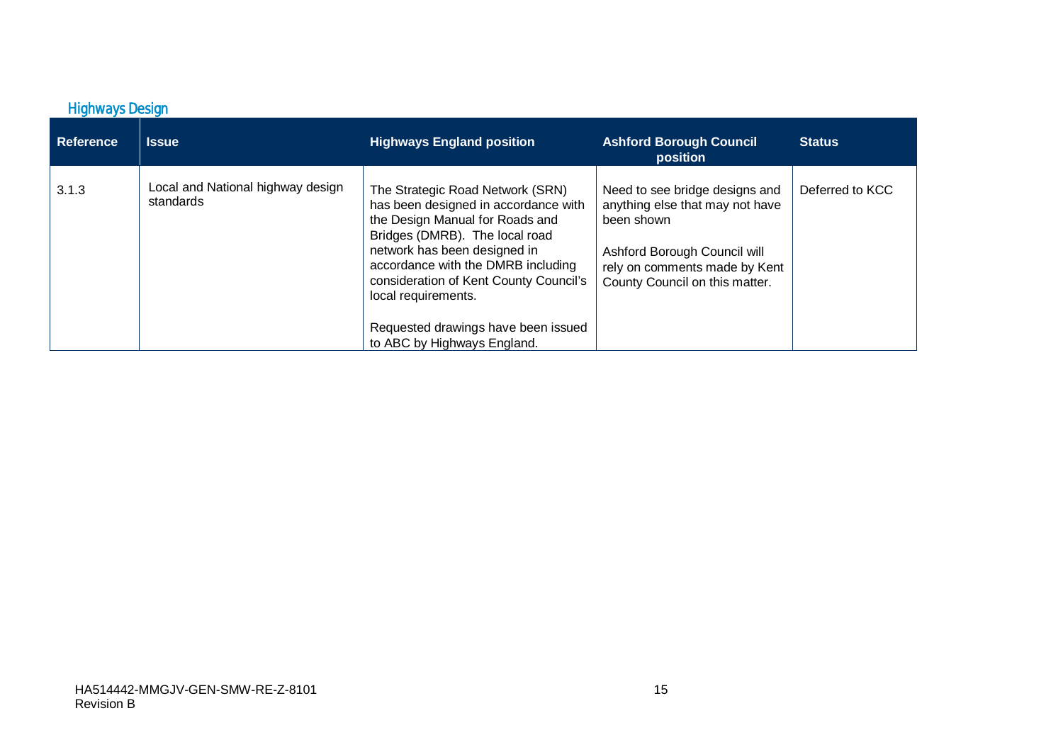## Highways Design

| Reference | Issue | Highways England position | Ashford Borough Council position | Status |
|---|---|---|---|---|
| 3.1.3 | Local and National highway design standards | The Strategic Road Network (SRN) has been designed in accordance with the Design Manual for Roads and Bridges (DMRB). The local road network has been designed in accordance with the DMRB including consideration of Kent County Council's local requirements.<br><br>Requested drawings have been issued to ABC by Highways England. | Need to see bridge designs and anything else that may not have been shown<br><br>Ashford Borough Council will rely on comments made by Kent County Council on this matter. | Deferred to KCC |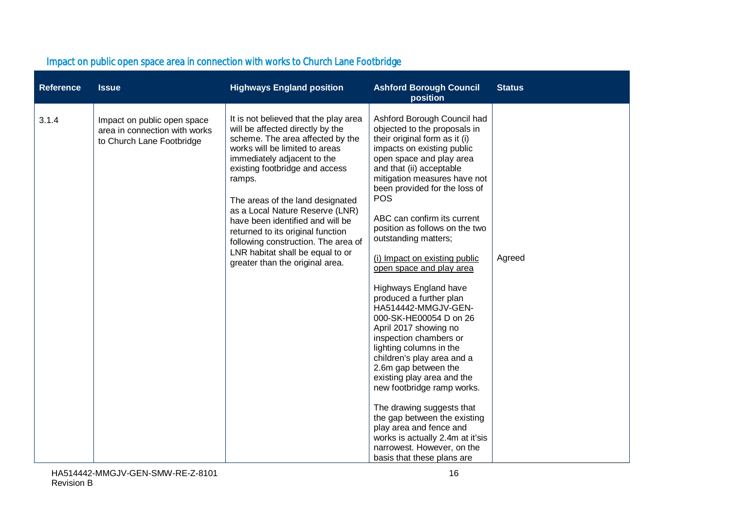## Impact on public open space area in connection with works to Church Lane Footbridge

| Reference | Issue | Highways England position | Ashford Borough Council position | Status |
|---|---|---|---|---|
| 3.1.4 | Impact on public open space area in connection with works to Church Lane Footbridge | It is not believed that the play area will be affected directly by the scheme. The area affected by the works will be limited to areas immediately adjacent to the existing footbridge and access ramps.<br><br>The areas of the land designated as a Local Nature Reserve (LNR) have been identified and will be returned to its original function following construction. The area of LNR habitat shall be equal to or greater than the original area. | Ashford Borough Council had objected to the proposals in their original form as it (i) impacts on existing public open space and play area and that (ii) acceptable mitigation measures have not been provided for the loss of POS<br><br>ABC can confirm its current position as follows on the two outstanding matters;<br><br>(i) Impact on existing public open space and play area<br><br>Highways England have produced a further plan HA514442-MMGJV-GEN-000-SK-HE00054 D on 26 April 2017 showing no inspection chambers or lighting columns in the children's play area and a 2.6m gap between the existing play area and the new footbridge ramp works.<br><br>The drawing suggests that the gap between the existing play area and fence and works is actually 2.4m at it'sis narrowest. However, on the basis that these plans are | Agreed |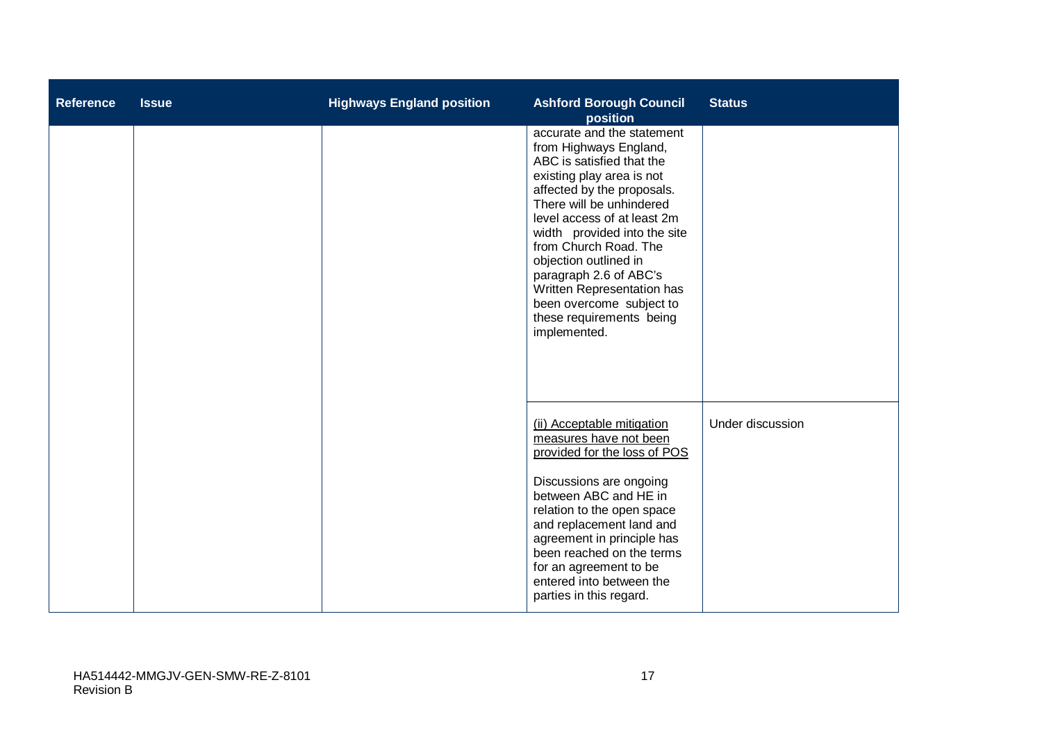| Reference | Issue | Highways England position | Ashford Borough Council position | Status |
|---|---|---|---|---|
| | | | accurate and the statement from Highways England, ABC is satisfied that the existing play area is not affected by the proposals. There will be unhindered level access of at least 2m width provided into the site from Church Road. The objection outlined in paragraph 2.6 of ABC's Written Representation has been overcome subject to these requirements being implemented. | |
| | | | <u>(ii) Acceptable mitigation measures have not been provided for the loss of POS</u><br><br>Discussions are ongoing between ABC and HE in relation to the open space and replacement land and agreement in principle has been reached on the terms for an agreement to be entered into between the parties in this regard. | Under discussion |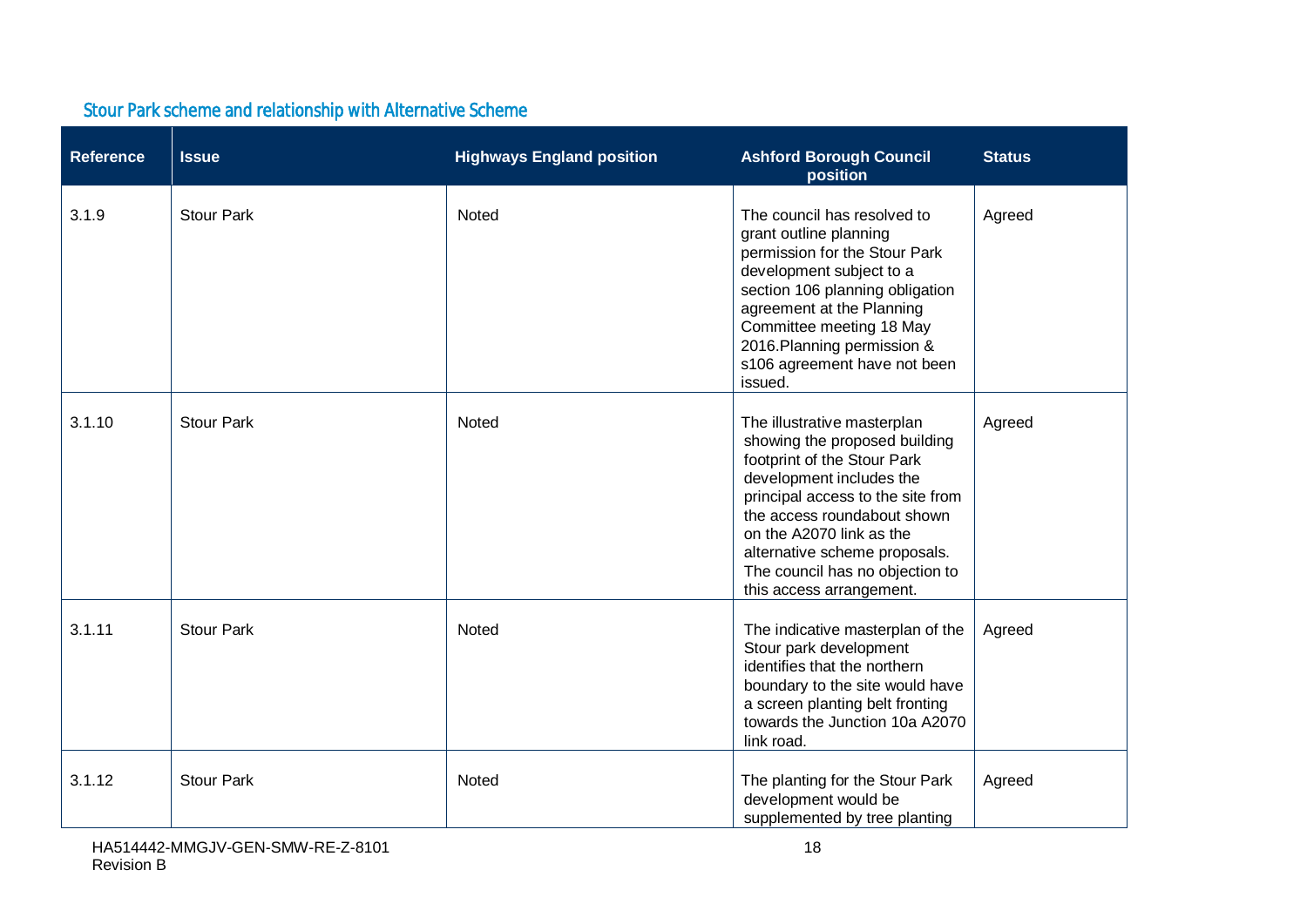## Stour Park scheme and relationship with Alternative Scheme

| Reference | Issue | Highways England position | Ashford Borough Council position | Status |
|---|---|---|---|---|
| 3.1.9 | Stour Park | Noted | The council has resolved to grant outline planning permission for the Stour Park development subject to a section 106 planning obligation agreement at the Planning Committee meeting 18 May 2016.Planning permission & s106 agreement have not been issued. | Agreed |
| 3.1.10 | Stour Park | Noted | The illustrative masterplan showing the proposed building footprint of the Stour Park development includes the principal access to the site from the access roundabout shown on the A2070 link as the alternative scheme proposals. The council has no objection to this access arrangement. | Agreed |
| 3.1.11 | Stour Park | Noted | The indicative masterplan of the Stour park development identifies that the northern boundary to the site would have a screen planting belt fronting towards the Junction 10a A2070 link road. | Agreed |
| 3.1.12 | Stour Park | Noted | The planting for the Stour Park development would be supplemented by tree planting | Agreed |

HA514442-MMGJV-GEN-SMW-RE-Z-8101
Revision B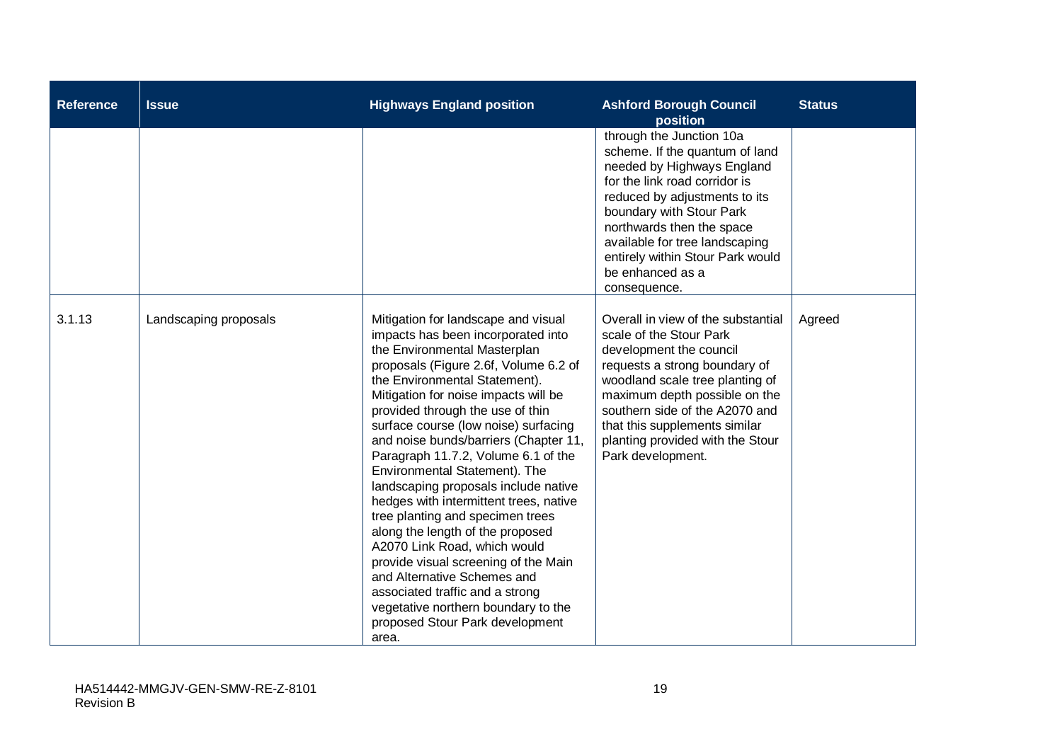| Reference | Issue | Highways England position | Ashford Borough Council position | Status |
|---|---|---|---|---|
| | | | through the Junction 10a scheme. If the quantum of land needed by Highways England for the link road corridor is reduced by adjustments to its boundary with Stour Park northwards then the space available for tree landscaping entirely within Stour Park would be enhanced as a consequence. | |
| 3.1.13 | Landscaping proposals | Mitigation for landscape and visual impacts has been incorporated into the Environmental Masterplan proposals (Figure 2.6f, Volume 6.2 of the Environmental Statement). Mitigation for noise impacts will be provided through the use of thin surface course (low noise) surfacing and noise bunds/barriers (Chapter 11, Paragraph 11.7.2, Volume 6.1 of the Environmental Statement). The landscaping proposals include native hedges with intermittent trees, native tree planting and specimen trees along the length of the proposed A2070 Link Road, which would provide visual screening of the Main and Alternative Schemes and associated traffic and a strong vegetative northern boundary to the proposed Stour Park development area. | Overall in view of the substantial scale of the Stour Park development the council requests a strong boundary of woodland scale tree planting of maximum depth possible on the southern side of the A2070 and that this supplements similar planting provided with the Stour Park development. | Agreed |

HA514442-MMGJV-GEN-SMW-RE-Z-8101
Revision B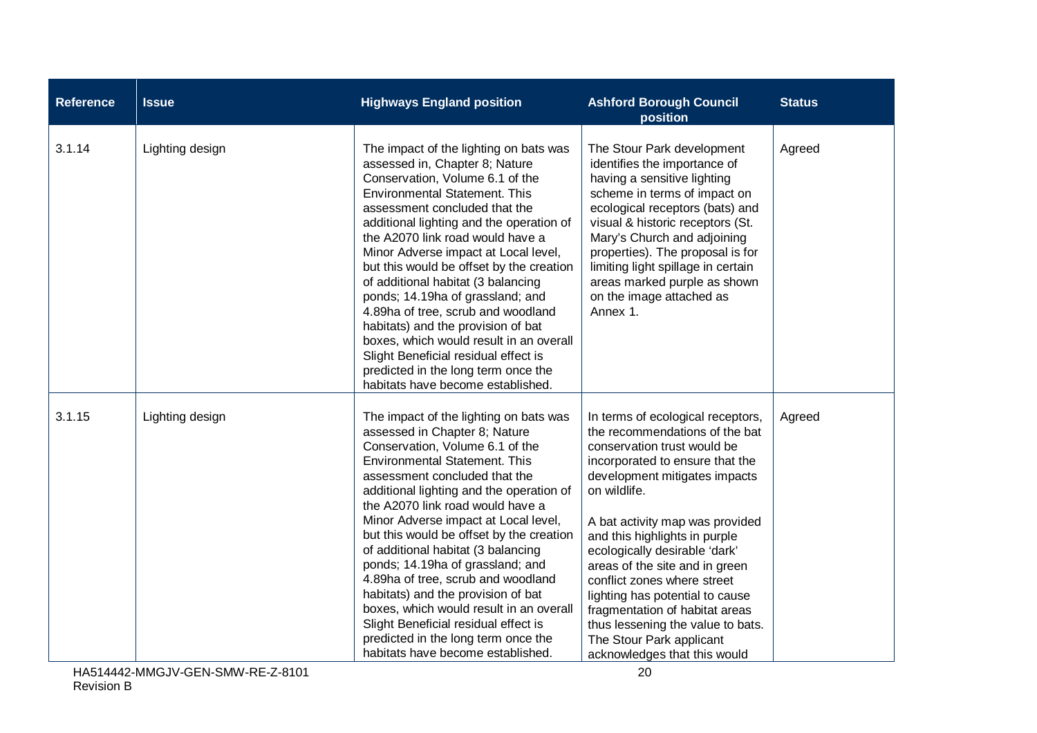| Reference | Issue | Highways England position | Ashford Borough Council position | Status |
| --- | --- | --- | --- | --- |
| 3.1.14 | Lighting design | The impact of the lighting on bats was assessed in, Chapter 8; Nature Conservation, Volume 6.1 of the Environmental Statement. This assessment concluded that the additional lighting and the operation of the A2070 link road would have a Minor Adverse impact at Local level, but this would be offset by the creation of additional habitat (3 balancing ponds; 14.19ha of grassland; and 4.89ha of tree, scrub and woodland habitats) and the provision of bat boxes, which would result in an overall Slight Beneficial residual effect is predicted in the long term once the habitats have become established. | The Stour Park development identifies the importance of having a sensitive lighting scheme in terms of impact on ecological receptors (bats) and visual & historic receptors (St. Mary's Church and adjoining properties). The proposal is for limiting light spillage in certain areas marked purple as shown on the image attached as Annex 1. | Agreed |
| 3.1.15 | Lighting design | The impact of the lighting on bats was assessed in Chapter 8; Nature Conservation, Volume 6.1 of the Environmental Statement. This assessment concluded that the additional lighting and the operation of the A2070 link road would have a Minor Adverse impact at Local level, but this would be offset by the creation of additional habitat (3 balancing ponds; 14.19ha of grassland; and 4.89ha of tree, scrub and woodland habitats) and the provision of bat boxes, which would result in an overall Slight Beneficial residual effect is predicted in the long term once the habitats have become established. | In terms of ecological receptors, the recommendations of the bat conservation trust would be incorporated to ensure that the development mitigates impacts on wildlife.<br><br>A bat activity map was provided and this highlights in purple ecologically desirable 'dark' areas of the site and in green conflict zones where street lighting has potential to cause fragmentation of habitat areas thus lessening the value to bats. The Stour Park applicant acknowledges that this would | Agreed |

HA514442-MMGJV-GEN-SMW-RE-Z-8101
Revision B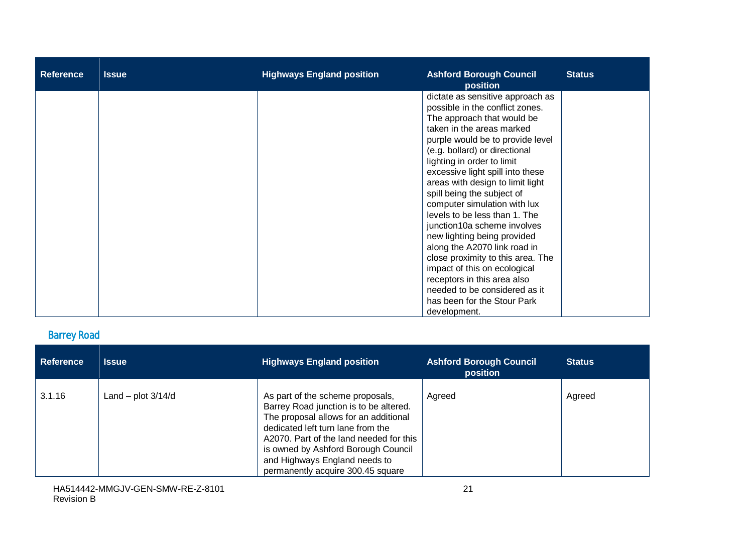| Reference | Issue | Highways England position | Ashford Borough Council position | Status |
|---|---|---|---|---|
| | | | dictate as sensitive approach as possible in the conflict zones. The approach that would be taken in the areas marked purple would be to provide level (e.g. bollard) or directional lighting in order to limit excessive light spill into these areas with design to limit light spill being the subject of computer simulation with lux levels to be less than 1. The junction10a scheme involves new lighting being provided along the A2070 link road in close proximity to this area. The impact of this on ecological receptors in this area also needed to be considered as it has been for the Stour Park development. | |

## Barrey Road

| Reference | Issue | Highways England position | Ashford Borough Council position | Status |
|---|---|---|---|---|
| 3.1.16 | Land – plot 3/14/d | As part of the scheme proposals, Barrey Road junction is to be altered. The proposal allows for an additional dedicated left turn lane from the A2070. Part of the land needed for this is owned by Ashford Borough Council and Highways England needs to permanently acquire 300.45 square | Agreed | Agreed |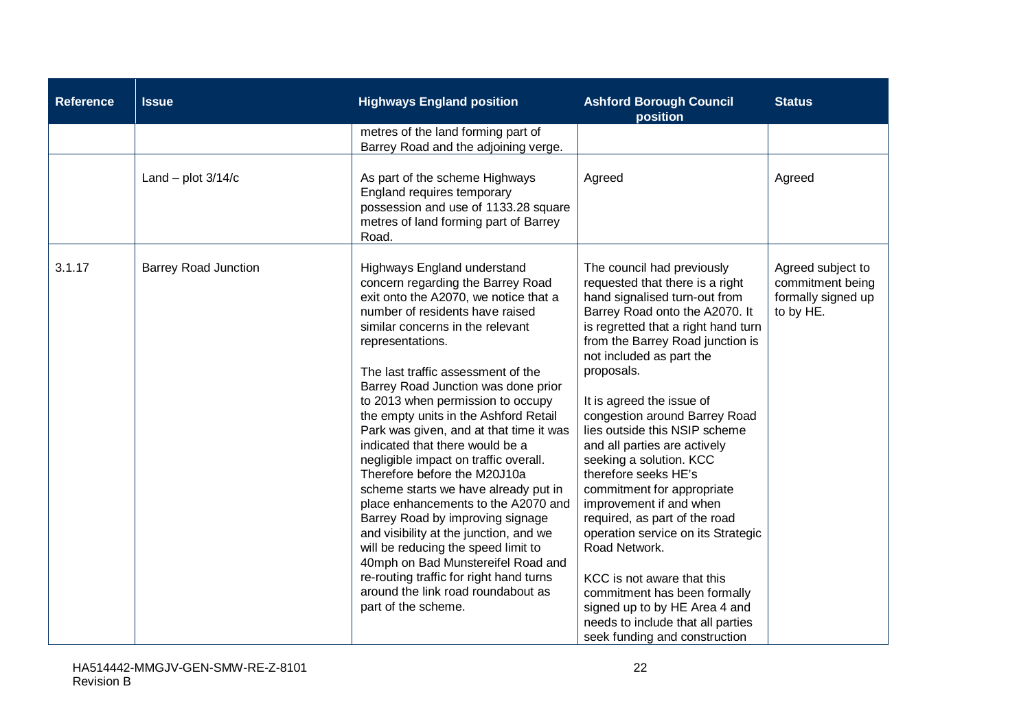| Reference | Issue | Highways England position | Ashford Borough Council position | Status |
|---|---|---|---|---|
| | | metres of the land forming part of Barrey Road and the adjoining verge. | | |
| | Land – plot 3/14/c | As part of the scheme Highways England requires temporary possession and use of 1133.28 square metres of land forming part of Barrey Road. | Agreed | Agreed |
| 3.1.17 | Barrey Road Junction | Highways England understand concern regarding the Barrey Road exit onto the A2070, we notice that a number of residents have raised similar concerns in the relevant representations.<br><br>The last traffic assessment of the Barrey Road Junction was done prior to 2013 when permission to occupy the empty units in the Ashford Retail Park was given, and at that time it was indicated that there would be a negligible impact on traffic overall. Therefore before the M20J10a scheme starts we have already put in place enhancements to the A2070 and Barrey Road by improving signage and visibility at the junction, and we will be reducing the speed limit to 40mph on Bad Munstereifel Road and re-routing traffic for right hand turns around the link road roundabout as part of the scheme. | The council had previously requested that there is a right hand signalised turn-out from Barrey Road onto the A2070. It is regretted that a right hand turn from the Barrey Road junction is not included as part the proposals.<br><br>It is agreed the issue of congestion around Barrey Road lies outside this NSIP scheme and all parties are actively seeking a solution. KCC therefore seeks HE's commitment for appropriate improvement if and when required, as part of the road operation service on its Strategic Road Network.<br><br>KCC is not aware that this commitment has been formally signed up to by HE Area 4 and needs to include that all parties seek funding and construction | Agreed subject to commitment being formally signed up to by HE. |

HA514442-MMGJV-GEN-SMW-RE-Z-8101
Revision B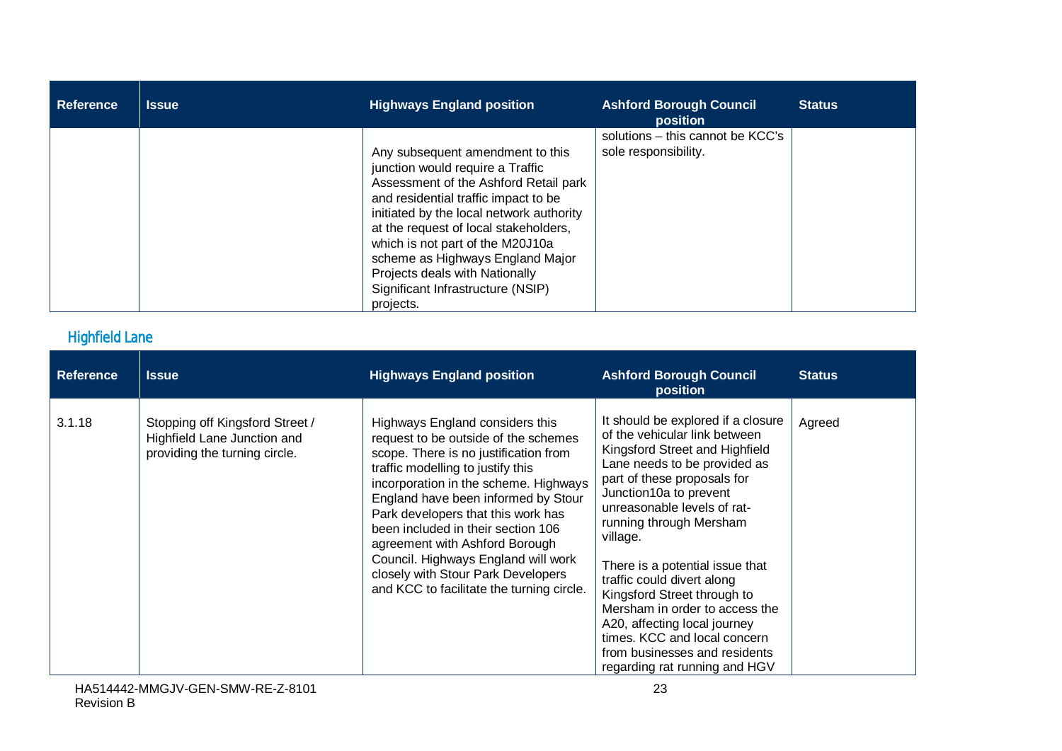| Reference | Issue | Highways England position | Ashford Borough Council position | Status |
|---|---|---|---|---|
| | | Any subsequent amendment to this junction would require a Traffic Assessment of the Ashford Retail park and residential traffic impact to be initiated by the local network authority at the request of local stakeholders, which is not part of the M20J10a scheme as Highways England Major Projects deals with Nationally Significant Infrastructure (NSIP) projects. | solutions – this cannot be KCC's sole responsibility. | |

## Highfield Lane

| Reference | Issue | Highways England position | Ashford Borough Council position | Status |
|---|---|---|---|---|
| 3.1.18 | Stopping off Kingsford Street / Highfield Lane Junction and providing the turning circle. | Highways England considers this request to be outside of the schemes scope. There is no justification from traffic modelling to justify this incorporation in the scheme. Highways England have been informed by Stour Park developers that this work has been included in their section 106 agreement with Ashford Borough Council. Highways England will work closely with Stour Park Developers and KCC to facilitate the turning circle. | It should be explored if a closure of the vehicular link between Kingsford Street and Highfield Lane needs to be provided as part of these proposals for Junction10a to prevent unreasonable levels of rat-running through Mersham village.<br><br>There is a potential issue that traffic could divert along Kingsford Street through to Mersham in order to access the A20, affecting local journey times. KCC and local concern from businesses and residents regarding rat running and HGV | Agreed |

HA514442-MMGJV-GEN-SMW-RE-Z-8101
Revision B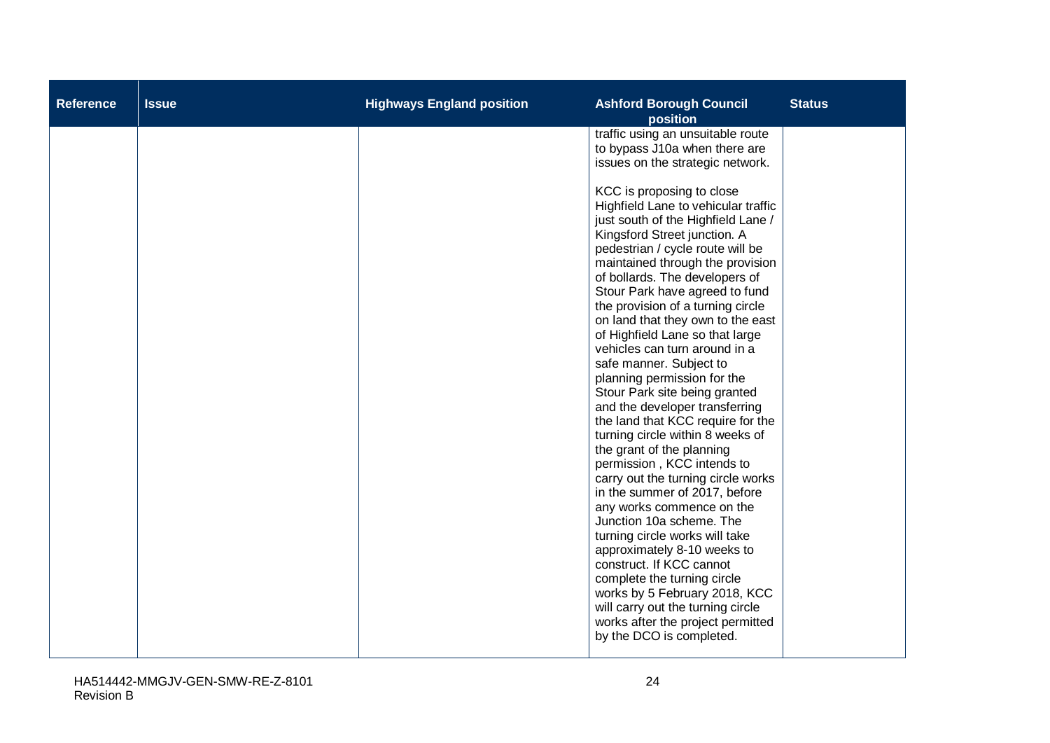| Reference | Issue | Highways England position | Ashford Borough Council position | Status |
|---|---|---|---|---|
| | | | traffic using an unsuitable route to bypass J10a when there are issues on the strategic network.<br><br>KCC is proposing to close Highfield Lane to vehicular traffic just south of the Highfield Lane / Kingsford Street junction. A pedestrian / cycle route will be maintained through the provision of bollards. The developers of Stour Park have agreed to fund the provision of a turning circle on land that they own to the east of Highfield Lane so that large vehicles can turn around in a safe manner. Subject to planning permission for the Stour Park site being granted and the developer transferring the land that KCC require for the turning circle within 8 weeks of the grant of the planning permission , KCC intends to carry out the turning circle works in the summer of 2017, before any works commence on the Junction 10a scheme. The turning circle works will take approximately 8-10 weeks to construct. If KCC cannot complete the turning circle works by 5 February 2018, KCC will carry out the turning circle works after the project permitted by the DCO is completed. | |

HA514442-MMGJV-GEN-SMW-RE-Z-8101
Revision B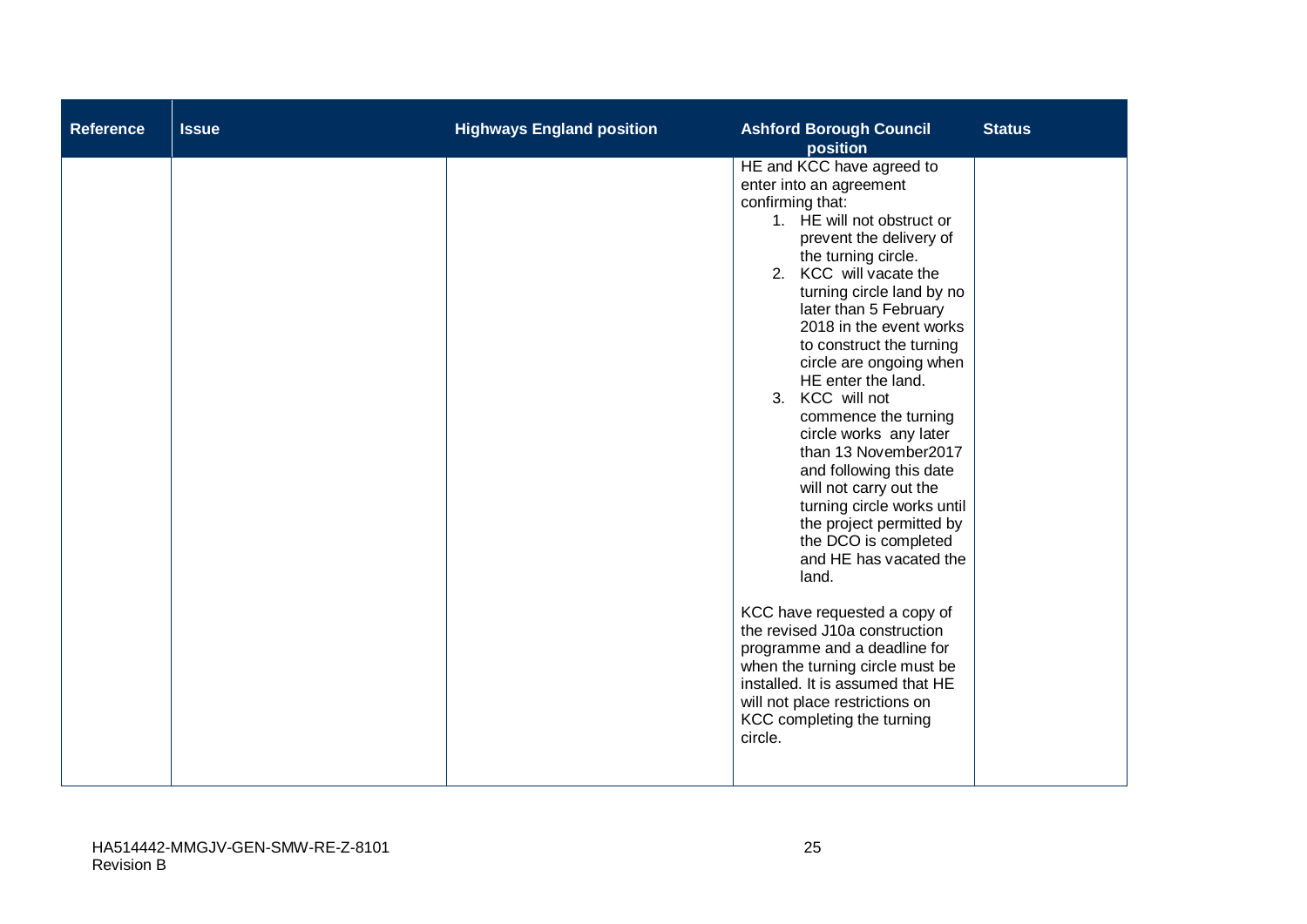| Reference | Issue | Highways England position | Ashford Borough Council position | Status |
|---|---|---|---|---|
| | | | HE and KCC have agreed to enter into an agreement confirming that:<br>1. HE will not obstruct or prevent the delivery of the turning circle.<br>2. KCC will vacate the turning circle land by no later than 5 February 2018 in the event works to construct the turning circle are ongoing when HE enter the land.<br>3. KCC will not commence the turning circle works any later than 13 November2017 and following this date will not carry out the turning circle works until the project permitted by the DCO is completed and HE has vacated the land.<br><br>KCC have requested a copy of the revised J10a construction programme and a deadline for when the turning circle must be installed. It is assumed that HE will not place restrictions on KCC completing the turning circle. | |

HA514442-MMGJV-GEN-SMW-RE-Z-8101
Revision B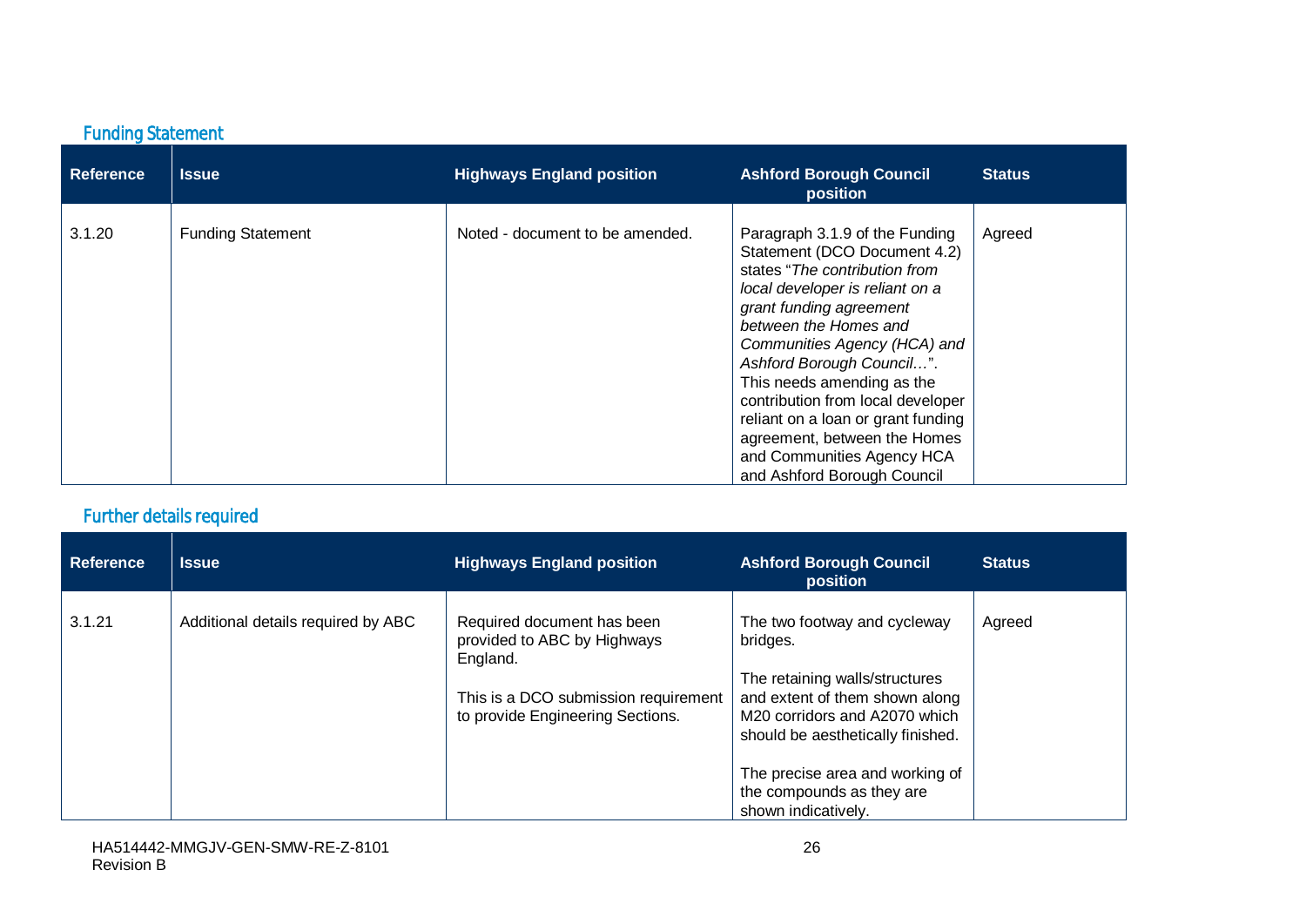## Funding Statement

| Reference | Issue | Highways England position | Ashford Borough Council position | Status |
|---|---|---|---|---|
| 3.1.20 | Funding Statement | Noted - document to be amended. | Paragraph 3.1.9 of the Funding Statement (DCO Document 4.2) states "*The contribution from local developer is reliant on a grant funding agreement between the Homes and Communities Agency (HCA) and Ashford Borough Council…*". This needs amending as the contribution from local developer reliant on a loan or grant funding agreement, between the Homes and Communities Agency HCA and Ashford Borough Council | Agreed |

## Further details required

| Reference | Issue | Highways England position | Ashford Borough Council position | Status |
|---|---|---|---|---|
| 3.1.21 | Additional details required by ABC | Required document has been provided to ABC by Highways England.<br><br>This is a DCO submission requirement to provide Engineering Sections. | The two footway and cycleway bridges.<br><br>The retaining walls/structures and extent of them shown along M20 corridors and A2070 which should be aesthetically finished.<br><br>The precise area and working of the compounds as they are shown indicatively. | Agreed |

HA514442-MMGJV-GEN-SMW-RE-Z-8101
Revision B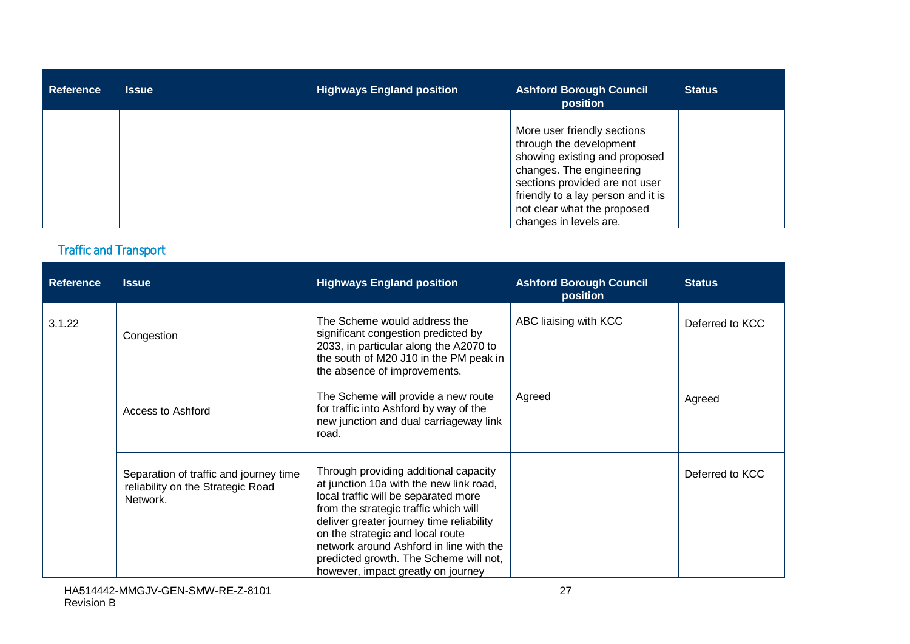| Reference | Issue | Highways England position | Ashford Borough Council position | Status |
|---|---|---|---|---|
| | | | More user friendly sections through the development showing existing and proposed changes. The engineering sections provided are not user friendly to a lay person and it is not clear what the proposed changes in levels are. | |

## Traffic and Transport

| Reference | Issue | Highways England position | Ashford Borough Council position | Status |
|---|---|---|---|---|
| 3.1.22 | Congestion | The Scheme would address the significant congestion predicted by 2033, in particular along the A2070 to the south of M20 J10 in the PM peak in the absence of improvements. | ABC liaising with KCC | Deferred to KCC |
| | Access to Ashford | The Scheme will provide a new route for traffic into Ashford by way of the new junction and dual carriageway link road. | Agreed | Agreed |
| | Separation of traffic and journey time reliability on the Strategic Road Network. | Through providing additional capacity at junction 10a with the new link road, local traffic will be separated more from the strategic traffic which will deliver greater journey time reliability on the strategic and local route network around Ashford in line with the predicted growth. The Scheme will not, however, impact greatly on journey | | Deferred to KCC |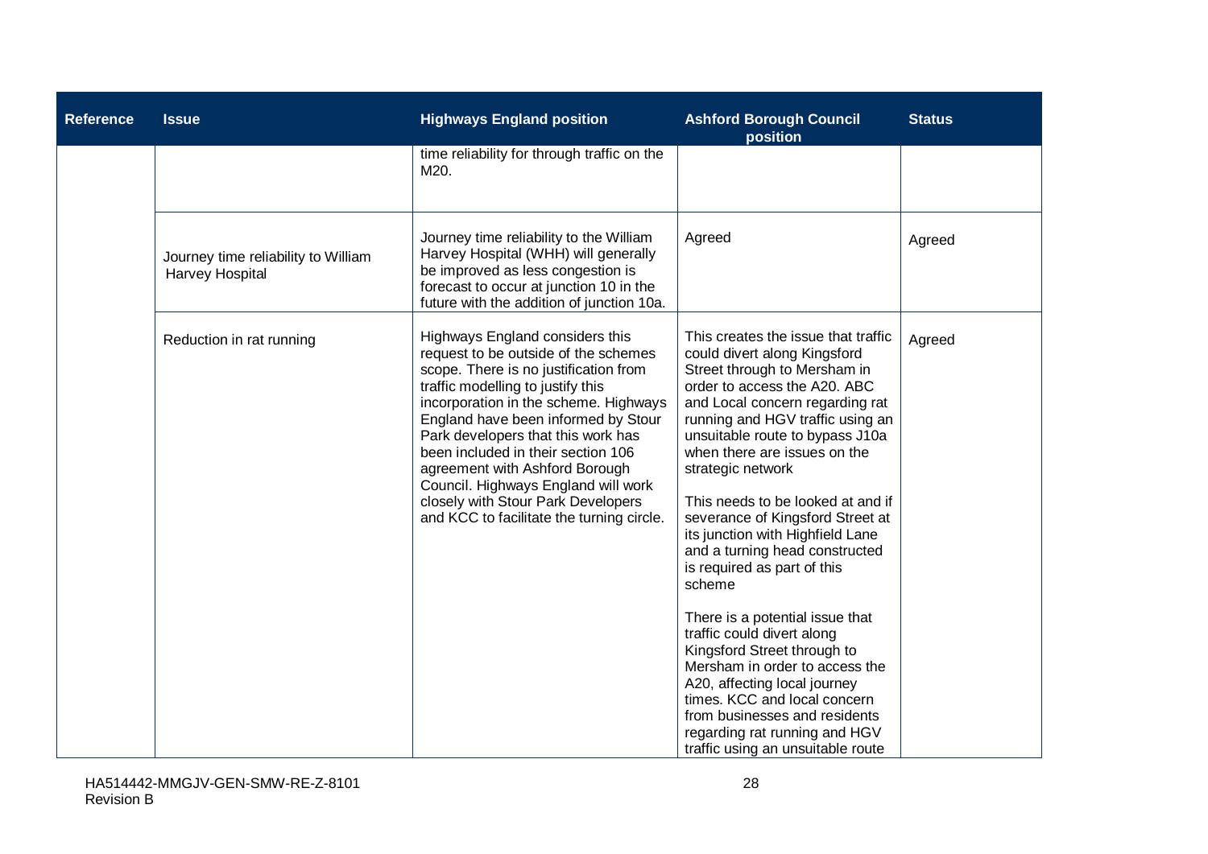| Reference | Issue | Highways England position | Ashford Borough Council position | Status |
|---|---|---|---|---|
| | | time reliability for through traffic on the M20. | | |
| | Journey time reliability to William Harvey Hospital | Journey time reliability to the William Harvey Hospital (WHH) will generally be improved as less congestion is forecast to occur at junction 10 in the future with the addition of junction 10a. | Agreed | Agreed |
| | Reduction in rat running | Highways England considers this request to be outside of the schemes scope. There is no justification from traffic modelling to justify this incorporation in the scheme. Highways England have been informed by Stour Park developers that this work has been included in their section 106 agreement with Ashford Borough Council. Highways England will work closely with Stour Park Developers and KCC to facilitate the turning circle. | This creates the issue that traffic could divert along Kingsford Street through to Mersham in order to access the A20. ABC and Local concern regarding rat running and HGV traffic using an unsuitable route to bypass J10a when there are issues on the strategic network<br><br>This needs to be looked at and if severance of Kingsford Street at its junction with Highfield Lane and a turning head constructed is required as part of this scheme<br><br>There is a potential issue that traffic could divert along Kingsford Street through to Mersham in order to access the A20, affecting local journey times. KCC and local concern from businesses and residents regarding rat running and HGV traffic using an unsuitable route | Agreed |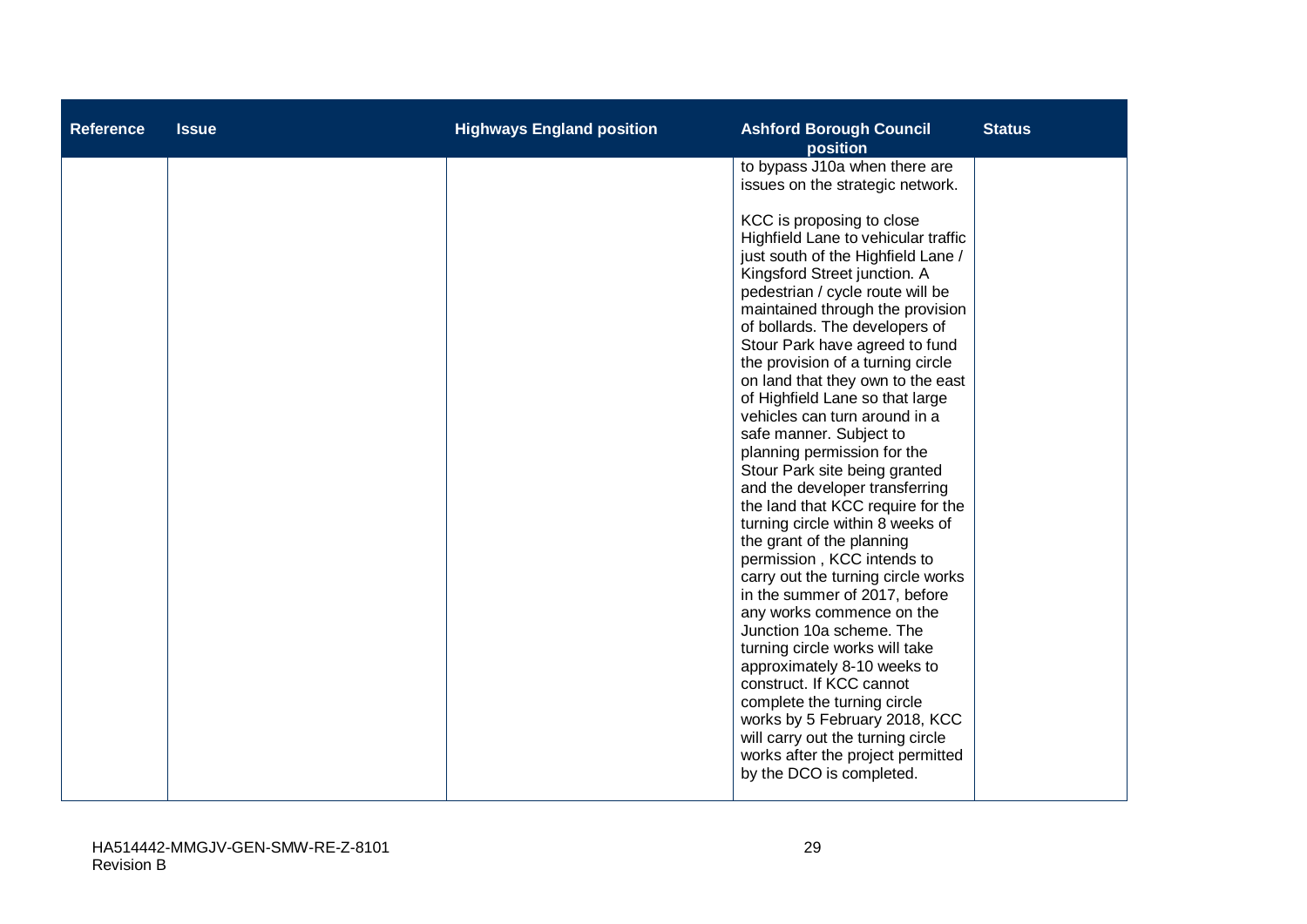| Reference | Issue | Highways England position | Ashford Borough Council position | Status |
| --- | --- | --- | --- | --- |
| | | | to bypass J10a when there are issues on the strategic network.<br><br>KCC is proposing to close Highfield Lane to vehicular traffic just south of the Highfield Lane / Kingsford Street junction. A pedestrian / cycle route will be maintained through the provision of bollards. The developers of Stour Park have agreed to fund the provision of a turning circle on land that they own to the east of Highfield Lane so that large vehicles can turn around in a safe manner. Subject to planning permission for the Stour Park site being granted and the developer transferring the land that KCC require for the turning circle within 8 weeks of the grant of the planning permission , KCC intends to carry out the turning circle works in the summer of 2017, before any works commence on the Junction 10a scheme. The turning circle works will take approximately 8-10 weeks to construct. If KCC cannot complete the turning circle works by 5 February 2018, KCC will carry out the turning circle works after the project permitted by the DCO is completed. | |

HA514442-MMGJV-GEN-SMW-RE-Z-8101
Revision B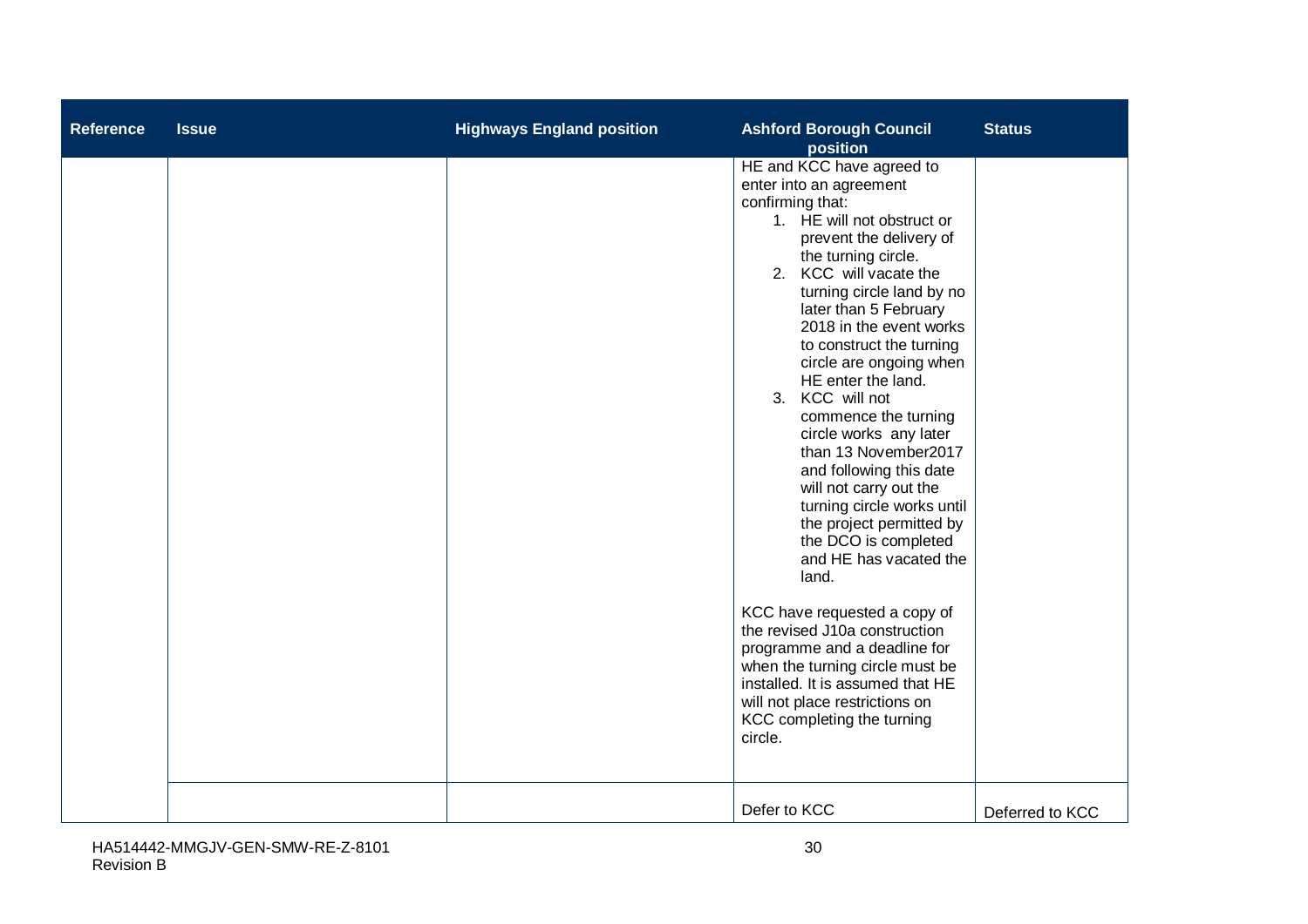| Reference | Issue | Highways England position | Ashford Borough Council position | Status |
|---|---|---|---|---|
| | | | HE and KCC have agreed to enter into an agreement confirming that:<br>1. HE will not obstruct or prevent the delivery of the turning circle.<br>2. KCC will vacate the turning circle land by no later than 5 February 2018 in the event works to construct the turning circle are ongoing when HE enter the land.<br>3. KCC will not commence the turning circle works any later than 13 November2017 and following this date will not carry out the turning circle works until the project permitted by the DCO is completed and HE has vacated the land.<br><br>KCC have requested a copy of the revised J10a construction programme and a deadline for when the turning circle must be installed. It is assumed that HE will not place restrictions on KCC completing the turning circle. | |
| | | | Defer to KCC | Deferred to KCC |

HA514442-MMGJV-GEN-SMW-RE-Z-8101
Revision B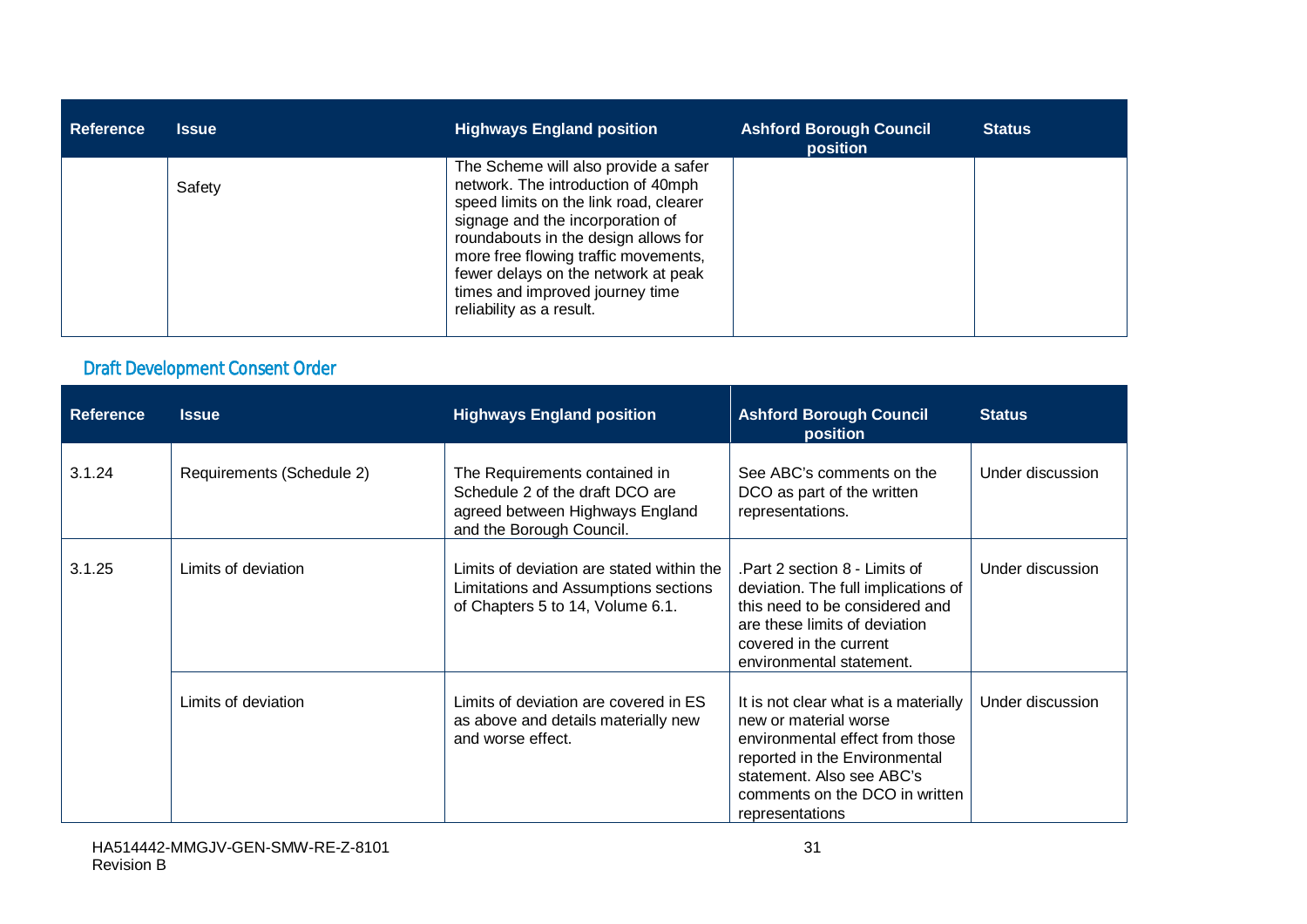| Reference | Issue | Highways England position | Ashford Borough Council position | Status |
|---|---|---|---|---|
| | Safety | The Scheme will also provide a safer network. The introduction of 40mph speed limits on the link road, clearer signage and the incorporation of roundabouts in the design allows for more free flowing traffic movements, fewer delays on the network at peak times and improved journey time reliability as a result. | | |

## Draft Development Consent Order

| Reference | Issue | Highways England position | Ashford Borough Council position | Status |
|---|---|---|---|---|
| 3.1.24 | Requirements (Schedule 2) | The Requirements contained in Schedule 2 of the draft DCO are agreed between Highways England and the Borough Council. | See ABC's comments on the DCO as part of the written representations. | Under discussion |
| 3.1.25 | Limits of deviation | Limits of deviation are stated within the Limitations and Assumptions sections of Chapters 5 to 14, Volume 6.1. | .Part 2 section 8 - Limits of deviation. The full implications of this need to be considered and are these limits of deviation covered in the current environmental statement. | Under discussion |
| | Limits of deviation | Limits of deviation are covered in ES as above and details materially new and worse effect. | It is not clear what is a materially new or material worse environmental effect from those reported in the Environmental statement. Also see ABC's comments on the DCO in written representations | Under discussion |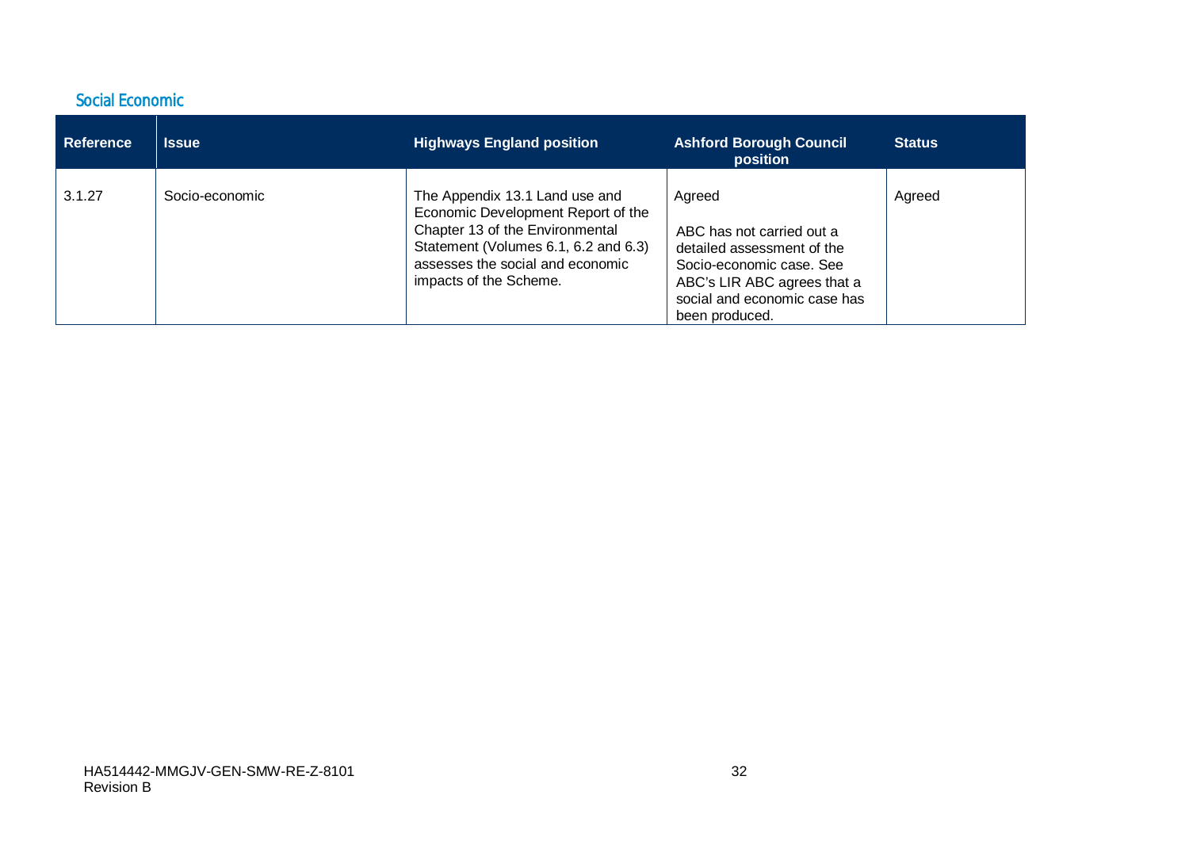## Social Economic

| Reference | Issue | Highways England position | Ashford Borough Council position | Status |
|---|---|---|---|---|
| 3.1.27 | Socio-economic | The Appendix 13.1 Land use and Economic Development Report of the Chapter 13 of the Environmental Statement (Volumes 6.1, 6.2 and 6.3) assesses the social and economic impacts of the Scheme. | Agreed<br><br>ABC has not carried out a detailed assessment of the Socio-economic case. See ABC's LIR ABC agrees that a social and economic case has been produced. | Agreed |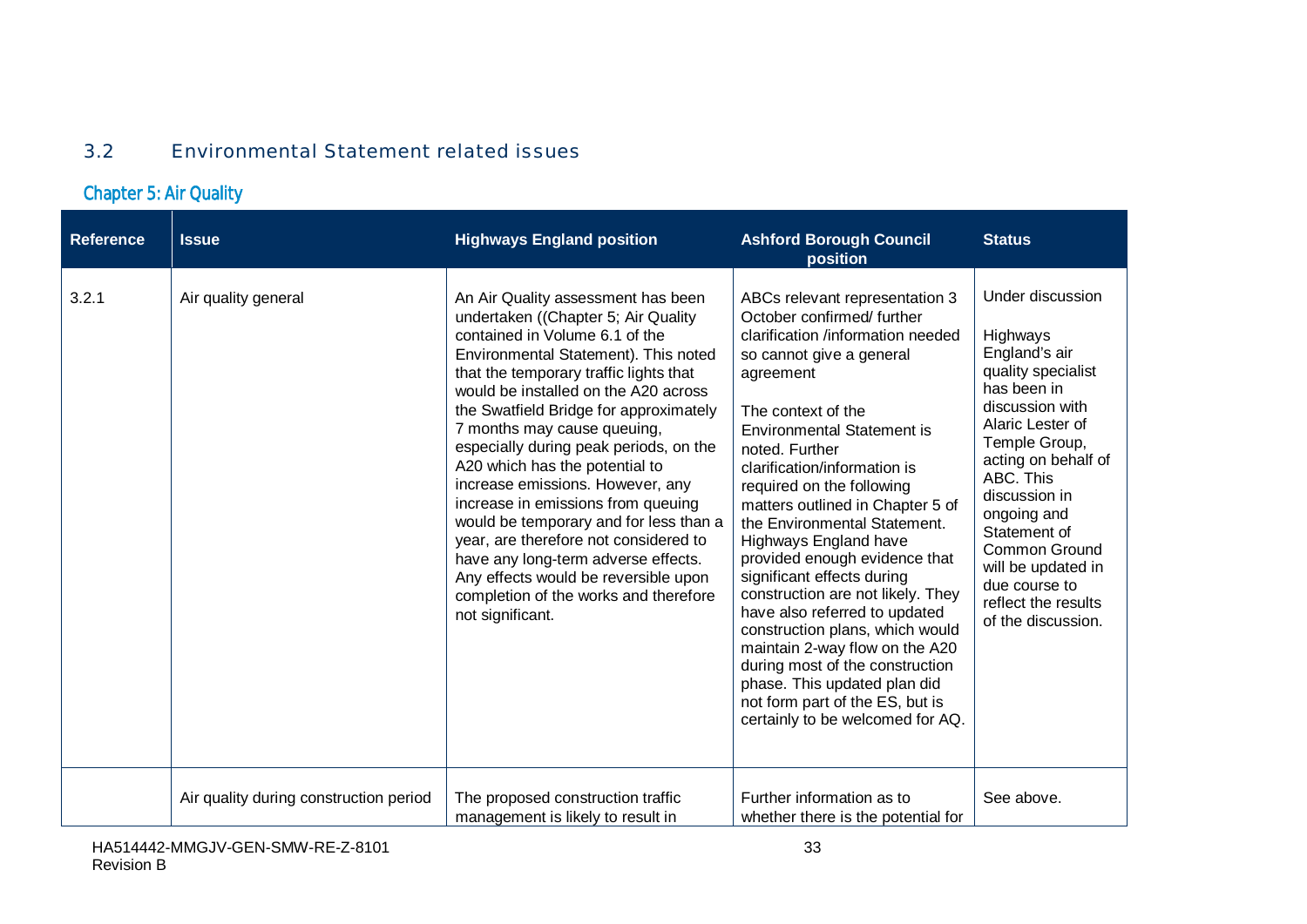## 3.2 Environmental Statement related issues

### Chapter 5: Air Quality

| Reference | Issue | Highways England position | Ashford Borough Council position | Status |
|---|---|---|---|---|
| 3.2.1 | Air quality general | An Air Quality assessment has been undertaken ((Chapter 5; Air Quality contained in Volume 6.1 of the Environmental Statement). This noted that the temporary traffic lights that would be installed on the A20 across the Swatfield Bridge for approximately 7 months may cause queuing, especially during peak periods, on the A20 which has the potential to increase emissions. However, any increase in emissions from queuing would be temporary and for less than a year, are therefore not considered to have any long-term adverse effects. Any effects would be reversible upon completion of the works and therefore not significant. | ABCs relevant representation 3 October confirmed/ further clarification /information needed so cannot give a general agreement<br><br>The context of the Environmental Statement is noted. Further clarification/information is required on the following matters outlined in Chapter 5 of the Environmental Statement. Highways England have provided enough evidence that significant effects during construction are not likely. They have also referred to updated construction plans, which would maintain 2-way flow on the A20 during most of the construction phase. This updated plan did not form part of the ES, but is certainly to be welcomed for AQ. | Under discussion<br><br>Highways England's air quality specialist has been in discussion with Alaric Lester of Temple Group, acting on behalf of ABC. This discussion in ongoing and Statement of Common Ground will be updated in due course to reflect the results of the discussion. |
| | Air quality during construction period | The proposed construction traffic management is likely to result in | Further information as to whether there is the potential for | See above. |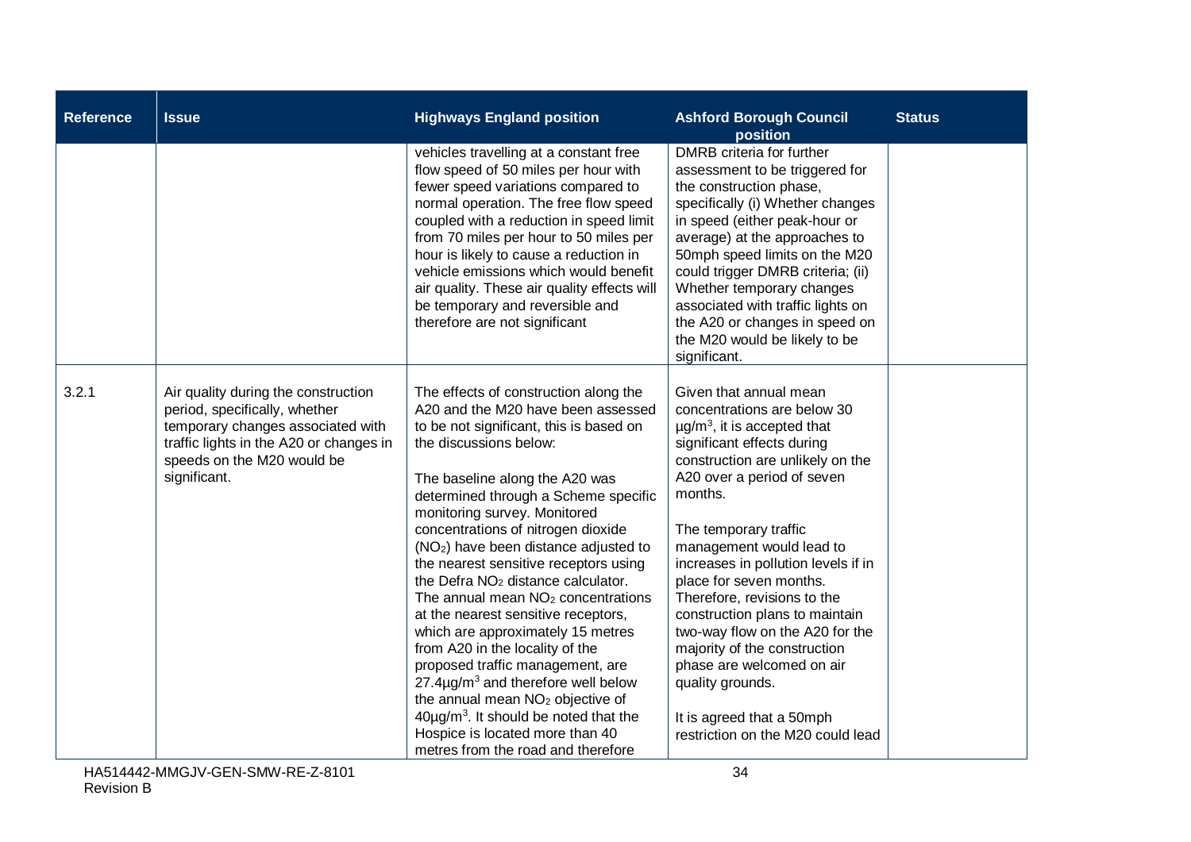| Reference | Issue | Highways England position | Ashford Borough Council position | Status |
|---|---|---|---|---|
| | | vehicles travelling at a constant free flow speed of 50 miles per hour with fewer speed variations compared to normal operation. The free flow speed coupled with a reduction in speed limit from 70 miles per hour to 50 miles per hour is likely to cause a reduction in vehicle emissions which would benefit air quality. These air quality effects will be temporary and reversible and therefore are not significant | DMRB criteria for further assessment to be triggered for the construction phase, specifically (i) Whether changes in speed (either peak-hour or average) at the approaches to 50mph speed limits on the M20 could trigger DMRB criteria; (ii) Whether temporary changes associated with traffic lights on the A20 or changes in speed on the M20 would be likely to be significant. | |
| 3.2.1 | Air quality during the construction period, specifically, whether temporary changes associated with traffic lights in the A20 or changes in speeds on the M20 would be significant. | The effects of construction along the A20 and the M20 have been assessed to be not significant, this is based on the discussions below:<br><br>The baseline along the A20 was determined through a Scheme specific monitoring survey. Monitored concentrations of nitrogen dioxide ($NO_2$) have been distance adjusted to the nearest sensitive receptors using the Defra $NO_2$ distance calculator. The annual mean $NO_2$ concentrations at the nearest sensitive receptors, which are approximately 15 metres from A20 in the locality of the proposed traffic management, are 27.4$\mu g/m^3$ and therefore well below the annual mean $NO_2$ objective of 40$\mu g/m^3$. It should be noted that the Hospice is located more than 40 metres from the road and therefore | Given that annual mean concentrations are below 30 $\mu g/m^3$, it is accepted that significant effects during construction are unlikely on the A20 over a period of seven months.<br><br>The temporary traffic management would lead to increases in pollution levels if in place for seven months. Therefore, revisions to the construction plans to maintain two-way flow on the A20 for the majority of the construction phase are welcomed on air quality grounds.<br><br>It is agreed that a 50mph restriction on the M20 could lead | |

HA514442-MMGJV-GEN-SMW-RE-Z-8101
Revision B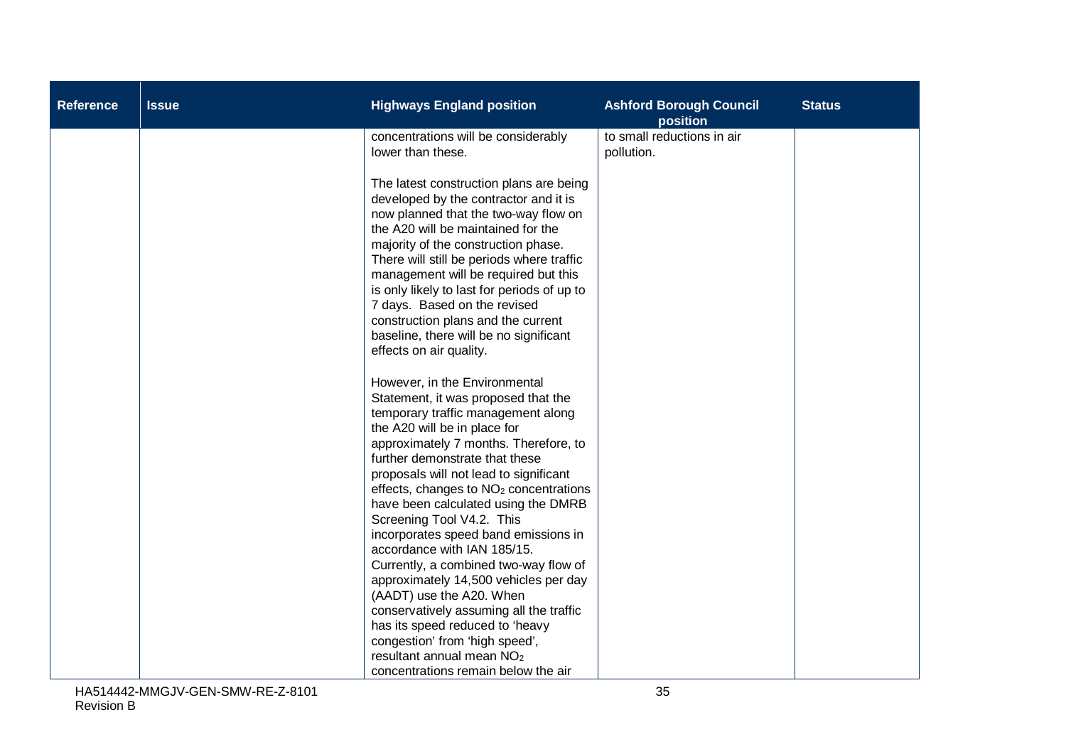| Reference | Issue | Highways England position | Ashford Borough Council position | Status |
|---|---|---|---|---|
| | | concentrations will be considerably lower than these.<br><br>The latest construction plans are being developed by the contractor and it is now planned that the two-way flow on the A20 will be maintained for the majority of the construction phase. There will still be periods where traffic management will be required but this is only likely to last for periods of up to 7 days. Based on the revised construction plans and the current baseline, there will be no significant effects on air quality.<br><br>However, in the Environmental Statement, it was proposed that the temporary traffic management along the A20 will be in place for approximately 7 months. Therefore, to further demonstrate that these proposals will not lead to significant effects, changes to $NO_2$ concentrations have been calculated using the DMRB Screening Tool V4.2. This incorporates speed band emissions in accordance with IAN 185/15. Currently, a combined two-way flow of approximately 14,500 vehicles per day (AADT) use the A20. When conservatively assuming all the traffic has its speed reduced to 'heavy congestion' from 'high speed', resultant annual mean $NO_2$ concentrations remain below the air | to small reductions in air pollution. | |

HA514442-MMGJV-GEN-SMW-RE-Z-8101
Revision B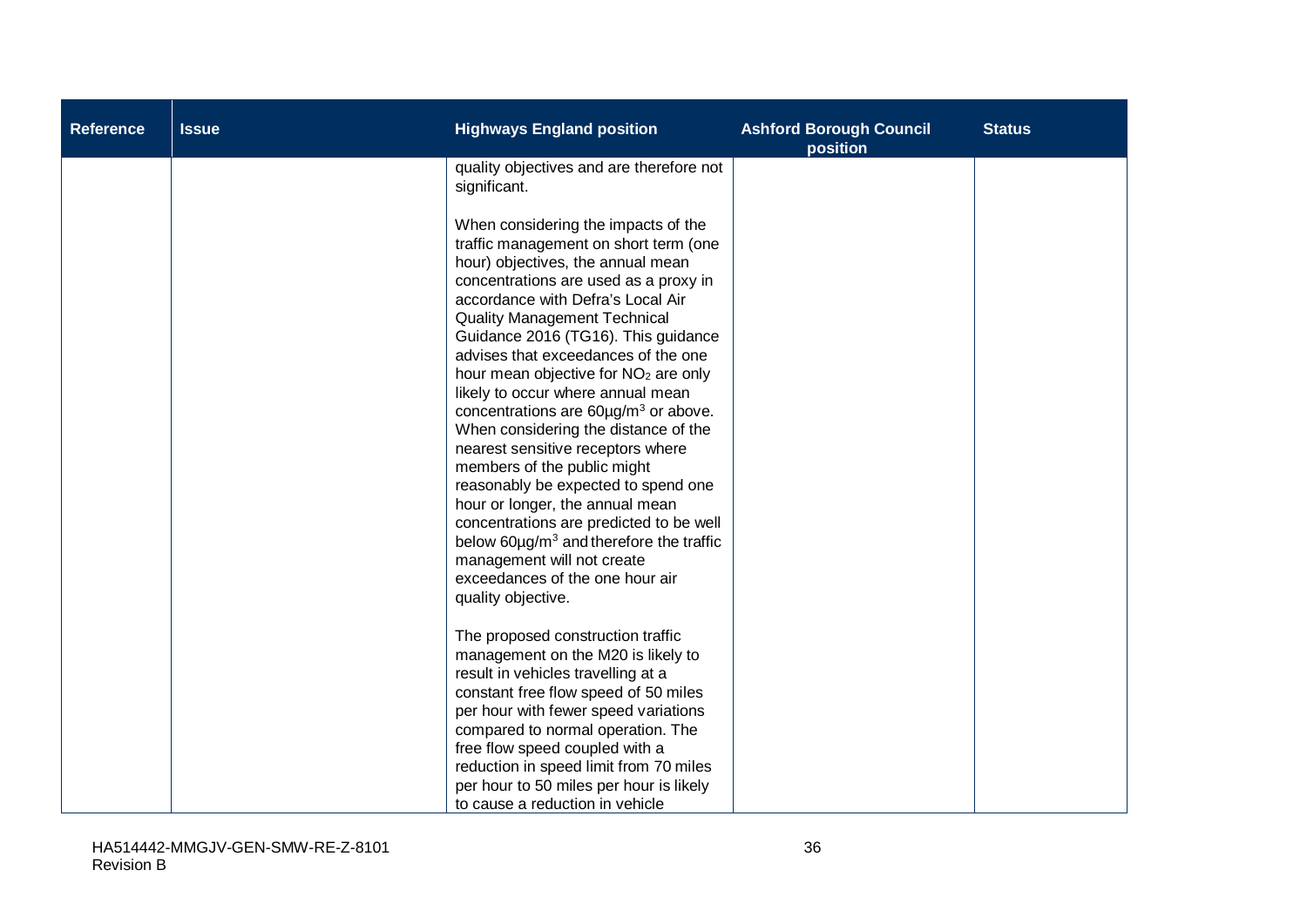| Reference | Issue | Highways England position | Ashford Borough Council position | Status |
|---|---|---|---|---|
| | | quality objectives and are therefore not significant.<br><br>When considering the impacts of the traffic management on short term (one hour) objectives, the annual mean concentrations are used as a proxy in accordance with Defra's Local Air Quality Management Technical Guidance 2016 (TG16). This guidance advises that exceedances of the one hour mean objective for $NO_2$ are only likely to occur where annual mean concentrations are $60\mu g/m^3$ or above. When considering the distance of the nearest sensitive receptors where members of the public might reasonably be expected to spend one hour or longer, the annual mean concentrations are predicted to be well below $60\mu g/m^3$ and therefore the traffic management will not create exceedances of the one hour air quality objective.<br><br>The proposed construction traffic management on the M20 is likely to result in vehicles travelling at a constant free flow speed of 50 miles per hour with fewer speed variations compared to normal operation. The free flow speed coupled with a reduction in speed limit from 70 miles per hour to 50 miles per hour is likely to cause a reduction in vehicle | | |

HA514442-MMGJV-GEN-SMW-RE-Z-8101
Revision B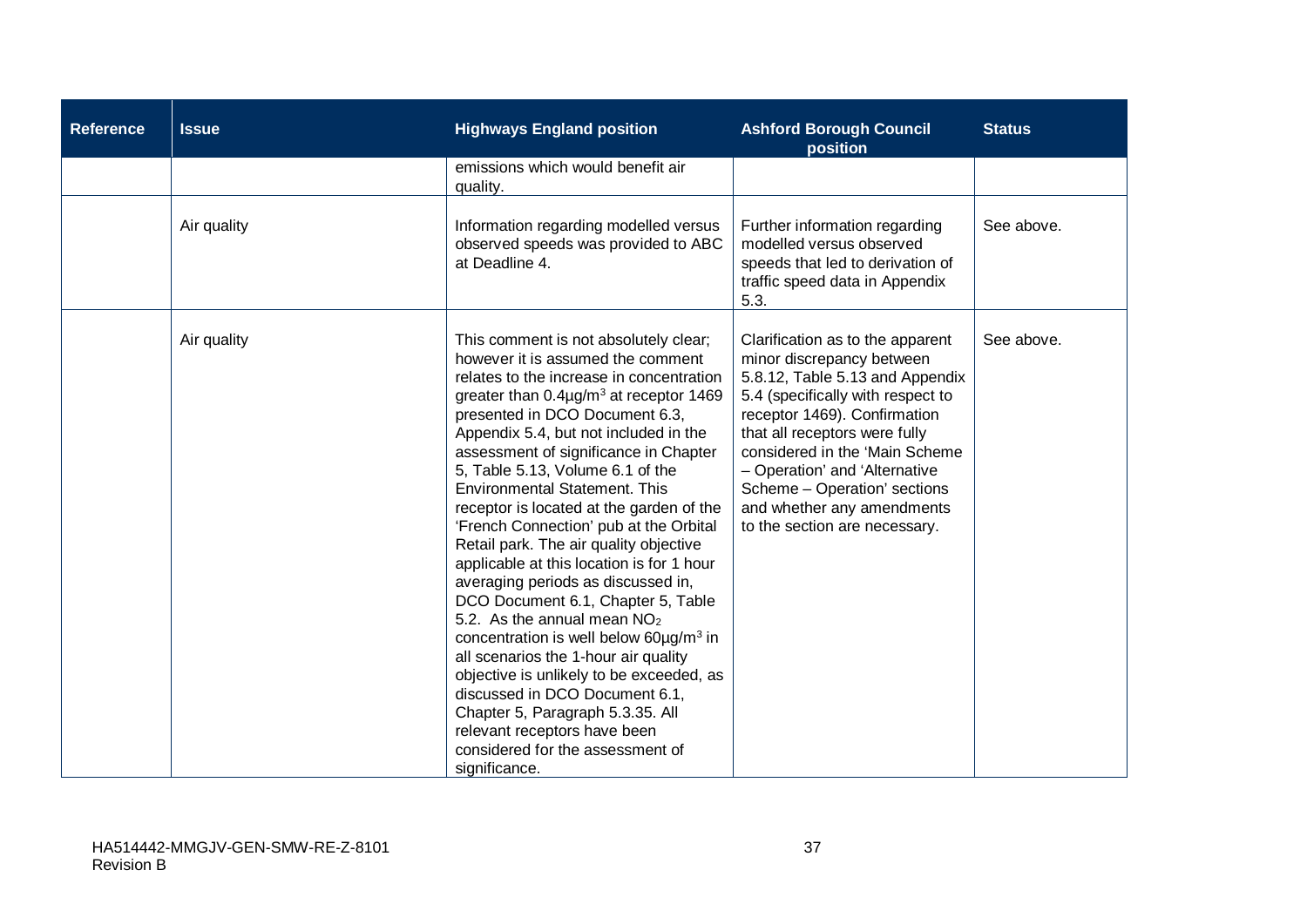| Reference | Issue | Highways England position | Ashford Borough Council position | Status |
|---|---|---|---|---|
| | | emissions which would benefit air quality. | | |
| | Air quality | Information regarding modelled versus observed speeds was provided to ABC at Deadline 4. | Further information regarding modelled versus observed speeds that led to derivation of traffic speed data in Appendix 5.3. | See above. |
| | Air quality | This comment is not absolutely clear; however it is assumed the comment relates to the increase in concentration greater than 0.4μg/m$^3$ at receptor 1469 presented in DCO Document 6.3, Appendix 5.4, but not included in the assessment of significance in Chapter 5, Table 5.13, Volume 6.1 of the Environmental Statement. This receptor is located at the garden of the 'French Connection' pub at the Orbital Retail park. The air quality objective applicable at this location is for 1 hour averaging periods as discussed in, DCO Document 6.1, Chapter 5, Table 5.2. As the annual mean $NO_2$ concentration is well below 60μg/m$^3$ in all scenarios the 1-hour air quality objective is unlikely to be exceeded, as discussed in DCO Document 6.1, Chapter 5, Paragraph 5.3.35. All relevant receptors have been considered for the assessment of significance. | Clarification as to the apparent minor discrepancy between 5.8.12, Table 5.13 and Appendix 5.4 (specifically with respect to receptor 1469). Confirmation that all receptors were fully considered in the 'Main Scheme – Operation' and 'Alternative Scheme – Operation' sections and whether any amendments to the section are necessary. | See above. |

HA514442-MMGJV-GEN-SMW-RE-Z-8101
Revision B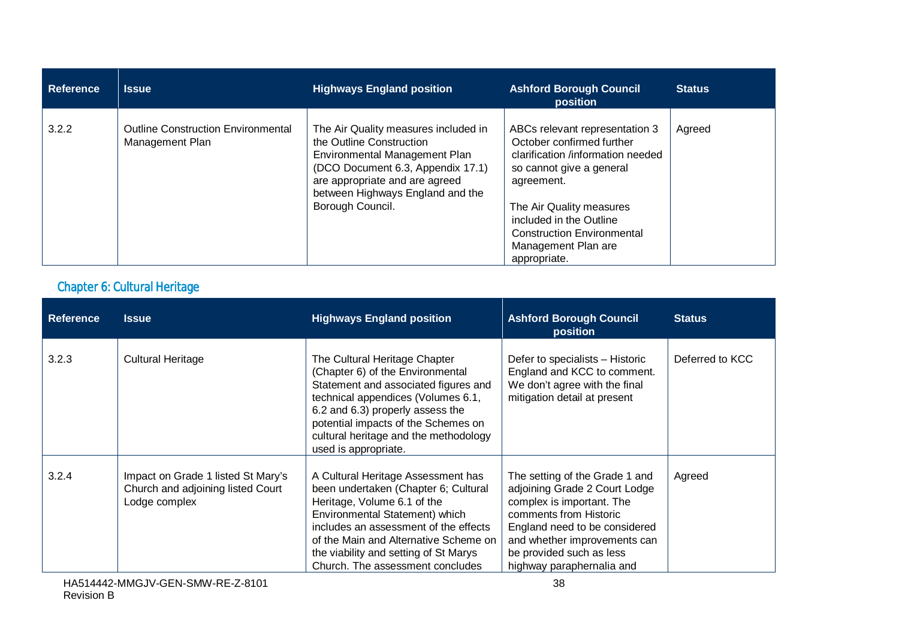| Reference | Issue | Highways England position | Ashford Borough Council position | Status |
|---|---|---|---|---|
| 3.2.2 | Outline Construction Environmental Management Plan | The Air Quality measures included in the Outline Construction Environmental Management Plan (DCO Document 6.3, Appendix 17.1) are appropriate and are agreed between Highways England and the Borough Council. | ABCs relevant representation 3 October confirmed further clarification /information needed so cannot give a general agreement.<br><br>The Air Quality measures included in the Outline Construction Environmental Management Plan are appropriate. | Agreed |

## Chapter 6: Cultural Heritage

| Reference | Issue | Highways England position | Ashford Borough Council position | Status |
|---|---|---|---|---|
| 3.2.3 | Cultural Heritage | The Cultural Heritage Chapter (Chapter 6) of the Environmental Statement and associated figures and technical appendices (Volumes 6.1, 6.2 and 6.3) properly assess the potential impacts of the Schemes on cultural heritage and the methodology used is appropriate. | Defer to specialists – Historic England and KCC to comment. We don't agree with the final mitigation detail at present | Deferred to KCC |
| 3.2.4 | Impact on Grade 1 listed St Mary's Church and adjoining listed Court Lodge complex | A Cultural Heritage Assessment has been undertaken (Chapter 6; Cultural Heritage, Volume 6.1 of the Environmental Statement) which includes an assessment of the effects of the Main and Alternative Scheme on the viability and setting of St Marys Church. The assessment concludes | The setting of the Grade 1 and adjoining Grade 2 Court Lodge complex is important. The comments from Historic England need to be considered and whether improvements can be provided such as less highway paraphernalia and | Agreed |

HA514442-MMGJV-GEN-SMW-RE-Z-8101
Revision B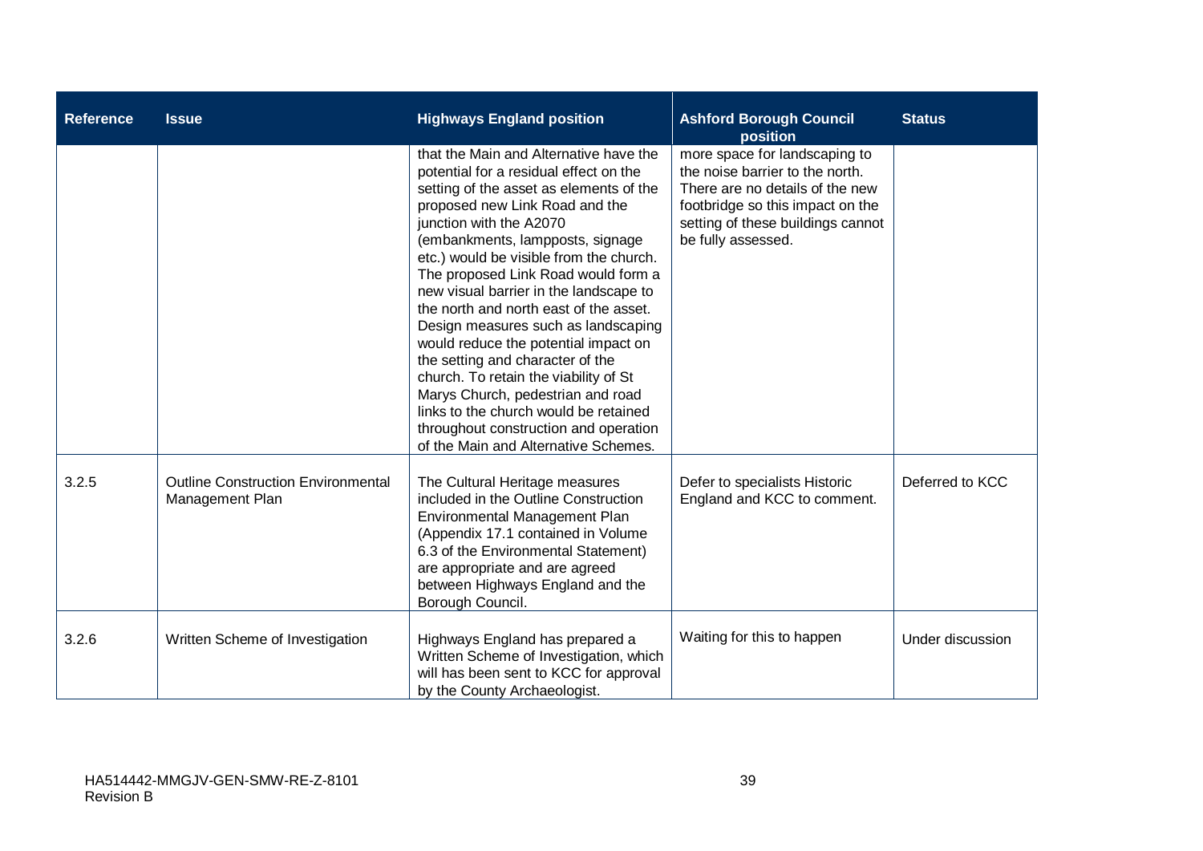| Reference | Issue | Highways England position | Ashford Borough Council position | Status |
|---|---|---|---|---|
| | | that the Main and Alternative have the potential for a residual effect on the setting of the asset as elements of the proposed new Link Road and the junction with the A2070 (embankments, lampposts, signage etc.) would be visible from the church. The proposed Link Road would form a new visual barrier in the landscape to the north and north east of the asset. Design measures such as landscaping would reduce the potential impact on the setting and character of the church. To retain the viability of St Marys Church, pedestrian and road links to the church would be retained throughout construction and operation of the Main and Alternative Schemes. | more space for landscaping to the noise barrier to the north. There are no details of the new footbridge so this impact on the setting of these buildings cannot be fully assessed. | |
| 3.2.5 | Outline Construction Environmental Management Plan | The Cultural Heritage measures included in the Outline Construction Environmental Management Plan (Appendix 17.1 contained in Volume 6.3 of the Environmental Statement) are appropriate and are agreed between Highways England and the Borough Council. | Defer to specialists Historic England and KCC to comment. | Deferred to KCC |
| 3.2.6 | Written Scheme of Investigation | Highways England has prepared a Written Scheme of Investigation, which will has been sent to KCC for approval by the County Archaeologist. | Waiting for this to happen | Under discussion |

HA514442-MMGJV-GEN-SMW-RE-Z-8101
Revision B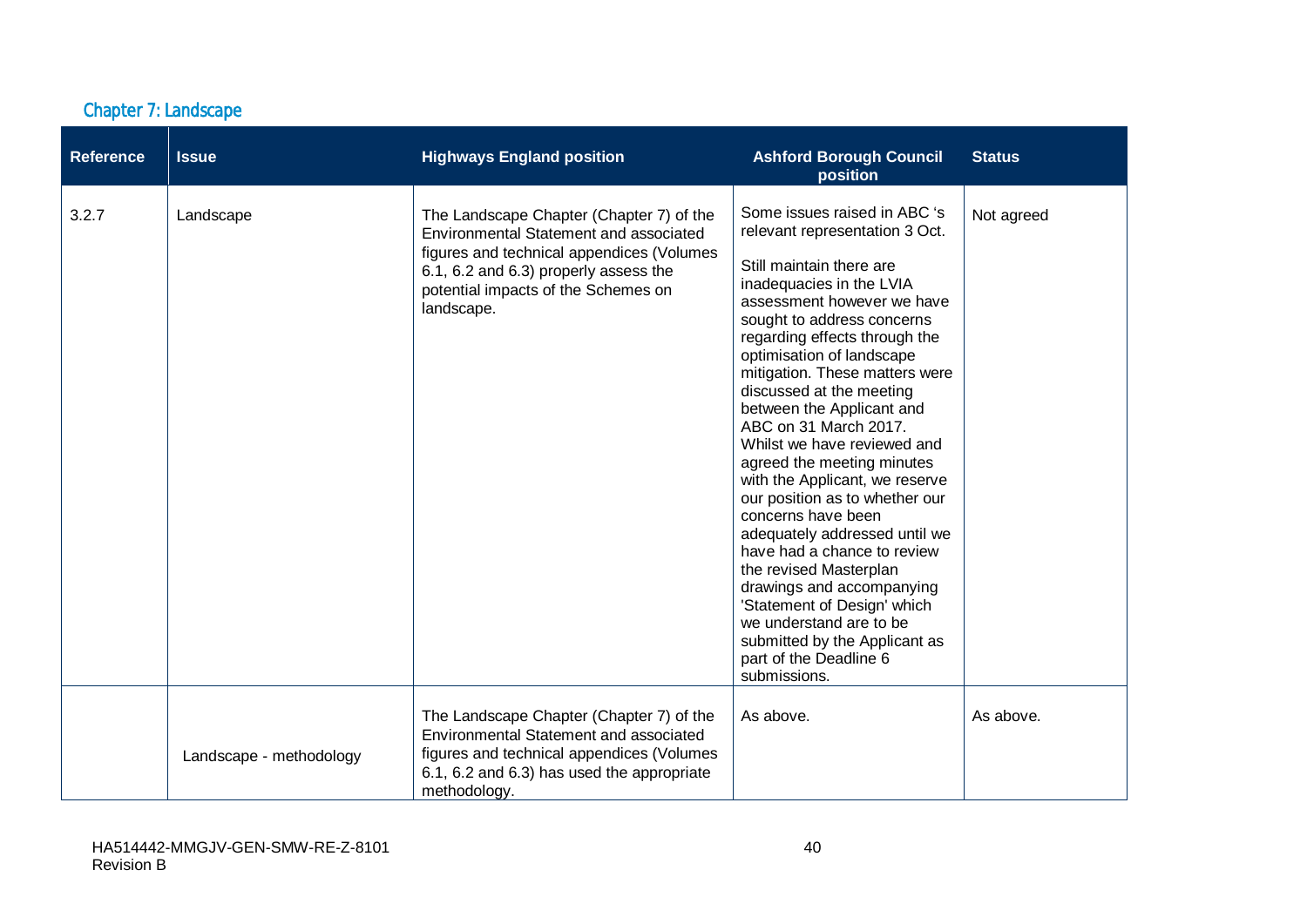## Chapter 7: Landscape

| Reference | Issue | Highways England position | Ashford Borough Council position | Status |
| --- | --- | --- | --- | --- |
| 3.2.7 | Landscape | The Landscape Chapter (Chapter 7) of the Environmental Statement and associated figures and technical appendices (Volumes 6.1, 6.2 and 6.3) properly assess the potential impacts of the Schemes on landscape. | Some issues raised in ABC 's relevant representation 3 Oct.<br><br>Still maintain there are inadequacies in the LVIA assessment however we have sought to address concerns regarding effects through the optimisation of landscape mitigation. These matters were discussed at the meeting between the Applicant and ABC on 31 March 2017. Whilst we have reviewed and agreed the meeting minutes with the Applicant, we reserve our position as to whether our concerns have been adequately addressed until we have had a chance to review the revised Masterplan drawings and accompanying 'Statement of Design' which we understand are to be submitted by the Applicant as part of the Deadline 6 submissions. | Not agreed |
| | Landscape - methodology | The Landscape Chapter (Chapter 7) of the Environmental Statement and associated figures and technical appendices (Volumes 6.1, 6.2 and 6.3) has used the appropriate methodology. | As above. | As above. |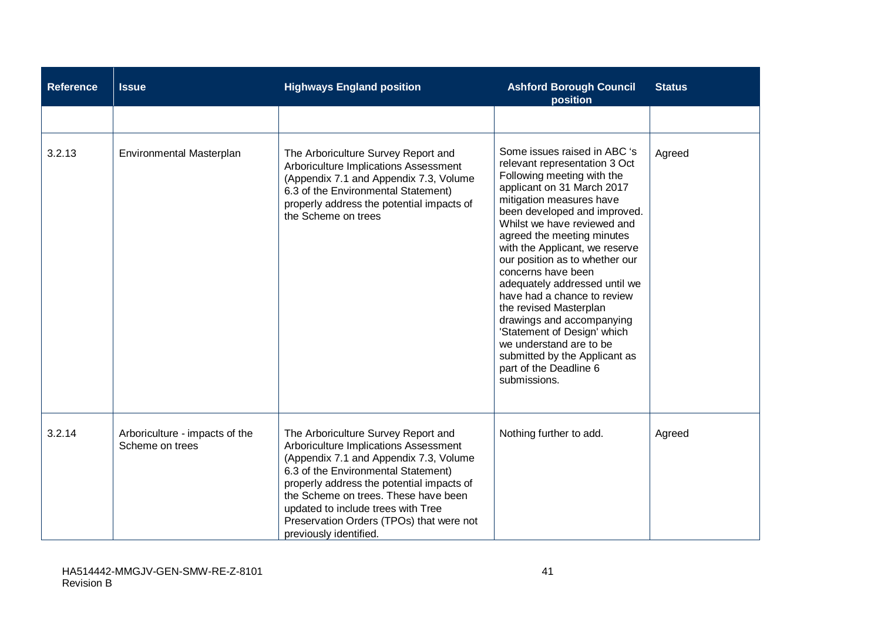| Reference | Issue | Highways England position | Ashford Borough Council position | Status |
|---|---|---|---|---|
| | | | | |
| 3.2.13 | Environmental Masterplan | The Arboriculture Survey Report and Arboriculture Implications Assessment (Appendix 7.1 and Appendix 7.3, Volume 6.3 of the Environmental Statement) properly address the potential impacts of the Scheme on trees | Some issues raised in ABC 's relevant representation 3 Oct Following meeting with the applicant on 31 March 2017 mitigation measures have been developed and improved. Whilst we have reviewed and agreed the meeting minutes with the Applicant, we reserve our position as to whether our concerns have been adequately addressed until we have had a chance to review the revised Masterplan drawings and accompanying 'Statement of Design' which we understand are to be submitted by the Applicant as part of the Deadline 6 submissions. | Agreed |
| 3.2.14 | Arboriculture - impacts of the Scheme on trees | The Arboriculture Survey Report and Arboriculture Implications Assessment (Appendix 7.1 and Appendix 7.3, Volume 6.3 of the Environmental Statement) properly address the potential impacts of the Scheme on trees. These have been updated to include trees with Tree Preservation Orders (TPOs) that were not previously identified. | Nothing further to add. | Agreed |

HA514442-MMGJV-GEN-SMW-RE-Z-8101
Revision B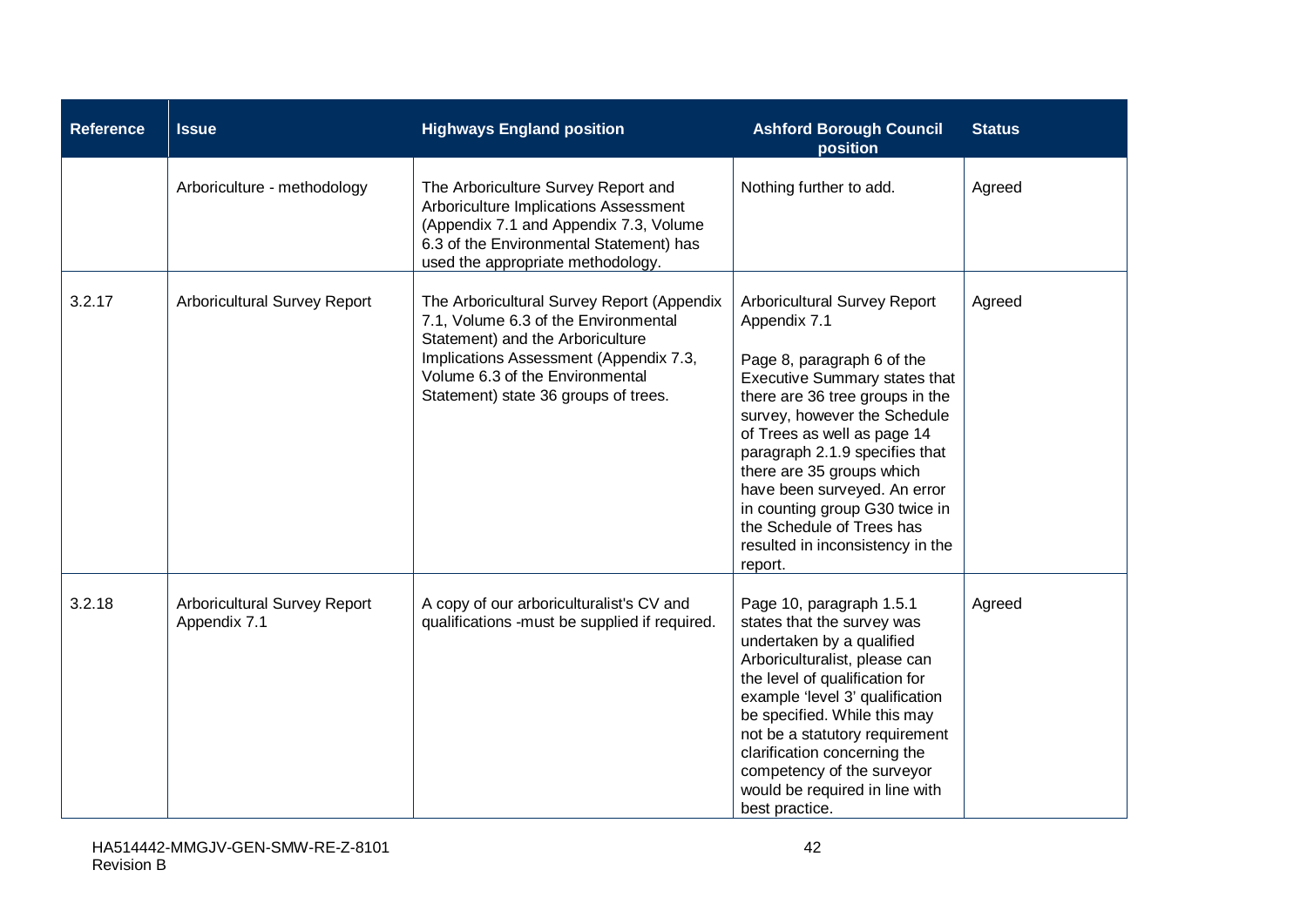| Reference | Issue | Highways England position | Ashford Borough Council position | Status |
|---|---|---|---|---|
| | Arboriculture - methodology | The Arboriculture Survey Report and Arboriculture Implications Assessment (Appendix 7.1 and Appendix 7.3, Volume 6.3 of the Environmental Statement) has used the appropriate methodology. | Nothing further to add. | Agreed |
| 3.2.17 | Arboricultural Survey Report | The Arboricultural Survey Report (Appendix 7.1, Volume 6.3 of the Environmental Statement) and the Arboriculture Implications Assessment (Appendix 7.3, Volume 6.3 of the Environmental Statement) state 36 groups of trees. | Arboricultural Survey Report Appendix 7.1<br><br>Page 8, paragraph 6 of the Executive Summary states that there are 36 tree groups in the survey, however the Schedule of Trees as well as page 14 paragraph 2.1.9 specifies that there are 35 groups which have been surveyed. An error in counting group G30 twice in the Schedule of Trees has resulted in inconsistency in the report. | Agreed |
| 3.2.18 | Arboricultural Survey Report Appendix 7.1 | A copy of our arboriculturalist's CV and qualifications -must be supplied if required. | Page 10, paragraph 1.5.1 states that the survey was undertaken by a qualified Arboriculturalist, please can the level of qualification for example 'level 3' qualification be specified. While this may not be a statutory requirement clarification concerning the competency of the surveyor would be required in line with best practice. | Agreed |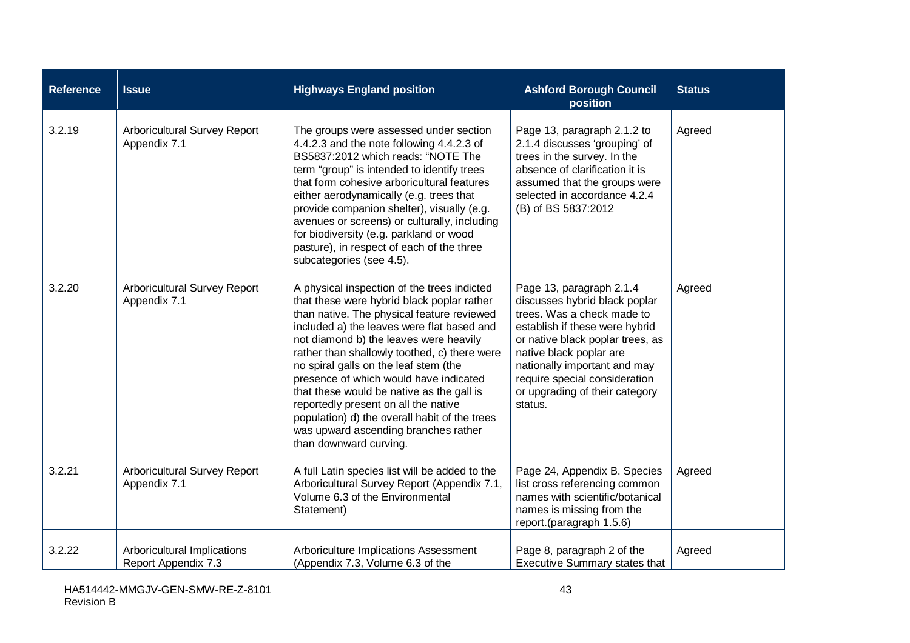| Reference | Issue | Highways England position | Ashford Borough Council position | Status |
|---|---|---|---|---|
| 3.2.19 | Arboricultural Survey Report Appendix 7.1 | The groups were assessed under section 4.4.2.3 and the note following 4.4.2.3 of BS5837:2012 which reads: "NOTE The term "group" is intended to identify trees that form cohesive arboricultural features either aerodynamically (e.g. trees that provide companion shelter), visually (e.g. avenues or screens) or culturally, including for biodiversity (e.g. parkland or wood pasture), in respect of each of the three subcategories (see 4.5). | Page 13, paragraph 2.1.2 to 2.1.4 discusses 'grouping' of trees in the survey. In the absence of clarification it is assumed that the groups were selected in accordance 4.2.4 (B) of BS 5837:2012 | Agreed |
| 3.2.20 | Arboricultural Survey Report Appendix 7.1 | A physical inspection of the trees indicted that these were hybrid black poplar rather than native. The physical feature reviewed included a) the leaves were flat based and not diamond b) the leaves were heavily rather than shallowly toothed, c) there were no spiral galls on the leaf stem (the presence of which would have indicated that these would be native as the gall is reportedly present on all the native population) d) the overall habit of the trees was upward ascending branches rather than downward curving. | Page 13, paragraph 2.1.4 discusses hybrid black poplar trees. Was a check made to establish if these were hybrid or native black poplar trees, as native black poplar are nationally important and may require special consideration or upgrading of their category status. | Agreed |
| 3.2.21 | Arboricultural Survey Report Appendix 7.1 | A full Latin species list will be added to the Arboricultural Survey Report (Appendix 7.1, Volume 6.3 of the Environmental Statement) | Page 24, Appendix B. Species list cross referencing common names with scientific/botanical names is missing from the report.(paragraph 1.5.6) | Agreed |
| 3.2.22 | Arboricultural Implications Report Appendix 7.3 | Arboriculture Implications Assessment (Appendix 7.3, Volume 6.3 of the | Page 8, paragraph 2 of the Executive Summary states that | Agreed |

HA514442-MMGJV-GEN-SMW-RE-Z-8101
Revision B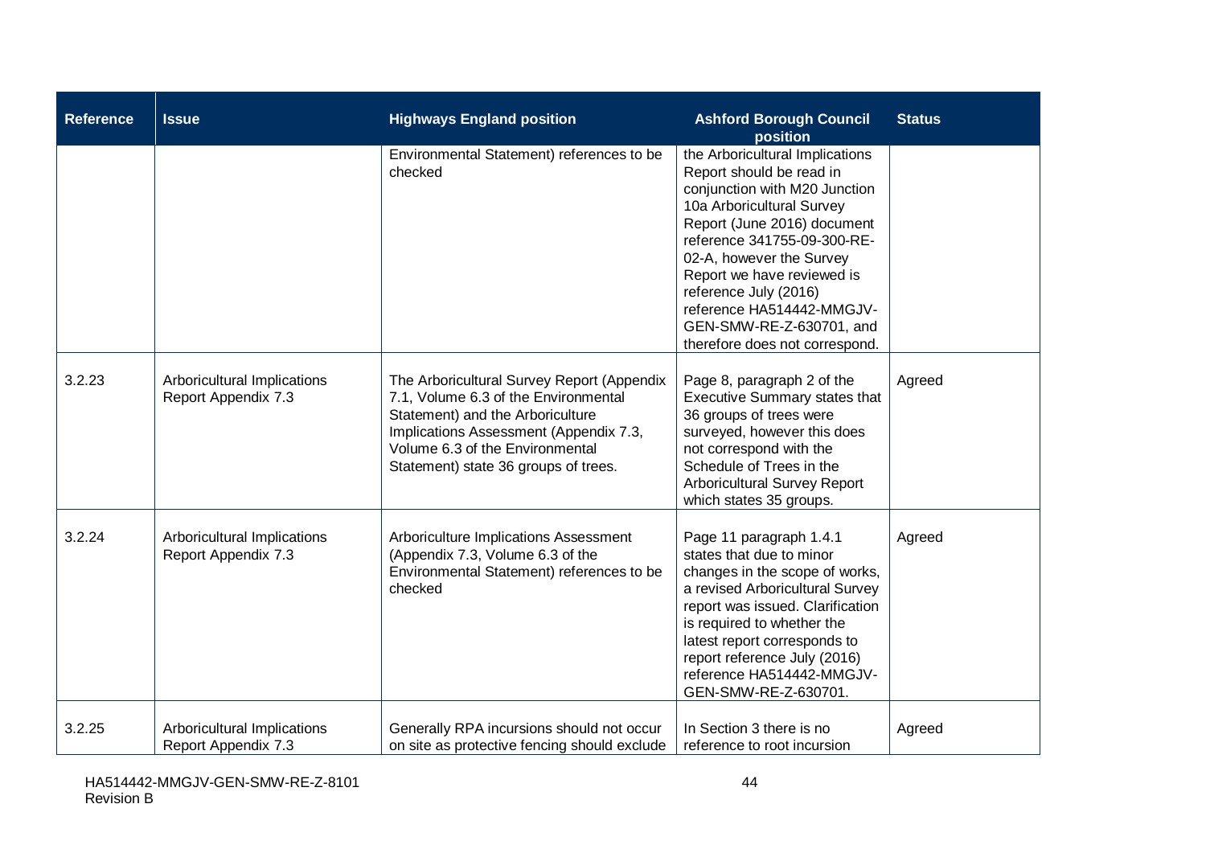| Reference | Issue | Highways England position | Ashford Borough Council position | Status |
|---|---|---|---|---|
| | | Environmental Statement) references to be checked | the Arboricultural Implications Report should be read in conjunction with M20 Junction 10a Arboricultural Survey Report (June 2016) document reference 341755-09-300-RE-02-A, however the Survey Report we have reviewed is reference July (2016) reference HA514442-MMGJV-GEN-SMW-RE-Z-630701, and therefore does not correspond. | |
| 3.2.23 | Arboricultural Implications Report Appendix 7.3 | The Arboricultural Survey Report (Appendix 7.1, Volume 6.3 of the Environmental Statement) and the Arboriculture Implications Assessment (Appendix 7.3, Volume 6.3 of the Environmental Statement) state 36 groups of trees. | Page 8, paragraph 2 of the Executive Summary states that 36 groups of trees were surveyed, however this does not correspond with the Schedule of Trees in the Arboricultural Survey Report which states 35 groups. | Agreed |
| 3.2.24 | Arboricultural Implications Report Appendix 7.3 | Arboriculture Implications Assessment (Appendix 7.3, Volume 6.3 of the Environmental Statement) references to be checked | Page 11 paragraph 1.4.1 states that due to minor changes in the scope of works, a revised Arboricultural Survey report was issued. Clarification is required to whether the latest report corresponds to report reference July (2016) reference HA514442-MMGJV-GEN-SMW-RE-Z-630701. | Agreed |
| 3.2.25 | Arboricultural Implications Report Appendix 7.3 | Generally RPA incursions should not occur on site as protective fencing should exclude | In Section 3 there is no reference to root incursion | Agreed |

HA514442-MMGJV-GEN-SMW-RE-Z-8101
Revision B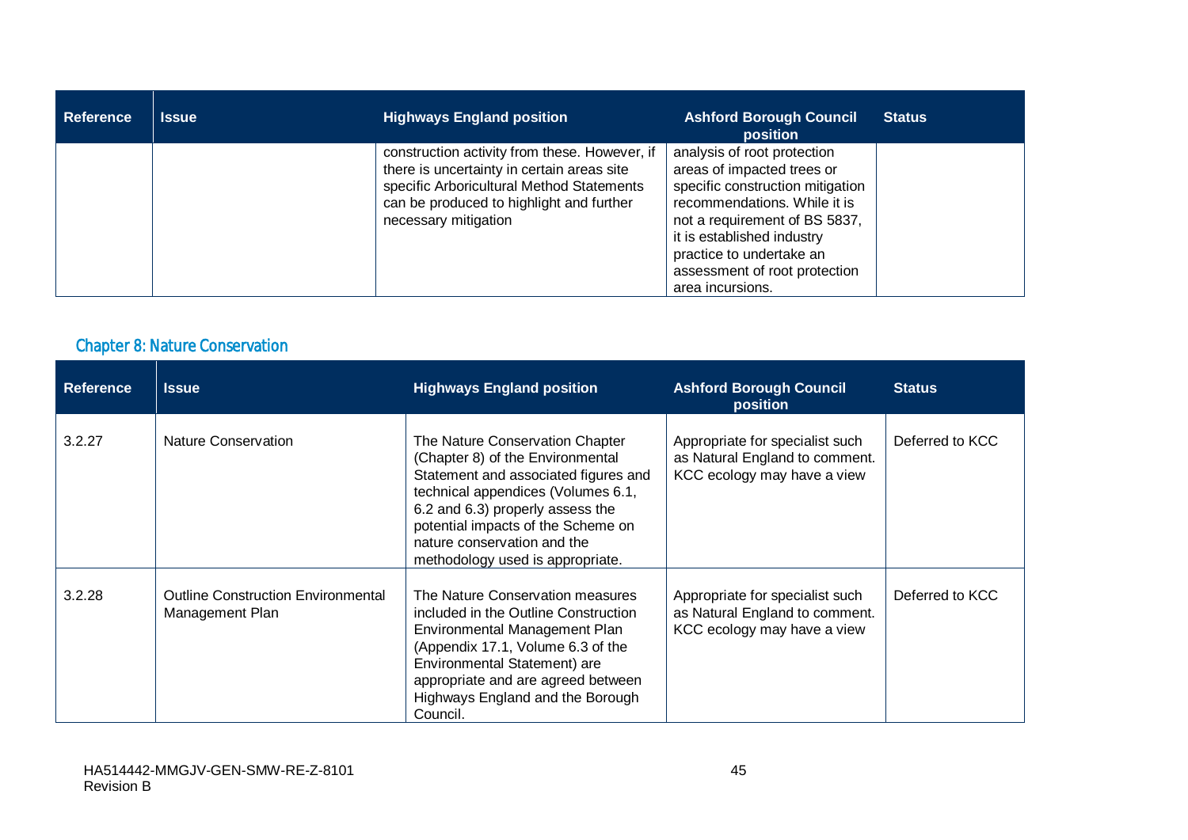| Reference | Issue | Highways England position | Ashford Borough Council position | Status |
|---|---|---|---|---|
| | | construction activity from these. However, if there is uncertainty in certain areas site specific Arboricultural Method Statements can be produced to highlight and further necessary mitigation | analysis of root protection areas of impacted trees or specific construction mitigation recommendations. While it is not a requirement of BS 5837, it is established industry practice to undertake an assessment of root protection area incursions. | |

## Chapter 8: Nature Conservation

| Reference | Issue | Highways England position | Ashford Borough Council position | Status |
|---|---|---|---|---|
| 3.2.27 | Nature Conservation | The Nature Conservation Chapter (Chapter 8) of the Environmental Statement and associated figures and technical appendices (Volumes 6.1, 6.2 and 6.3) properly assess the potential impacts of the Scheme on nature conservation and the methodology used is appropriate. | Appropriate for specialist such as Natural England to comment. KCC ecology may have a view | Deferred to KCC |
| 3.2.28 | Outline Construction Environmental Management Plan | The Nature Conservation measures included in the Outline Construction Environmental Management Plan (Appendix 17.1, Volume 6.3 of the Environmental Statement) are appropriate and are agreed between Highways England and the Borough Council. | Appropriate for specialist such as Natural England to comment. KCC ecology may have a view | Deferred to KCC |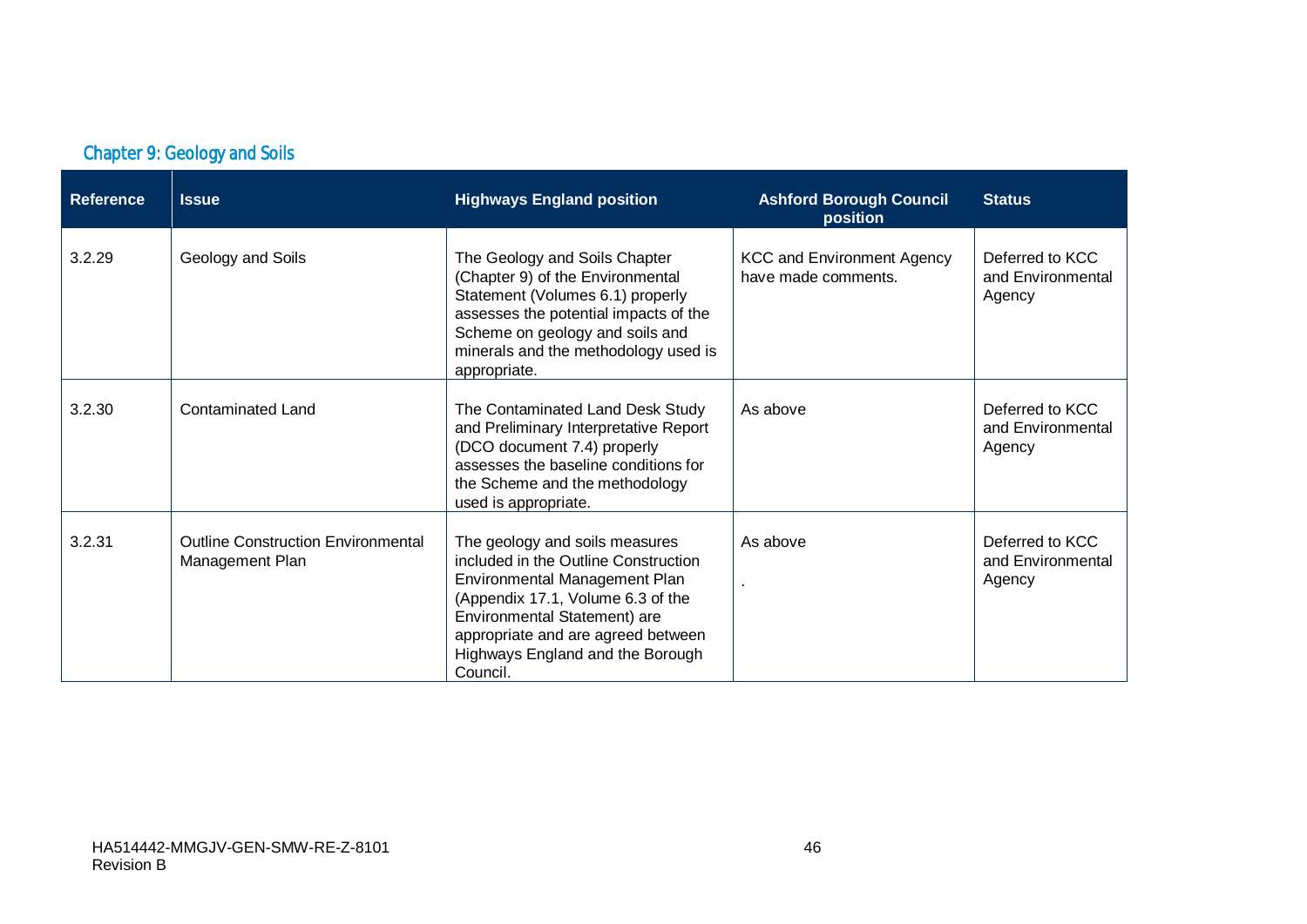## Chapter 9: Geology and Soils

| Reference | Issue | Highways England position | Ashford Borough Council position | Status |
|---|---|---|---|---|
| 3.2.29 | Geology and Soils | The Geology and Soils Chapter (Chapter 9) of the Environmental Statement (Volumes 6.1) properly assesses the potential impacts of the Scheme on geology and soils and minerals and the methodology used is appropriate. | KCC and Environment Agency have made comments. | Deferred to KCC and Environmental Agency |
| 3.2.30 | Contaminated Land | The Contaminated Land Desk Study and Preliminary Interpretative Report (DCO document 7.4) properly assesses the baseline conditions for the Scheme and the methodology used is appropriate. | As above | Deferred to KCC and Environmental Agency |
| 3.2.31 | Outline Construction Environmental Management Plan | The geology and soils measures included in the Outline Construction Environmental Management Plan (Appendix 17.1, Volume 6.3 of the Environmental Statement) are appropriate and are agreed between Highways England and the Borough Council. | As above<br><br>. | Deferred to KCC and Environmental Agency |

HA514442-MMGJV-GEN-SMW-RE-Z-8101
Revision B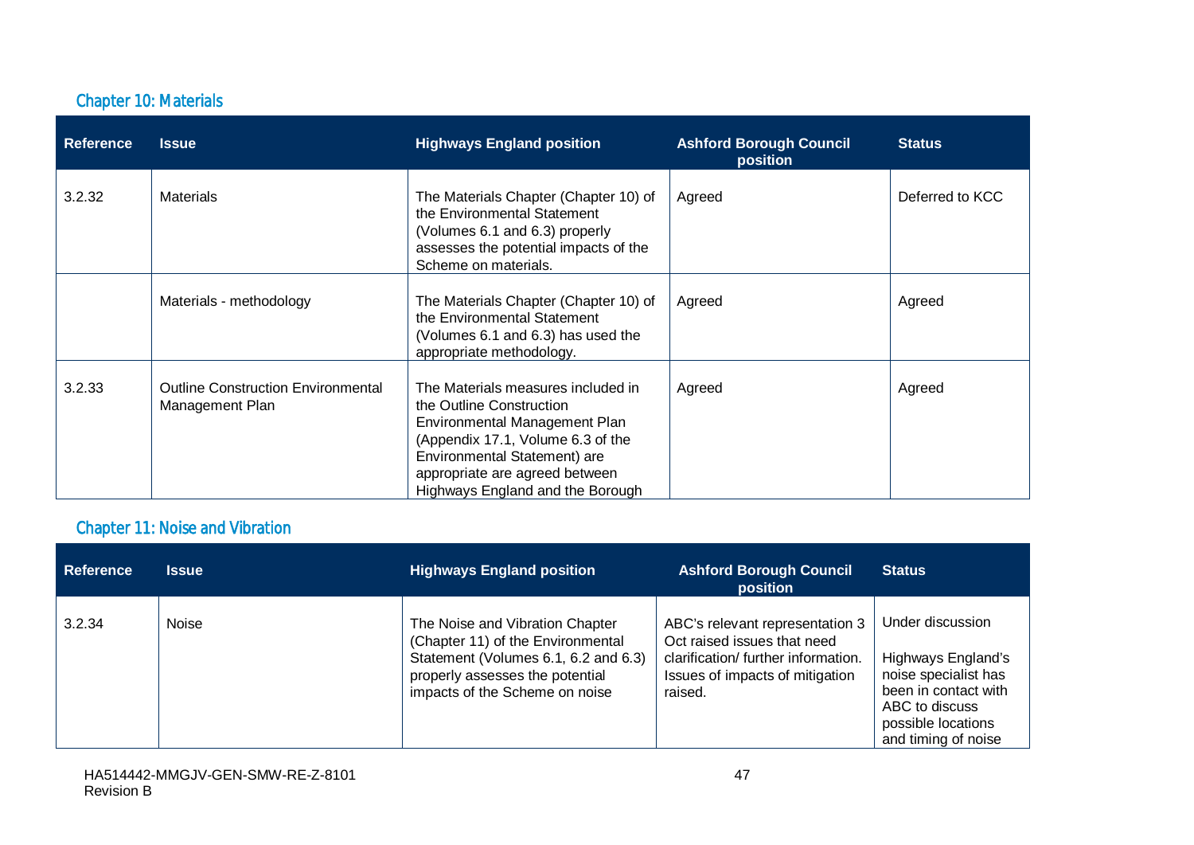## Chapter 10: Materials

| Reference | Issue | Highways England position | Ashford Borough Council position | Status |
|---|---|---|---|---|
| 3.2.32 | Materials | The Materials Chapter (Chapter 10) of the Environmental Statement (Volumes 6.1 and 6.3) properly assesses the potential impacts of the Scheme on materials. | Agreed | Deferred to KCC |
| | Materials - methodology | The Materials Chapter (Chapter 10) of the Environmental Statement (Volumes 6.1 and 6.3) has used the appropriate methodology. | Agreed | Agreed |
| 3.2.33 | Outline Construction Environmental Management Plan | The Materials measures included in the Outline Construction Environmental Management Plan (Appendix 17.1, Volume 6.3 of the Environmental Statement) are appropriate are agreed between Highways England and the Borough | Agreed | Agreed |

## Chapter 11: Noise and Vibration

| Reference | Issue | Highways England position | Ashford Borough Council position | Status |
|---|---|---|---|---|
| 3.2.34 | Noise | The Noise and Vibration Chapter (Chapter 11) of the Environmental Statement (Volumes 6.1, 6.2 and 6.3) properly assesses the potential impacts of the Scheme on noise | ABC's relevant representation 3 Oct raised issues that need clarification/ further information. Issues of impacts of mitigation raised. | Under discussion<br><br>Highways England's noise specialist has been in contact with ABC to discuss possible locations and timing of noise |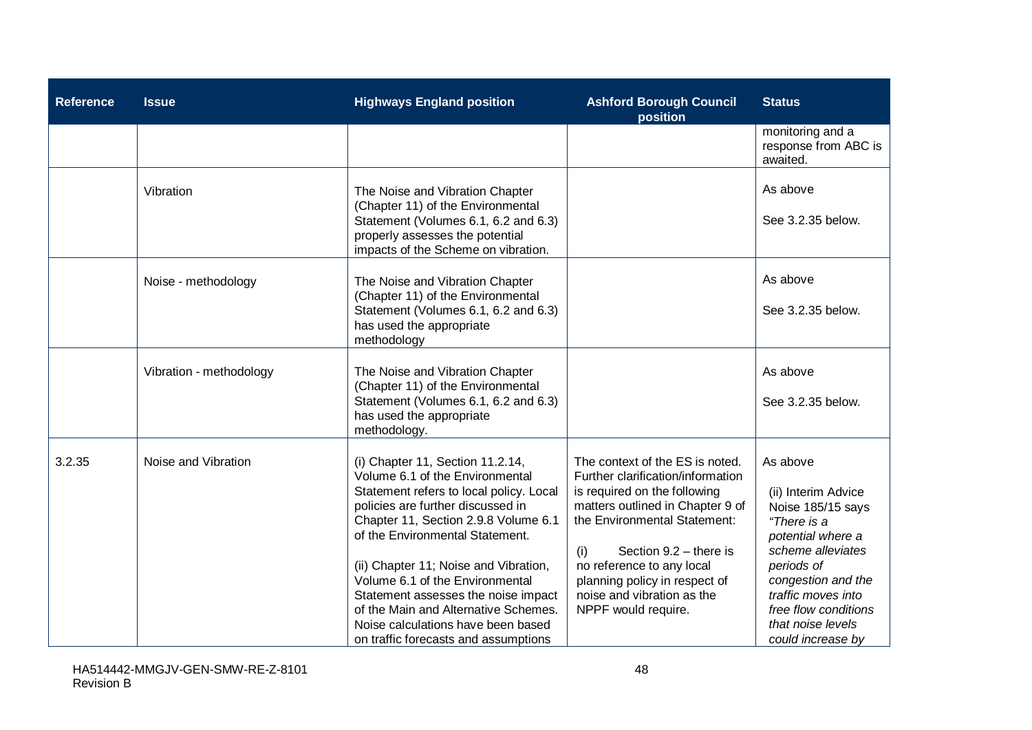| Reference | Issue | Highways England position | Ashford Borough Council position | Status |
|---|---|---|---|---|
| | | | | monitoring and a response from ABC is awaited. |
| | Vibration | The Noise and Vibration Chapter (Chapter 11) of the Environmental Statement (Volumes 6.1, 6.2 and 6.3) properly assesses the potential impacts of the Scheme on vibration. | | As above<br><br>See 3.2.35 below. |
| | Noise - methodology | The Noise and Vibration Chapter (Chapter 11) of the Environmental Statement (Volumes 6.1, 6.2 and 6.3) has used the appropriate methodology | | As above<br><br>See 3.2.35 below. |
| | Vibration - methodology | The Noise and Vibration Chapter (Chapter 11) of the Environmental Statement (Volumes 6.1, 6.2 and 6.3) has used the appropriate methodology. | | As above<br><br>See 3.2.35 below. |
| 3.2.35 | Noise and Vibration | (i) Chapter 11, Section 11.2.14, Volume 6.1 of the Environmental Statement refers to local policy. Local policies are further discussed in Chapter 11, Section 2.9.8 Volume 6.1 of the Environmental Statement.<br><br>(ii) Chapter 11; Noise and Vibration, Volume 6.1 of the Environmental Statement assesses the noise impact of the Main and Alternative Schemes. Noise calculations have been based on traffic forecasts and assumptions | The context of the ES is noted. Further clarification/information is required on the following matters outlined in Chapter 9 of the Environmental Statement:<br><br>(i) Section 9.2 – there is no reference to any local planning policy in respect of noise and vibration as the NPPF would require. | As above<br><br>(ii) Interim Advice Noise 185/15 says *"There is a potential where a scheme alleviates periods of congestion and the traffic moves into free flow conditions that noise levels could increase by* |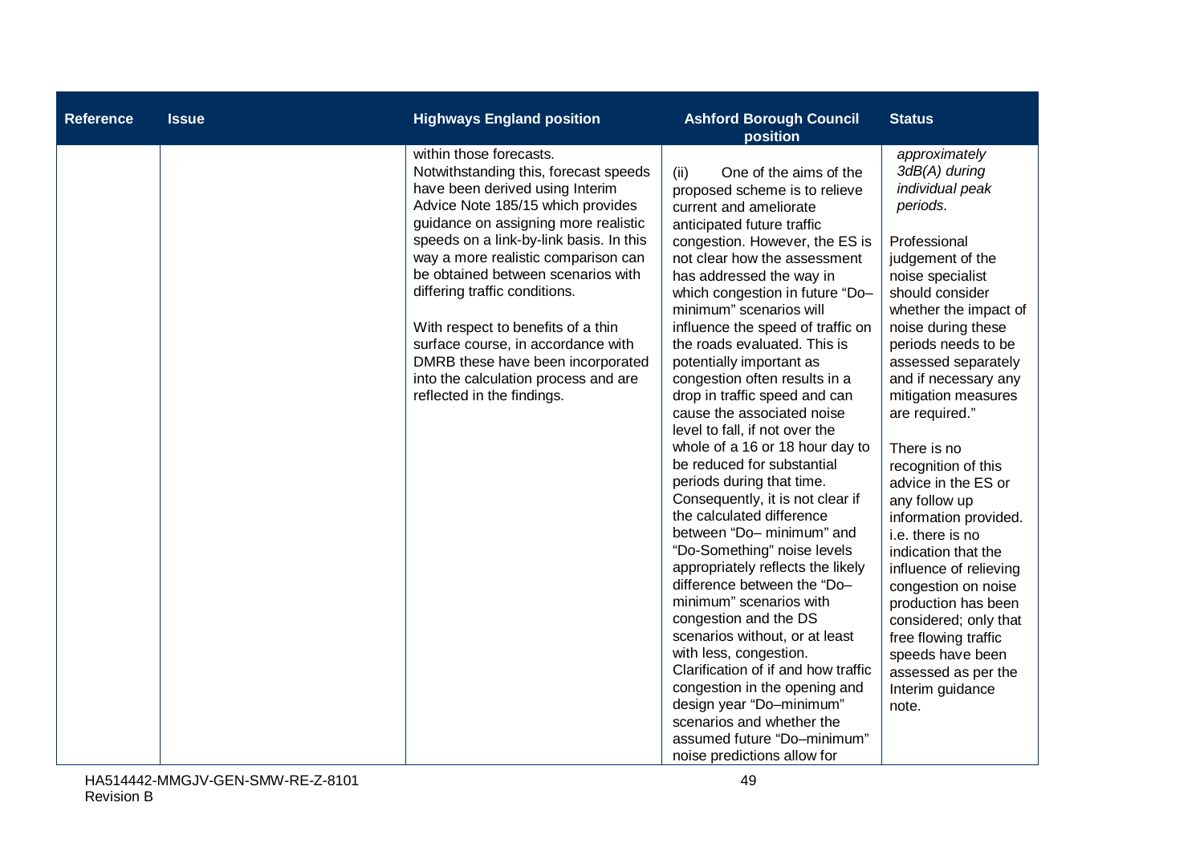| Reference | Issue | Highways England position | Ashford Borough Council position | Status |
|---|---|---|---|---|
| | | within those forecasts.<br>Notwithstanding this, forecast speeds have been derived using Interim Advice Note 185/15 which provides guidance on assigning more realistic speeds on a link-by-link basis. In this way a more realistic comparison can be obtained between scenarios with differing traffic conditions.<br><br>With respect to benefits of a thin surface course, in accordance with DMRB these have been incorporated into the calculation process and are reflected in the findings. | (ii) One of the aims of the proposed scheme is to relieve current and ameliorate anticipated future traffic congestion. However, the ES is not clear how the assessment has addressed the way in which congestion in future "Do–minimum" scenarios will influence the speed of traffic on the roads evaluated. This is potentially important as congestion often results in a drop in traffic speed and can cause the associated noise level to fall, if not over the whole of a 16 or 18 hour day to be reduced for substantial periods during that time. Consequently, it is not clear if the calculated difference between "Do– minimum" and "Do-Something" noise levels appropriately reflects the likely difference between the "Do–minimum" scenarios with congestion and the DS scenarios without, or at least with less, congestion. Clarification of if and how traffic congestion in the opening and design year "Do–minimum" scenarios and whether the assumed future "Do–minimum" noise predictions allow for | *approximately 3dB(A) during individual peak periods.*<br><br>Professional judgement of the noise specialist should consider whether the impact of noise during these periods needs to be assessed separately and if necessary any mitigation measures are required."<br><br>There is no recognition of this advice in the ES or any follow up information provided. i.e. there is no indication that the influence of relieving congestion on noise production has been considered; only that free flowing traffic speeds have been assessed as per the Interim guidance note. |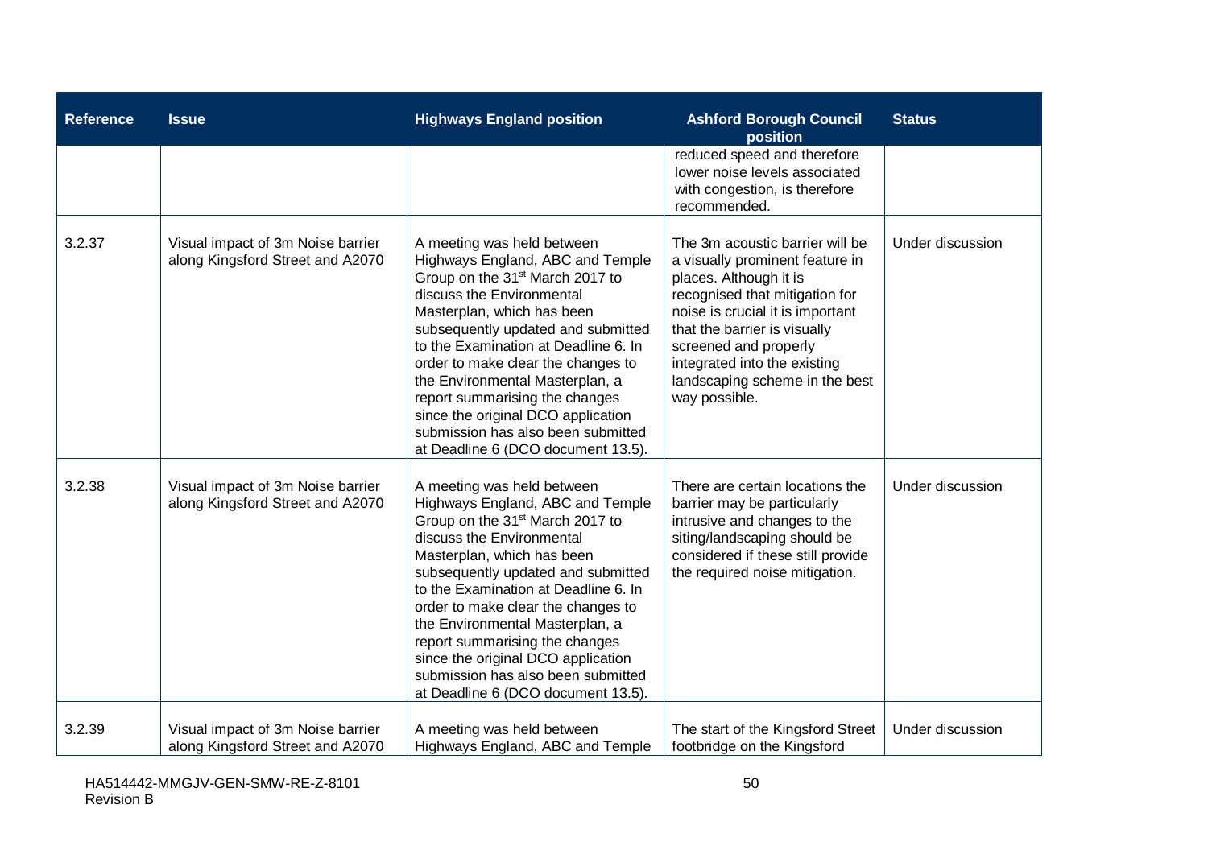| Reference | Issue | Highways England position | Ashford Borough Council position | Status |
|---|---|---|---|---|
| | | | reduced speed and therefore lower noise levels associated with congestion, is therefore recommended. | |
| 3.2.37 | Visual impact of 3m Noise barrier along Kingsford Street and A2070 | A meeting was held between Highways England, ABC and Temple Group on the 31st March 2017 to discuss the Environmental Masterplan, which has been subsequently updated and submitted to the Examination at Deadline 6. In order to make clear the changes to the Environmental Masterplan, a report summarising the changes since the original DCO application submission has also been submitted at Deadline 6 (DCO document 13.5). | The 3m acoustic barrier will be a visually prominent feature in places. Although it is recognised that mitigation for noise is crucial it is important that the barrier is visually screened and properly integrated into the existing landscaping scheme in the best way possible. | Under discussion |
| 3.2.38 | Visual impact of 3m Noise barrier along Kingsford Street and A2070 | A meeting was held between Highways England, ABC and Temple Group on the 31st March 2017 to discuss the Environmental Masterplan, which has been subsequently updated and submitted to the Examination at Deadline 6. In order to make clear the changes to the Environmental Masterplan, a report summarising the changes since the original DCO application submission has also been submitted at Deadline 6 (DCO document 13.5). | There are certain locations the barrier may be particularly intrusive and changes to the siting/landscaping should be considered if these still provide the required noise mitigation. | Under discussion |
| 3.2.39 | Visual impact of 3m Noise barrier along Kingsford Street and A2070 | A meeting was held between Highways England, ABC and Temple | The start of the Kingsford Street footbridge on the Kingsford | Under discussion |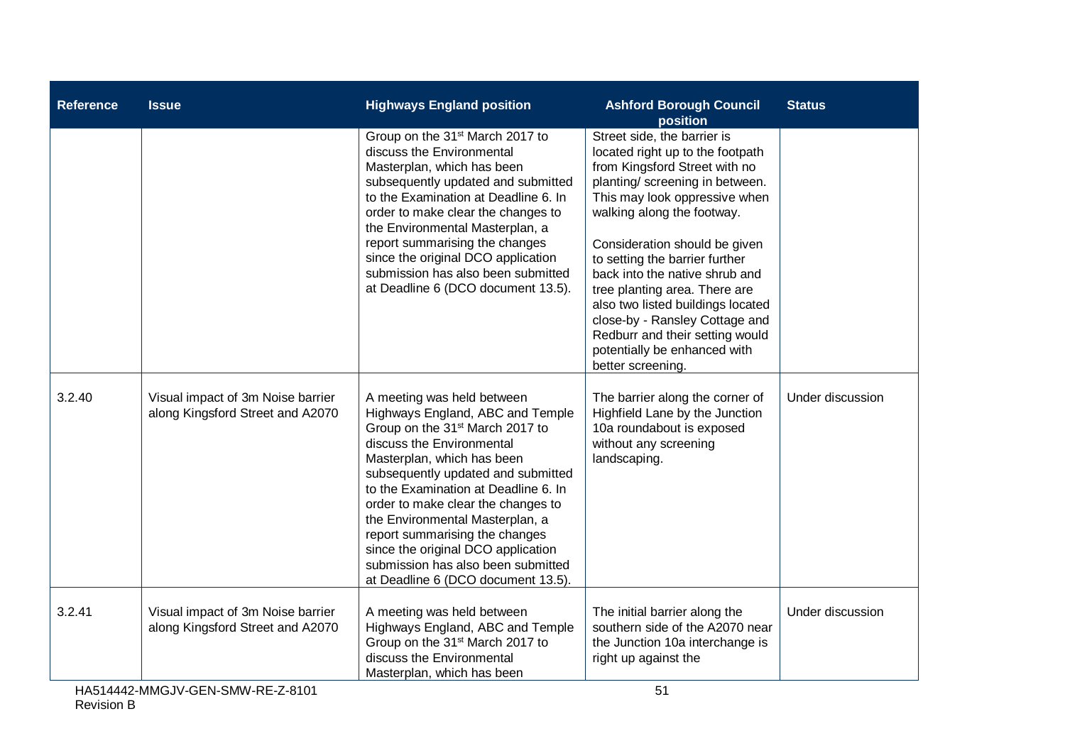| Reference | Issue | Highways England position | Ashford Borough Council position | Status |
|---|---|---|---|---|
| | | Group on the 31st March 2017 to discuss the Environmental Masterplan, which has been subsequently updated and submitted to the Examination at Deadline 6. In order to make clear the changes to the Environmental Masterplan, a report summarising the changes since the original DCO application submission has also been submitted at Deadline 6 (DCO document 13.5). | Street side, the barrier is located right up to the footpath from Kingsford Street with no planting/ screening in between. This may look oppressive when walking along the footway.<br><br>Consideration should be given to setting the barrier further back into the native shrub and tree planting area. There are also two listed buildings located close-by - Ransley Cottage and Redburr and their setting would potentially be enhanced with better screening. | |
| 3.2.40 | Visual impact of 3m Noise barrier along Kingsford Street and A2070 | A meeting was held between Highways England, ABC and Temple Group on the 31st March 2017 to discuss the Environmental Masterplan, which has been subsequently updated and submitted to the Examination at Deadline 6. In order to make clear the changes to the Environmental Masterplan, a report summarising the changes since the original DCO application submission has also been submitted at Deadline 6 (DCO document 13.5). | The barrier along the corner of Highfield Lane by the Junction 10a roundabout is exposed without any screening landscaping. | Under discussion |
| 3.2.41 | Visual impact of 3m Noise barrier along Kingsford Street and A2070 | A meeting was held between Highways England, ABC and Temple Group on the 31st March 2017 to discuss the Environmental Masterplan, which has been | The initial barrier along the southern side of the A2070 near the Junction 10a interchange is right up against the | Under discussion |

HA514442-MMGJV-GEN-SMW-RE-Z-8101
Revision B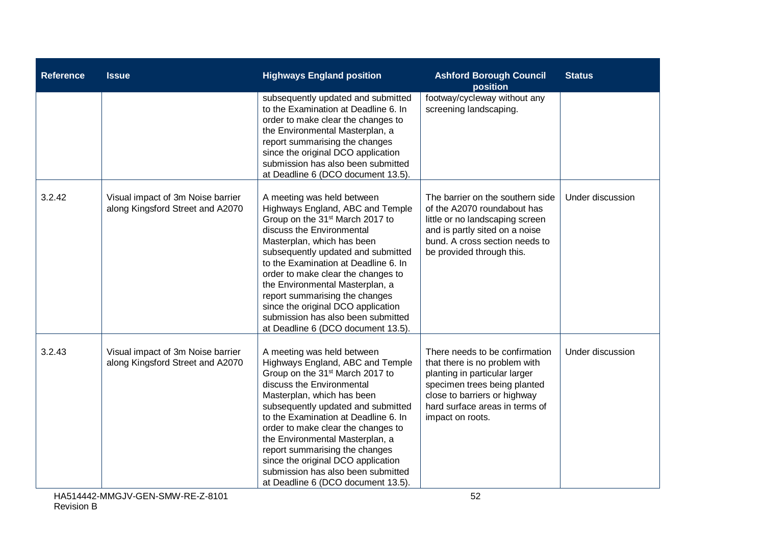| Reference | Issue | Highways England position | Ashford Borough Council position | Status |
|---|---|---|---|---|
| | | subsequently updated and submitted to the Examination at Deadline 6. In order to make clear the changes to the Environmental Masterplan, a report summarising the changes since the original DCO application submission has also been submitted at Deadline 6 (DCO document 13.5). | footway/cycleway without any screening landscaping. | |
| 3.2.42 | Visual impact of 3m Noise barrier along Kingsford Street and A2070 | A meeting was held between Highways England, ABC and Temple Group on the 31st March 2017 to discuss the Environmental Masterplan, which has been subsequently updated and submitted to the Examination at Deadline 6. In order to make clear the changes to the Environmental Masterplan, a report summarising the changes since the original DCO application submission has also been submitted at Deadline 6 (DCO document 13.5). | The barrier on the southern side of the A2070 roundabout has little or no landscaping screen and is partly sited on a noise bund. A cross section needs to be provided through this. | Under discussion |
| 3.2.43 | Visual impact of 3m Noise barrier along Kingsford Street and A2070 | A meeting was held between Highways England, ABC and Temple Group on the 31st March 2017 to discuss the Environmental Masterplan, which has been subsequently updated and submitted to the Examination at Deadline 6. In order to make clear the changes to the Environmental Masterplan, a report summarising the changes since the original DCO application submission has also been submitted at Deadline 6 (DCO document 13.5). | There needs to be confirmation that there is no problem with planting in particular larger specimen trees being planted close to barriers or highway hard surface areas in terms of impact on roots. | Under discussion |

HA514442-MMGJV-GEN-SMW-RE-Z-8101
Revision B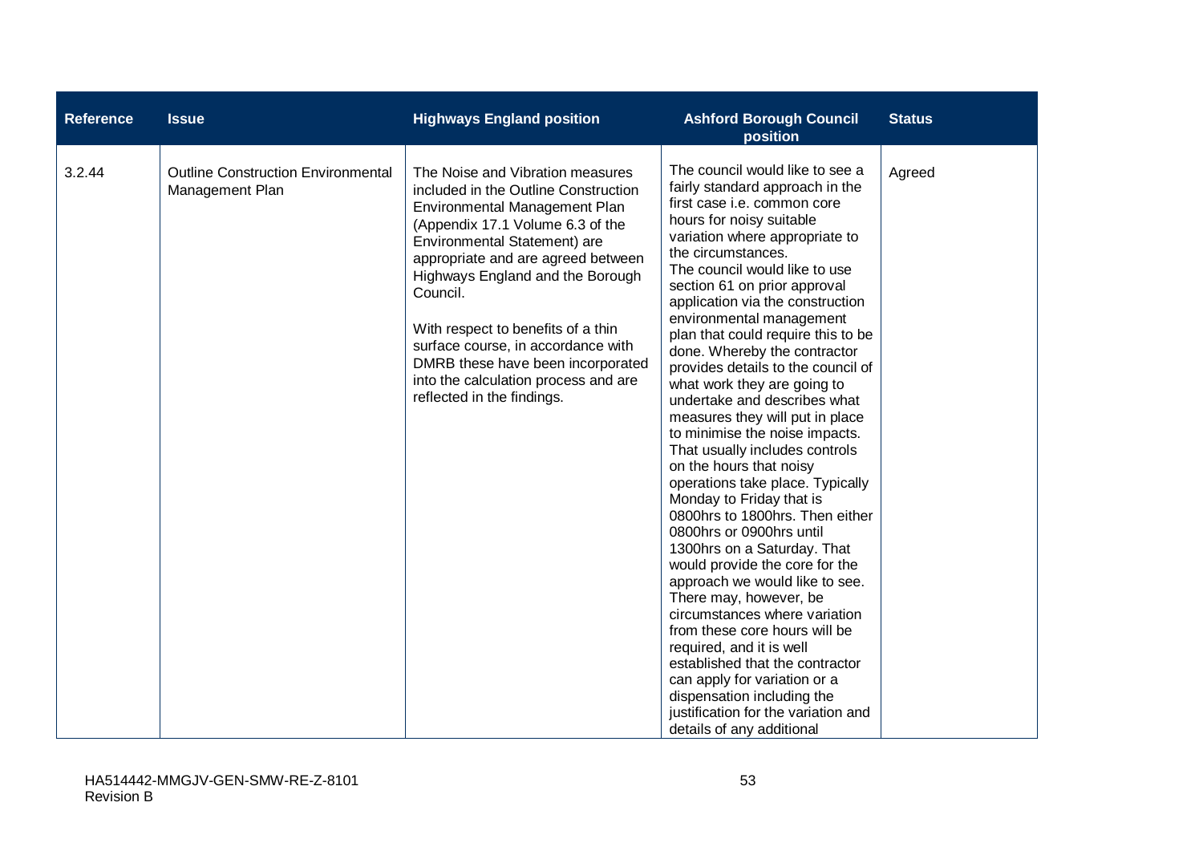| Reference | Issue | Highways England position | Ashford Borough Council position | Status |
|---|---|---|---|---|
| 3.2.44 | Outline Construction Environmental Management Plan | The Noise and Vibration measures included in the Outline Construction Environmental Management Plan (Appendix 17.1 Volume 6.3 of the Environmental Statement) are appropriate and are agreed between Highways England and the Borough Council.<br><br>With respect to benefits of a thin surface course, in accordance with DMRB these have been incorporated into the calculation process and are reflected in the findings. | The council would like to see a fairly standard approach in the first case i.e. common core hours for noisy suitable variation where appropriate to the circumstances.<br>The council would like to use section 61 on prior approval application via the construction environmental management plan that could require this to be done. Whereby the contractor provides details to the council of what work they are going to undertake and describes what measures they will put in place to minimise the noise impacts. That usually includes controls on the hours that noisy operations take place. Typically Monday to Friday that is 0800hrs to 1800hrs. Then either 0800hrs or 0900hrs until 1300hrs on a Saturday. That would provide the core for the approach we would like to see. There may, however, be circumstances where variation from these core hours will be required, and it is well established that the contractor can apply for variation or a dispensation including the justification for the variation and details of any additional | Agreed |

HA514442-MMGJV-GEN-SMW-RE-Z-8101
Revision B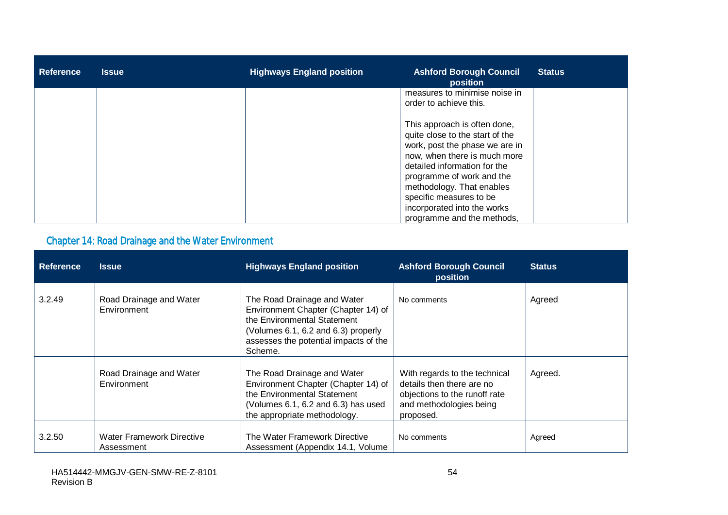| Reference | Issue | Highways England position | Ashford Borough Council position | Status |
|---|---|---|---|---|
| | | | measures to minimise noise in order to achieve this.<br><br>This approach is often done, quite close to the start of the work, post the phase we are in now, when there is much more detailed information for the programme of work and the methodology. That enables specific measures to be incorporated into the works programme and the methods, | |

## Chapter 14: Road Drainage and the Water Environment

| Reference | Issue | Highways England position | Ashford Borough Council position | Status |
|---|---|---|---|---|
| 3.2.49 | Road Drainage and Water Environment | The Road Drainage and Water Environment Chapter (Chapter 14) of the Environmental Statement (Volumes 6.1, 6.2 and 6.3) properly assesses the potential impacts of the Scheme. | No comments | Agreed |
| | Road Drainage and Water Environment | The Road Drainage and Water Environment Chapter (Chapter 14) of the Environmental Statement (Volumes 6.1, 6.2 and 6.3) has used the appropriate methodology. | With regards to the technical details then there are no objections to the runoff rate and methodologies being proposed. | Agreed. |
| 3.2.50 | Water Framework Directive Assessment | The Water Framework Directive Assessment (Appendix 14.1, Volume | No comments | Agreed |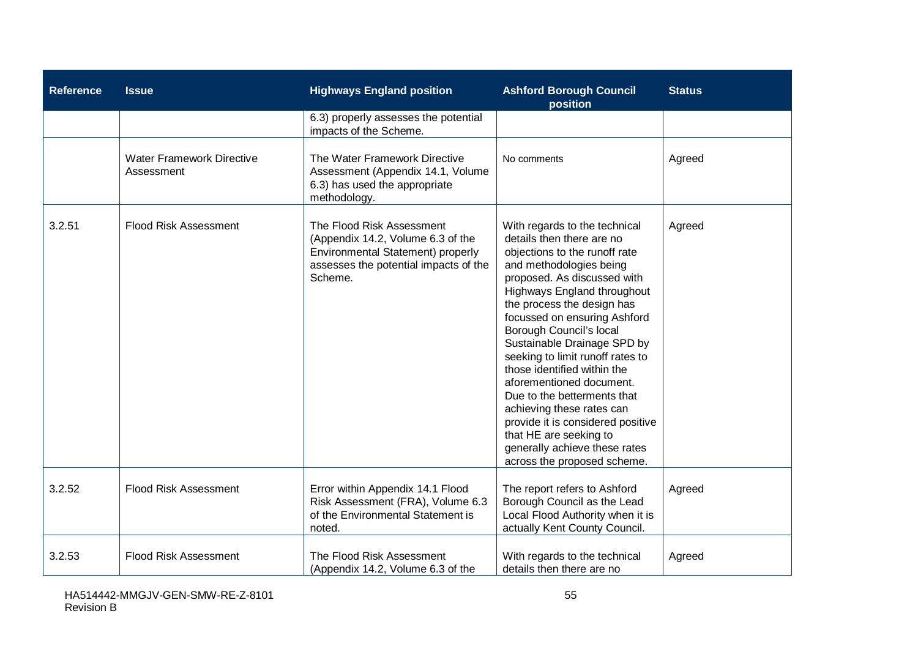| Reference | Issue | Highways England position | Ashford Borough Council position | Status |
|---|---|---|---|---|
| | | 6.3) properly assesses the potential impacts of the Scheme. | | |
| | Water Framework Directive Assessment | The Water Framework Directive Assessment (Appendix 14.1, Volume 6.3) has used the appropriate methodology. | No comments | Agreed |
| 3.2.51 | Flood Risk Assessment | The Flood Risk Assessment (Appendix 14.2, Volume 6.3 of the Environmental Statement) properly assesses the potential impacts of the Scheme. | With regards to the technical details then there are no objections to the runoff rate and methodologies being proposed. As discussed with Highways England throughout the process the design has focussed on ensuring Ashford Borough Council's local Sustainable Drainage SPD by seeking to limit runoff rates to those identified within the aforementioned document. Due to the betterments that achieving these rates can provide it is considered positive that HE are seeking to generally achieve these rates across the proposed scheme. | Agreed |
| 3.2.52 | Flood Risk Assessment | Error within Appendix 14.1 Flood Risk Assessment (FRA), Volume 6.3 of the Environmental Statement is noted. | The report refers to Ashford Borough Council as the Lead Local Flood Authority when it is actually Kent County Council. | Agreed |
| 3.2.53 | Flood Risk Assessment | The Flood Risk Assessment (Appendix 14.2, Volume 6.3 of the | With regards to the technical details then there are no | Agreed |

HA514442-MMGJV-GEN-SMW-RE-Z-8101
Revision B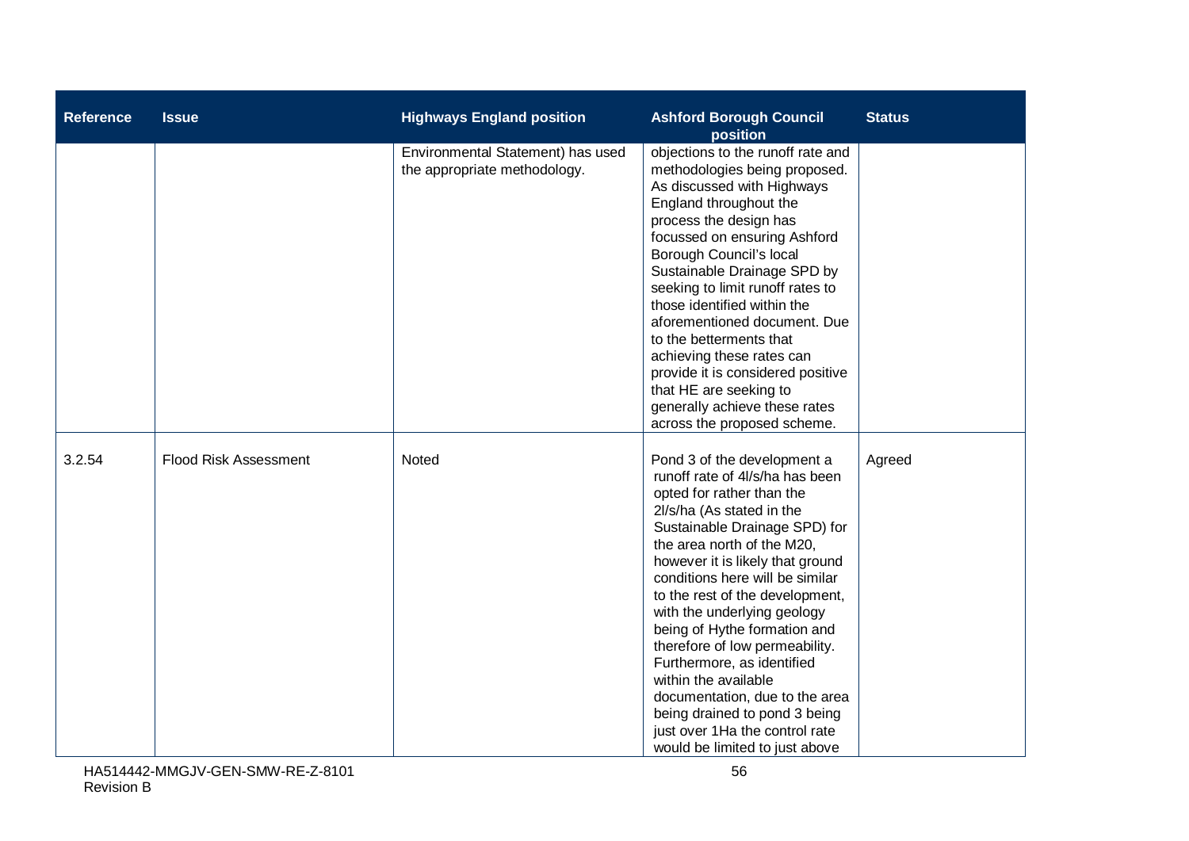| Reference | Issue | Highways England position | Ashford Borough Council position | Status |
|---|---|---|---|---|
| | | Environmental Statement) has used the appropriate methodology. | objections to the runoff rate and methodologies being proposed. As discussed with Highways England throughout the process the design has focussed on ensuring Ashford Borough Council's local Sustainable Drainage SPD by seeking to limit runoff rates to those identified within the aforementioned document. Due to the betterments that achieving these rates can provide it is considered positive that HE are seeking to generally achieve these rates across the proposed scheme. | |
| 3.2.54 | Flood Risk Assessment | Noted | Pond 3 of the development a runoff rate of 4l/s/ha has been opted for rather than the 2l/s/ha (As stated in the Sustainable Drainage SPD) for the area north of the M20, however it is likely that ground conditions here will be similar to the rest of the development, with the underlying geology being of Hythe formation and therefore of low permeability. Furthermore, as identified within the available documentation, due to the area being drained to pond 3 being just over 1Ha the control rate would be limited to just above | Agreed |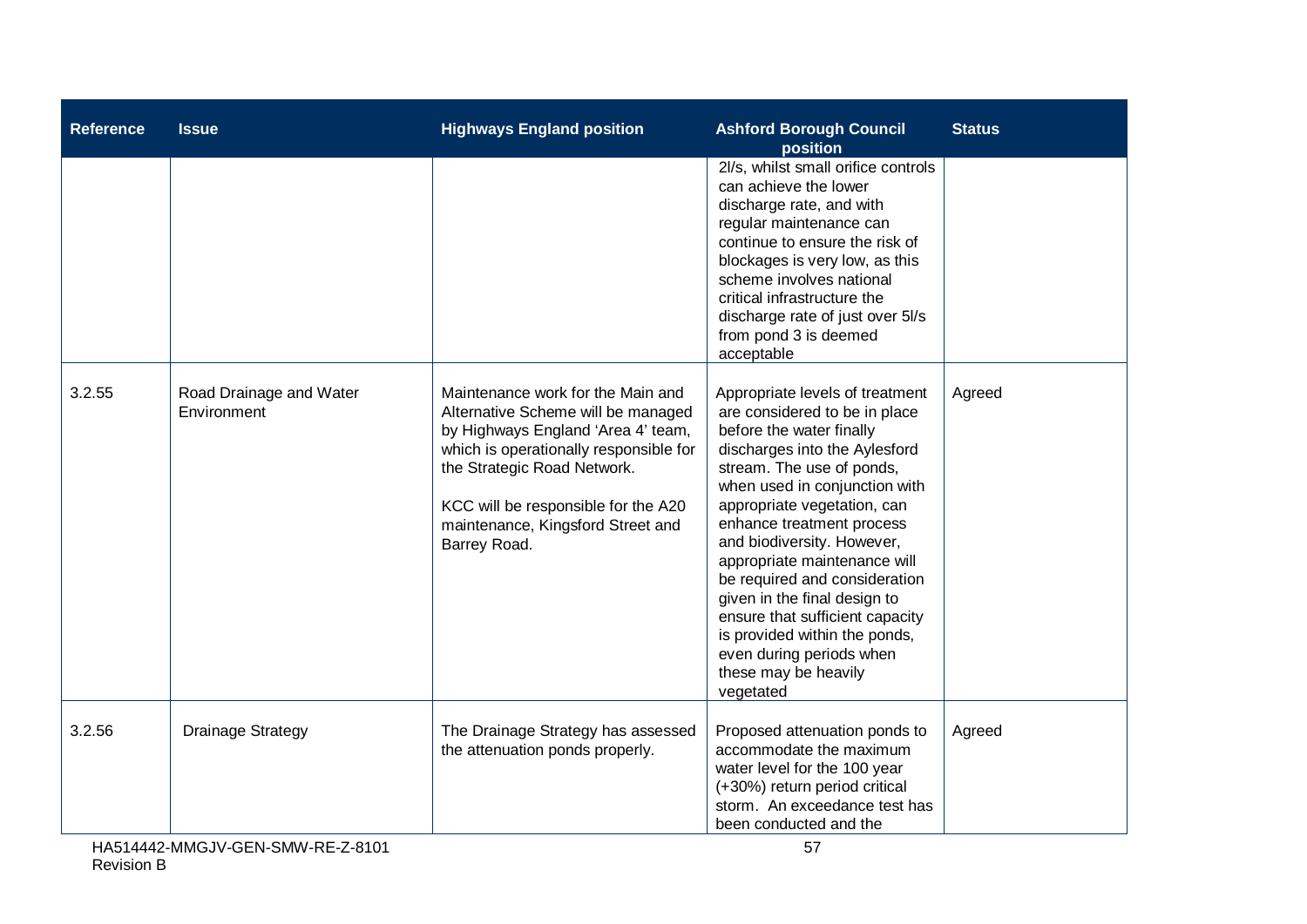| Reference | Issue | Highways England position | Ashford Borough Council position | Status |
|---|---|---|---|---|
| | | | 2l/s, whilst small orifice controls can achieve the lower discharge rate, and with regular maintenance can continue to ensure the risk of blockages is very low, as this scheme involves national critical infrastructure the discharge rate of just over 5l/s from pond 3 is deemed acceptable | |
| 3.2.55 | Road Drainage and Water Environment | Maintenance work for the Main and Alternative Scheme will be managed by Highways England 'Area 4' team, which is operationally responsible for the Strategic Road Network.<br><br>KCC will be responsible for the A20 maintenance, Kingsford Street and Barrey Road. | Appropriate levels of treatment are considered to be in place before the water finally discharges into the Aylesford stream. The use of ponds, when used in conjunction with appropriate vegetation, can enhance treatment process and biodiversity. However, appropriate maintenance will be required and consideration given in the final design to ensure that sufficient capacity is provided within the ponds, even during periods when these may be heavily vegetated | Agreed |
| 3.2.56 | Drainage Strategy | The Drainage Strategy has assessed the attenuation ponds properly. | Proposed attenuation ponds to accommodate the maximum water level for the 100 year (+30%) return period critical storm. An exceedance test has been conducted and the | Agreed |

HA514442-MMGJV-GEN-SMW-RE-Z-8101
Revision B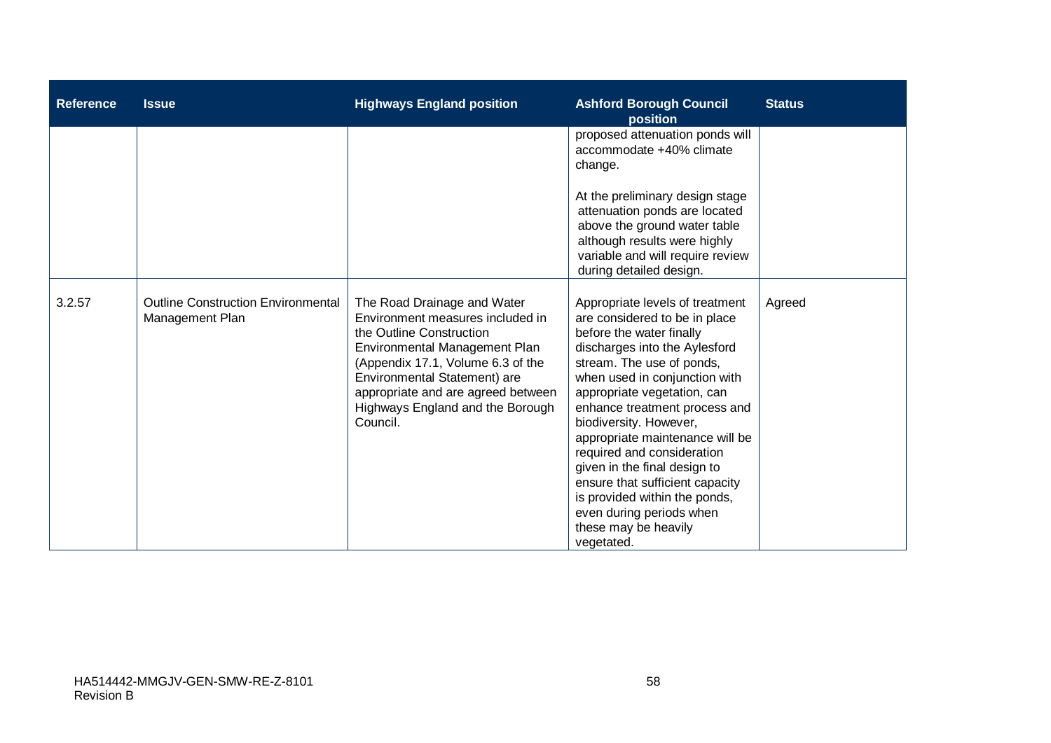| Reference | Issue | Highways England position | Ashford Borough Council position | Status |
|---|---|---|---|---|
| | | | proposed attenuation ponds will accommodate +40% climate change.<br><br>At the preliminary design stage attenuation ponds are located above the ground water table although results were highly variable and will require review during detailed design. | |
| 3.2.57 | Outline Construction Environmental Management Plan | The Road Drainage and Water Environment measures included in the Outline Construction Environmental Management Plan (Appendix 17.1, Volume 6.3 of the Environmental Statement) are appropriate and are agreed between Highways England and the Borough Council. | Appropriate levels of treatment are considered to be in place before the water finally discharges into the Aylesford stream. The use of ponds, when used in conjunction with appropriate vegetation, can enhance treatment process and biodiversity. However, appropriate maintenance will be required and consideration given in the final design to ensure that sufficient capacity is provided within the ponds, even during periods when these may be heavily vegetated. | Agreed |

HA514442-MMGJV-GEN-SMW-RE-Z-8101
Revision B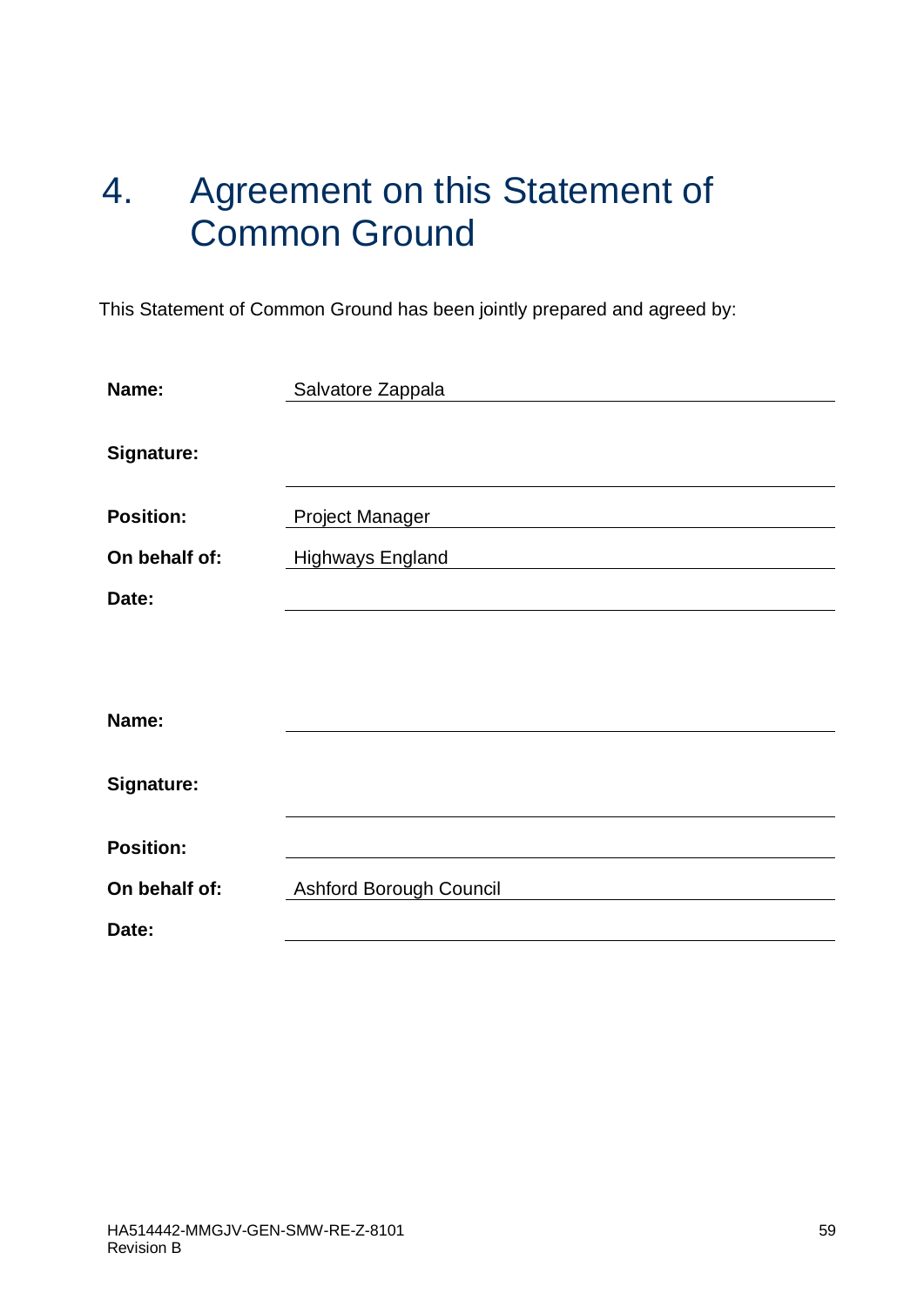# 4. Agreement on this Statement of Common Ground

This Statement of Common Ground has been jointly prepared and agreed by:

| | |
|---|---|
| **Name:** | Salvatore Zappala |
| **Signature:** | |
| **Position:** | Project Manager |
| **On behalf of:** | Highways England |
| **Date:** | |

| | |
|---|---|
| **Name:** | |
| **Signature:** | |
| **Position:** | |
| **On behalf of:** | Ashford Borough Council |
| **Date:** | |

HA514442-MMGJV-GEN-SMW-RE-Z-8101
Revision B